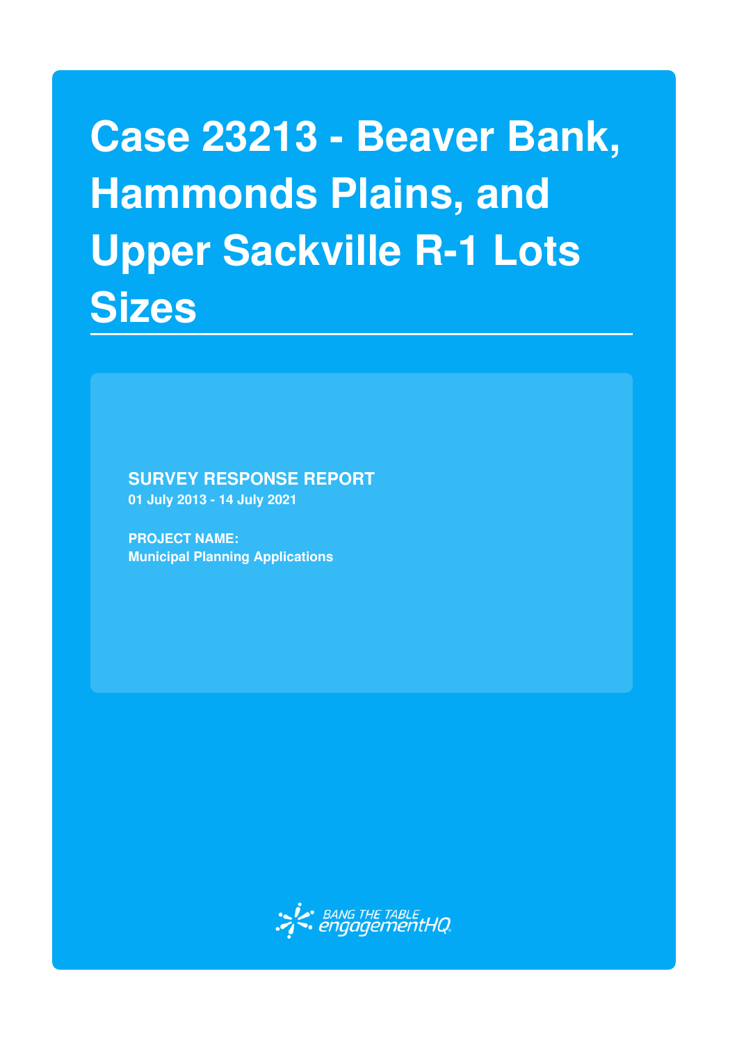# Case 23213 - Beaver Bank, Hammonds Plains, and Upper Sackville R-1 Lots Sizes

**SURVEY RESPONSE REPORT**
**01 July 2013 - 14 July 2021**

**PROJECT NAME:**
**Municipal Planning Applications**

BANG THE TABLE engagementHQ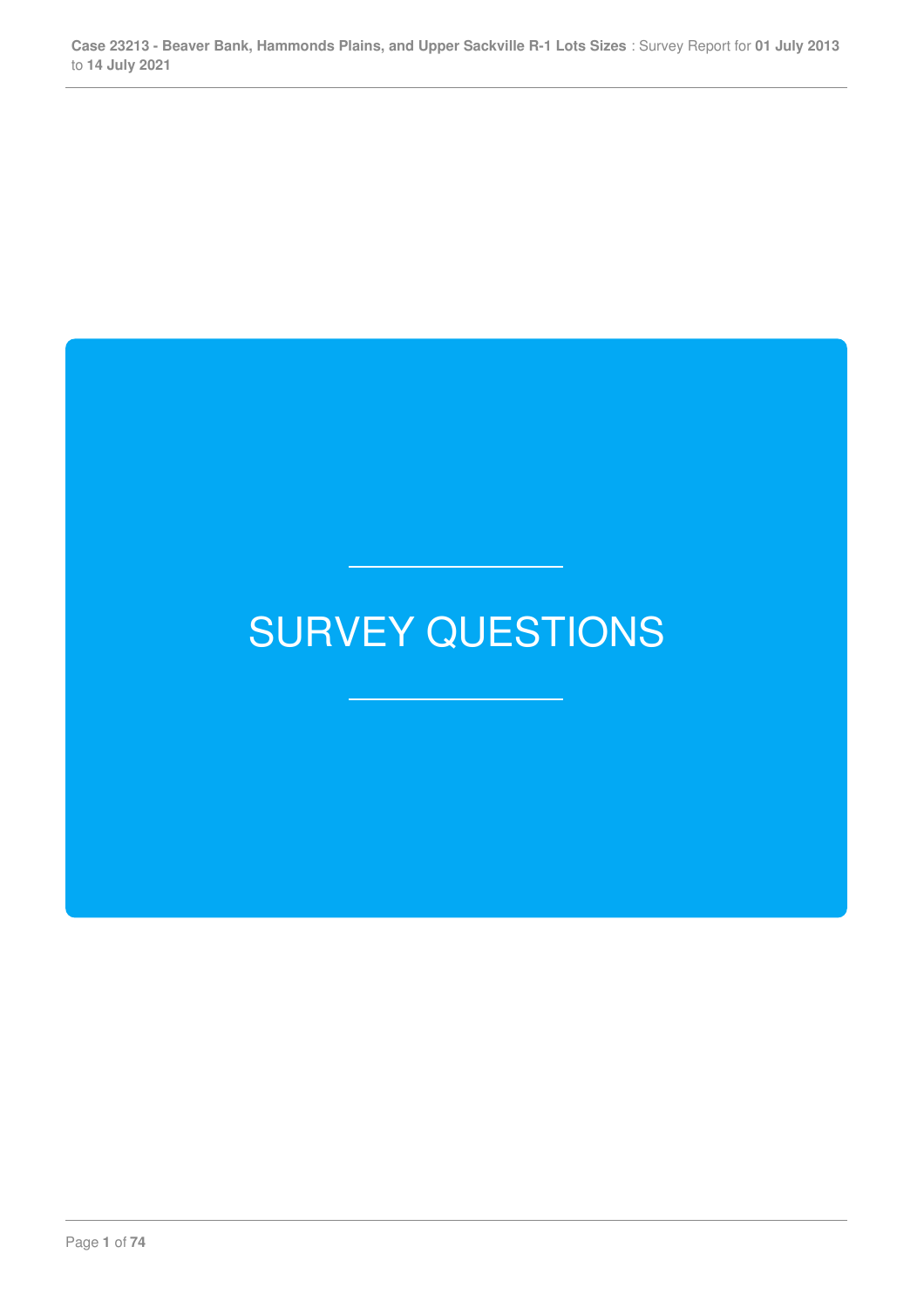# SURVEY QUESTIONS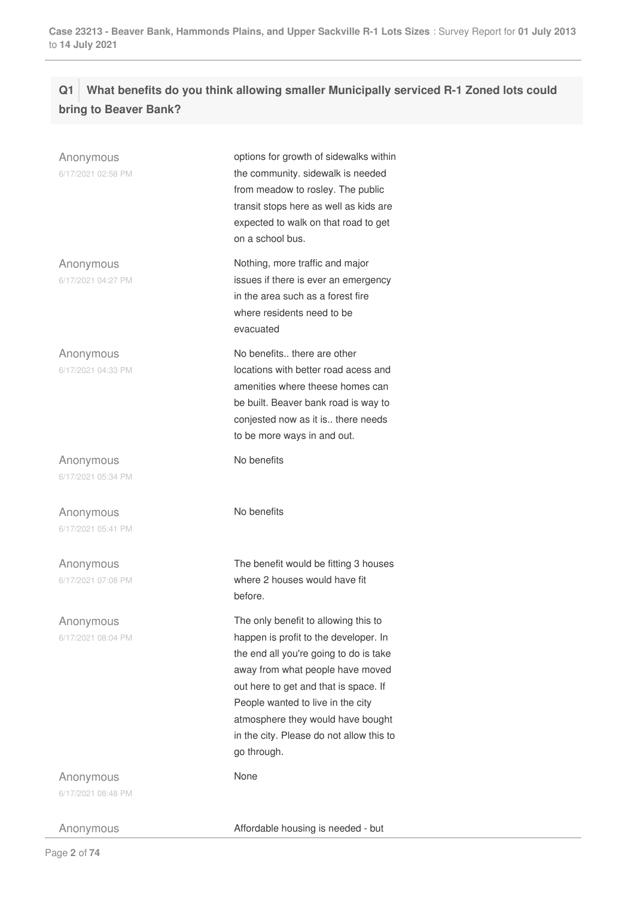## Q1 What benefits do you think allowing smaller Municipally serviced R-1 Zoned lots could bring to Beaver Bank?

Anonymous
6/17/2021 02:58 PM

options for growth of sidewalks within the community. sidewalk is needed from meadow to rosley. The public transit stops here as well as kids are expected to walk on that road to get on a school bus.

Anonymous
6/17/2021 04:27 PM

Nothing, more traffic and major issues if there is ever an emergency in the area such as a forest fire where residents need to be evacuated

Anonymous
6/17/2021 04:33 PM

No benefits.. there are other locations with better road acess and amenities where theese homes can be built. Beaver bank road is way to conjested now as it is.. there needs to be more ways in and out.

Anonymous
6/17/2021 05:34 PM

No benefits

Anonymous
6/17/2021 05:41 PM

No benefits

Anonymous
6/17/2021 07:08 PM

The benefit would be fitting 3 houses where 2 houses would have fit before.

Anonymous
6/17/2021 08:04 PM

The only benefit to allowing this to happen is profit to the developer. In the end all you're going to do is take away from what people have moved out here to get and that is space. If People wanted to live in the city atmosphere they would have bought in the city. Please do not allow this to go through.

Anonymous
6/17/2021 08:48 PM

None

Anonymous

Affordable housing is needed - but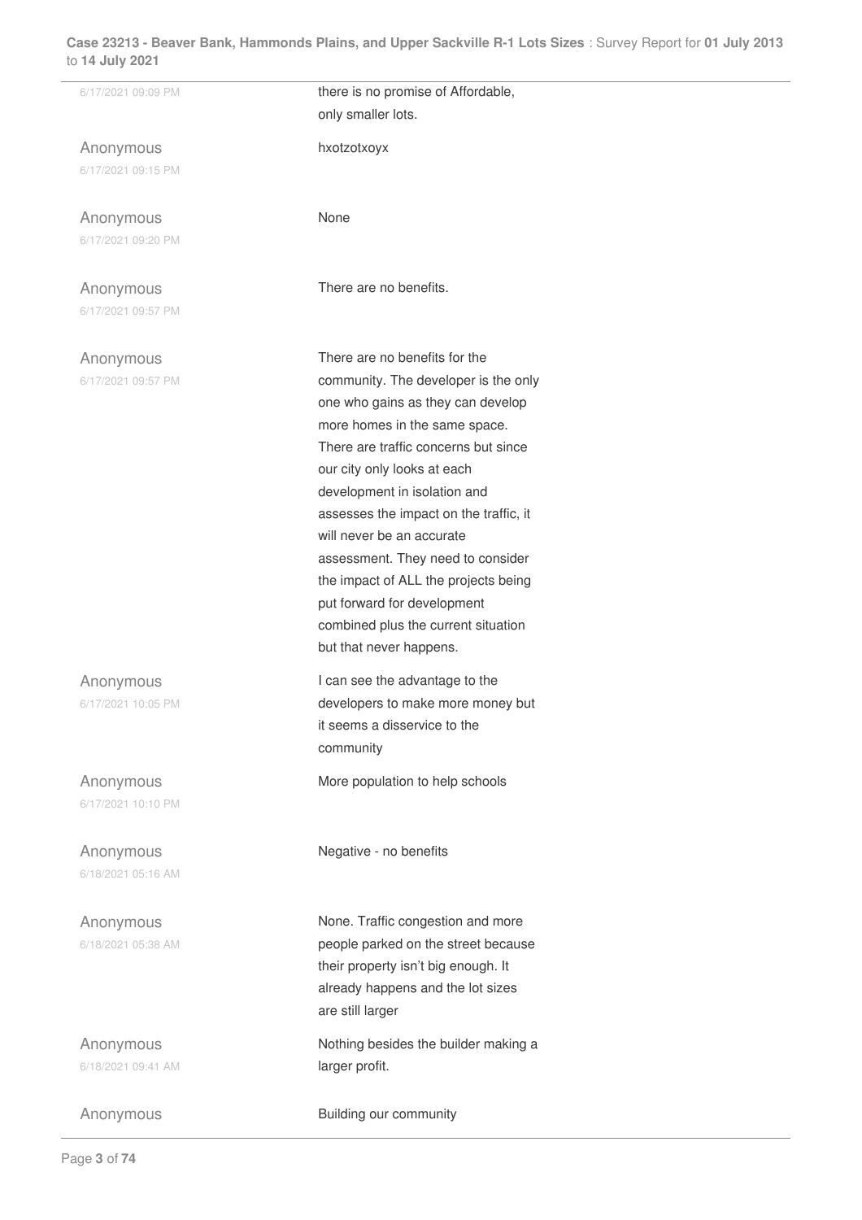| | |
|---|---|
| 6/17/2021 09:09 PM | there is no promise of Affordable, only smaller lots. |
| Anonymous<br>6/17/2021 09:15 PM | hxotzotxoyx |
| Anonymous<br>6/17/2021 09:20 PM | None |
| Anonymous<br>6/17/2021 09:57 PM | There are no benefits. |
| Anonymous<br>6/17/2021 09:57 PM | There are no benefits for the community. The developer is the only one who gains as they can develop more homes in the same space. There are traffic concerns but since our city only looks at each development in isolation and assesses the impact on the traffic, it will never be an accurate assessment. They need to consider the impact of ALL the projects being put forward for development combined plus the current situation but that never happens. |
| Anonymous<br>6/17/2021 10:05 PM | I can see the advantage to the developers to make more money but it seems a disservice to the community |
| Anonymous<br>6/17/2021 10:10 PM | More population to help schools |
| Anonymous<br>6/18/2021 05:16 AM | Negative - no benefits |
| Anonymous<br>6/18/2021 05:38 AM | None. Traffic congestion and more people parked on the street because their property isn't big enough. It already happens and the lot sizes are still larger |
| Anonymous<br>6/18/2021 09:41 AM | Nothing besides the builder making a larger profit. |
| Anonymous | Building our community |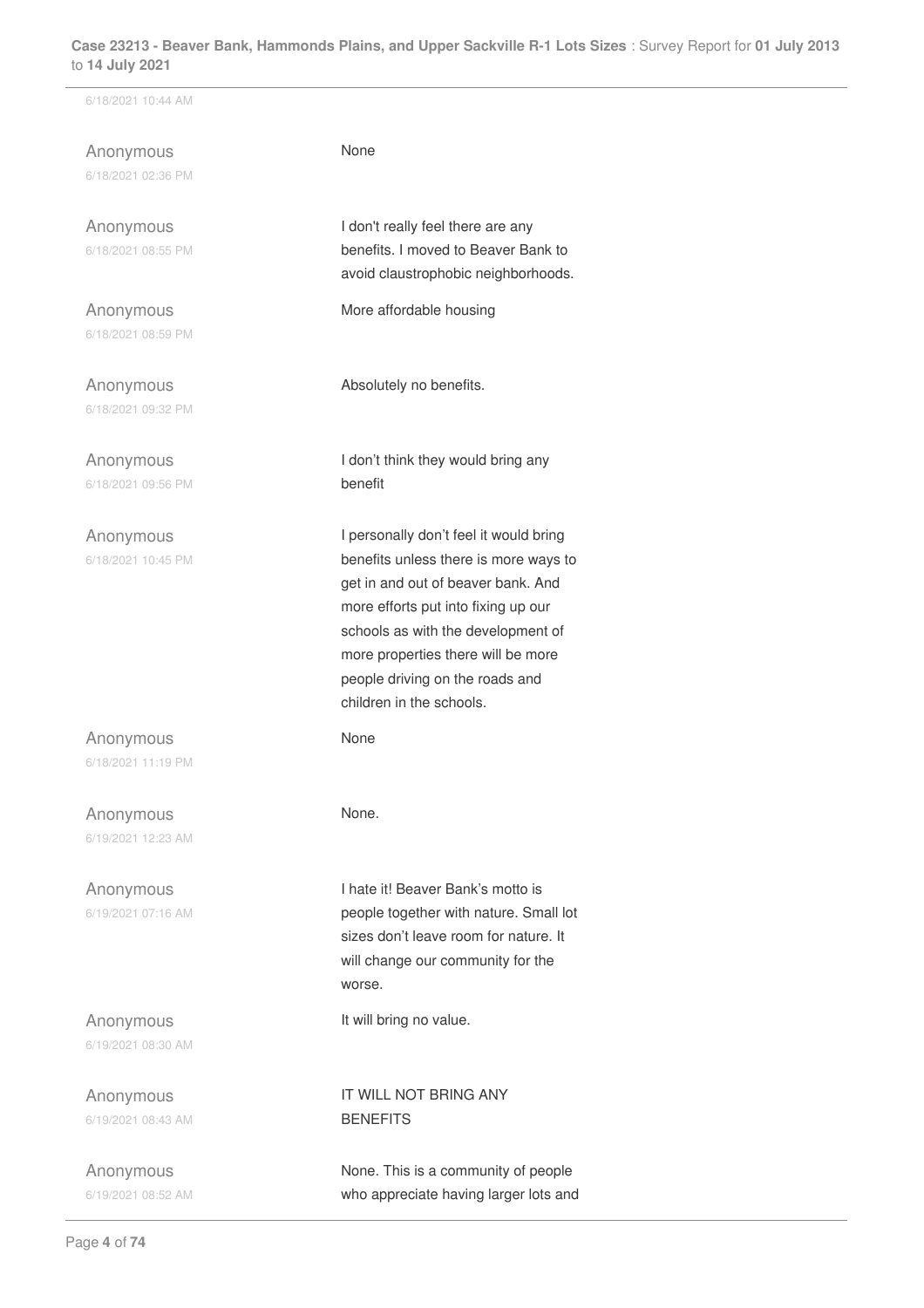6/18/2021 10:44 AM

| | |
|---|---|
| Anonymous<br>6/18/2021 02:36 PM | None |
| Anonymous<br>6/18/2021 08:55 PM | I don't really feel there are any benefits. I moved to Beaver Bank to avoid claustrophobic neighborhoods. |
| Anonymous<br>6/18/2021 08:59 PM | More affordable housing |
| Anonymous<br>6/18/2021 09:32 PM | Absolutely no benefits. |
| Anonymous<br>6/18/2021 09:56 PM | I don't think they would bring any benefit |
| Anonymous<br>6/18/2021 10:45 PM | I personally don't feel it would bring benefits unless there is more ways to get in and out of beaver bank. And more efforts put into fixing up our schools as with the development of more properties there will be more people driving on the roads and children in the schools. |
| Anonymous<br>6/18/2021 11:19 PM | None |
| Anonymous<br>6/19/2021 12:23 AM | None. |
| Anonymous<br>6/19/2021 07:16 AM | I hate it! Beaver Bank's motto is people together with nature. Small lot sizes don't leave room for nature. It will change our community for the worse. |
| Anonymous<br>6/19/2021 08:30 AM | It will bring no value. |
| Anonymous<br>6/19/2021 08:43 AM | IT WILL NOT BRING ANY BENEFITS |
| Anonymous<br>6/19/2021 08:52 AM | None. This is a community of people who appreciate having larger lots and |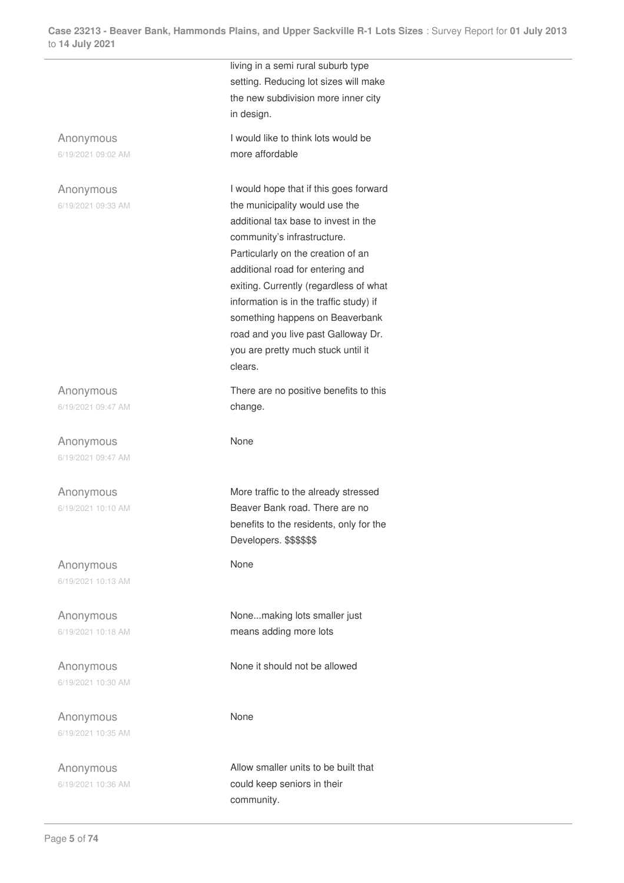living in a semi rural suburb type setting. Reducing lot sizes will make the new subdivision more inner city in design.

| | |
|---|---|
| Anonymous<br>6/19/2021 09:02 AM | I would like to think lots would be more affordable |
| Anonymous<br>6/19/2021 09:33 AM | I would hope that if this goes forward the municipality would use the additional tax base to invest in the community's infrastructure. Particularly on the creation of an additional road for entering and exiting. Currently (regardless of what information is in the traffic study) if something happens on Beaverbank road and you live past Galloway Dr. you are pretty much stuck until it clears. |
| Anonymous<br>6/19/2021 09:47 AM | There are no positive benefits to this change. |
| Anonymous<br>6/19/2021 09:47 AM | None |
| Anonymous<br>6/19/2021 10:10 AM | More traffic to the already stressed Beaver Bank road. There are no benefits to the residents, only for the Developers. $$$$$$ |
| Anonymous<br>6/19/2021 10:13 AM | None |
| Anonymous<br>6/19/2021 10:18 AM | None...making lots smaller just means adding more lots |
| Anonymous<br>6/19/2021 10:30 AM | None it should not be allowed |
| Anonymous<br>6/19/2021 10:35 AM | None |
| Anonymous<br>6/19/2021 10:36 AM | Allow smaller units to be built that could keep seniors in their community. |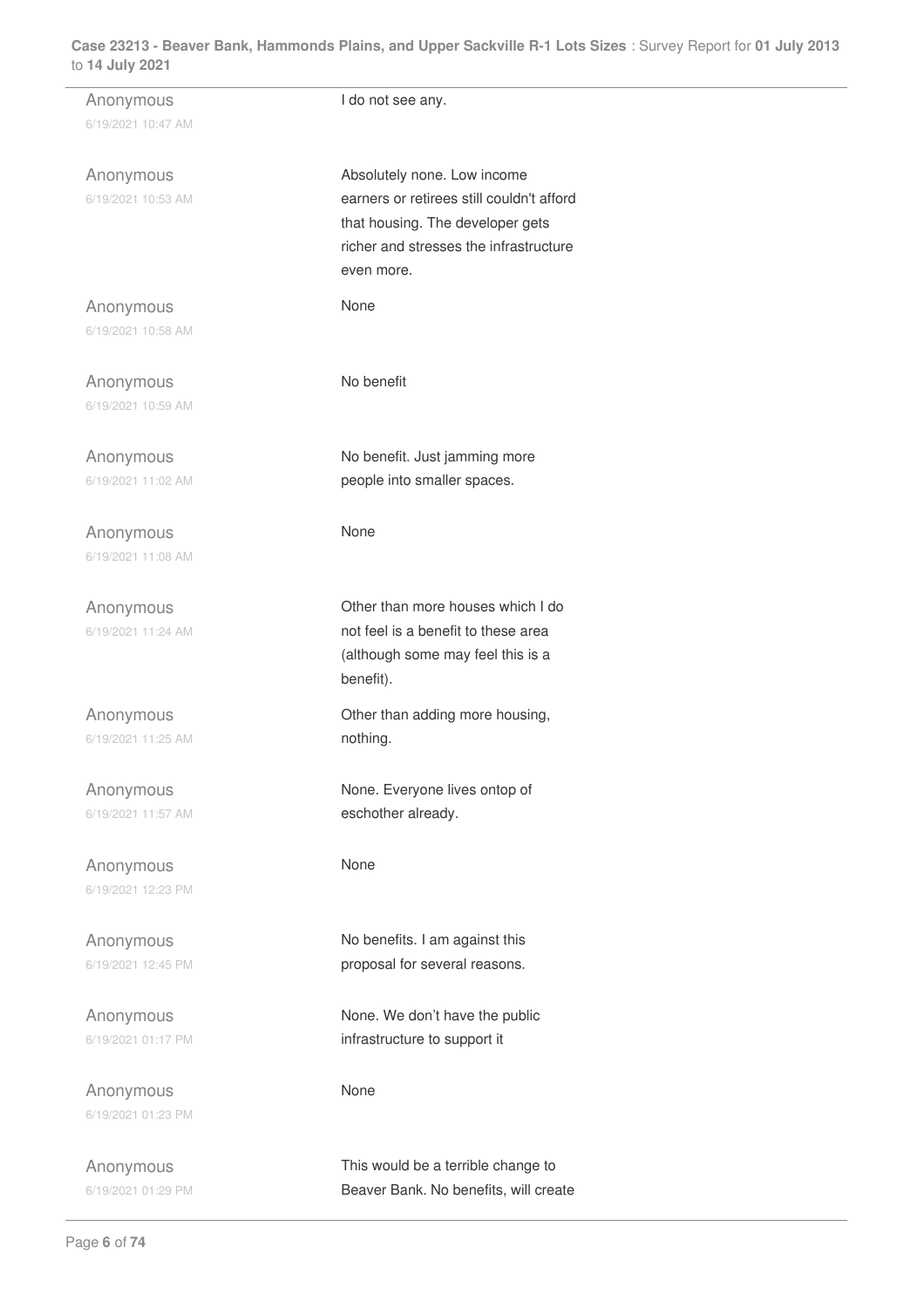| Anonymous 6/19/2021 10:47 AM | I do not see any. |
|---|---|
| Anonymous 6/19/2021 10:53 AM | Absolutely none. Low income earners or retirees still couldn't afford that housing. The developer gets richer and stresses the infrastructure even more. |
| Anonymous 6/19/2021 10:58 AM | None |
| Anonymous 6/19/2021 10:59 AM | No benefit |
| Anonymous 6/19/2021 11:02 AM | No benefit. Just jamming more people into smaller spaces. |
| Anonymous 6/19/2021 11:08 AM | None |
| Anonymous 6/19/2021 11:24 AM | Other than more houses which I do not feel is a benefit to these area (although some may feel this is a benefit). |
| Anonymous 6/19/2021 11:25 AM | Other than adding more housing, nothing. |
| Anonymous 6/19/2021 11:57 AM | None. Everyone lives ontop of eschother already. |
| Anonymous 6/19/2021 12:23 PM | None |
| Anonymous 6/19/2021 12:45 PM | No benefits. I am against this proposal for several reasons. |
| Anonymous 6/19/2021 01:17 PM | None. We don't have the public infrastructure to support it |
| Anonymous 6/19/2021 01:23 PM | None |
| Anonymous 6/19/2021 01:29 PM | This would be a terrible change to Beaver Bank. No benefits, will create |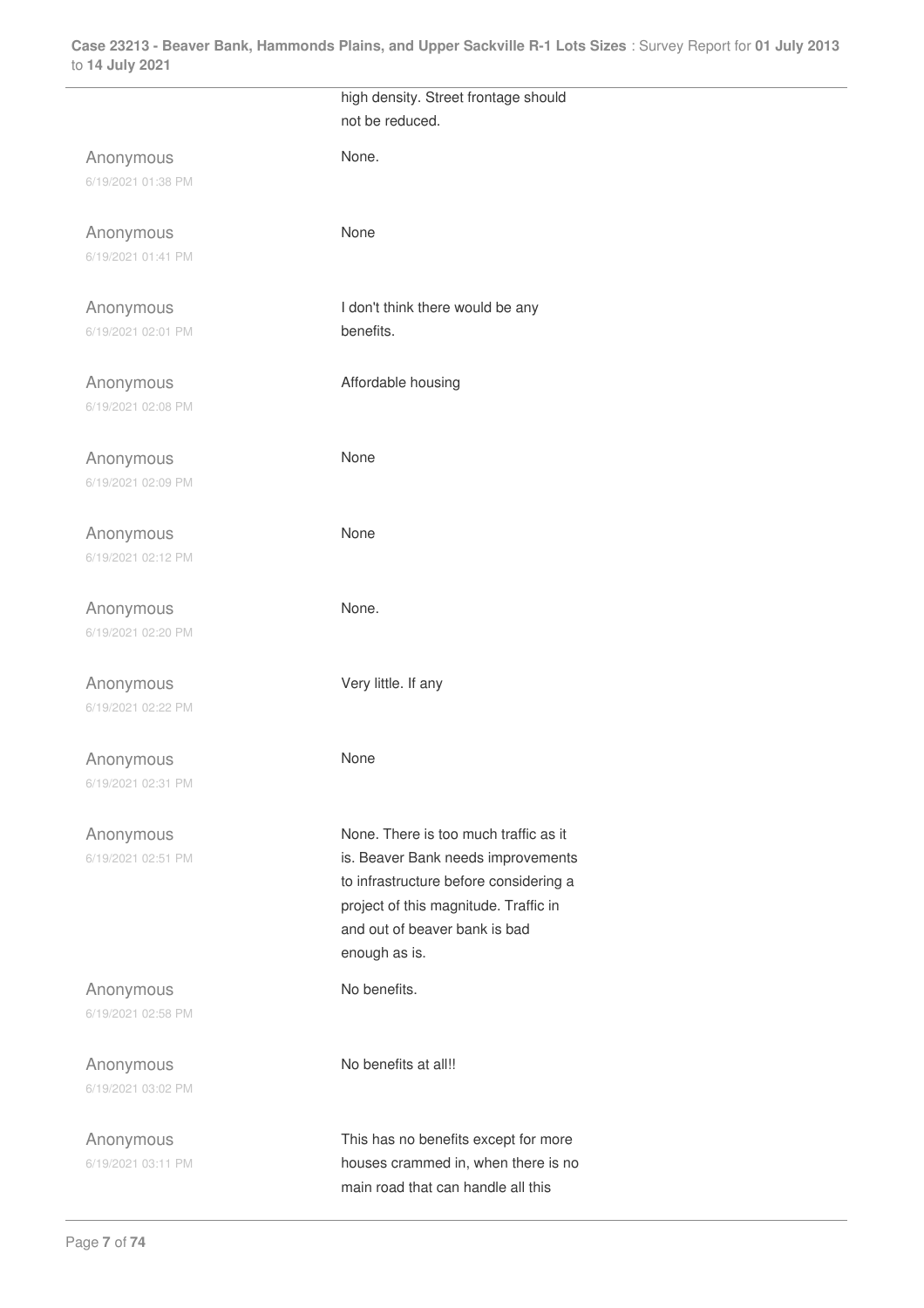| | |
|---|---|
| | high density. Street frontage should not be reduced. |
| Anonymous<br>6/19/2021 01:38 PM | None. |
| Anonymous<br>6/19/2021 01:41 PM | None |
| Anonymous<br>6/19/2021 02:01 PM | I don't think there would be any benefits. |
| Anonymous<br>6/19/2021 02:08 PM | Affordable housing |
| Anonymous<br>6/19/2021 02:09 PM | None |
| Anonymous<br>6/19/2021 02:12 PM | None |
| Anonymous<br>6/19/2021 02:20 PM | None. |
| Anonymous<br>6/19/2021 02:22 PM | Very little. If any |
| Anonymous<br>6/19/2021 02:31 PM | None |
| Anonymous<br>6/19/2021 02:51 PM | None. There is too much traffic as it is. Beaver Bank needs improvements to infrastructure before considering a project of this magnitude. Traffic in and out of beaver bank is bad enough as is. |
| Anonymous<br>6/19/2021 02:58 PM | No benefits. |
| Anonymous<br>6/19/2021 03:02 PM | No benefits at all!! |
| Anonymous<br>6/19/2021 03:11 PM | This has no benefits except for more houses crammed in, when there is no main road that can handle all this |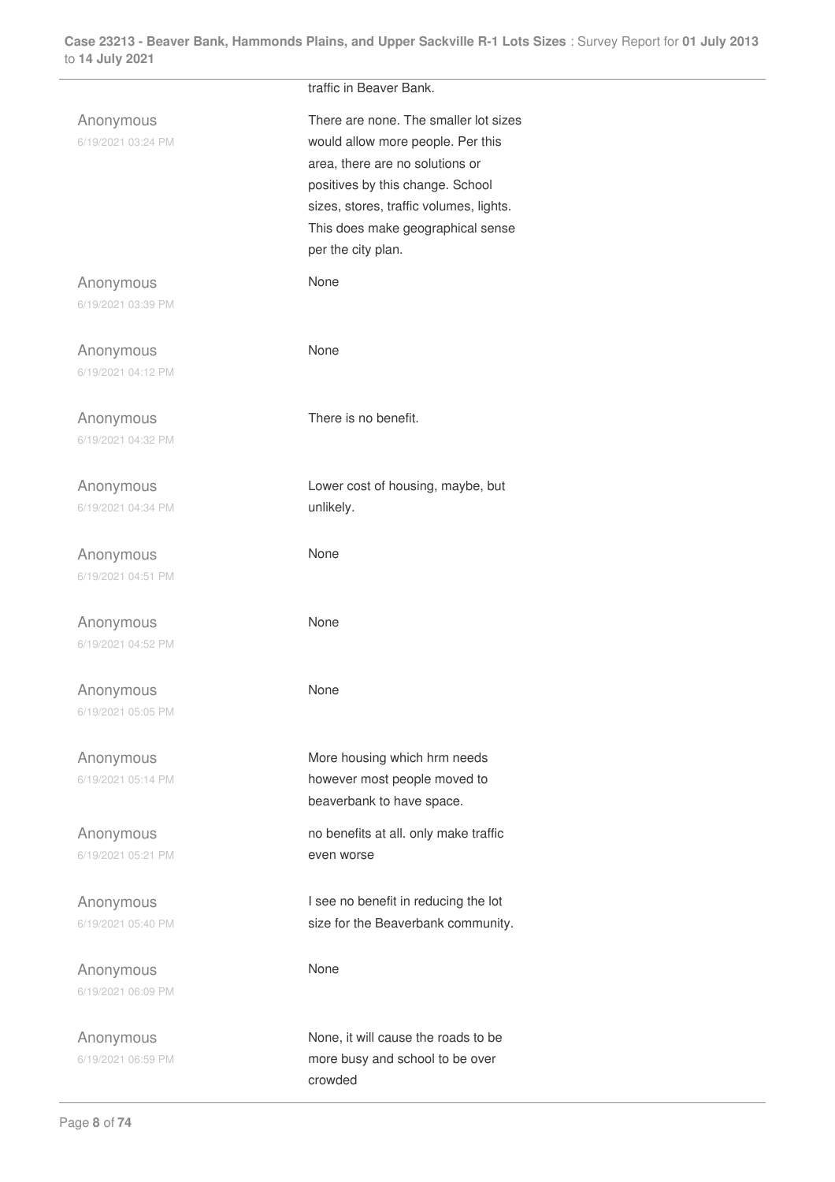traffic in Beaver Bank.

Anonymous
6/19/2021 03:24 PM

There are none. The smaller lot sizes would allow more people. Per this area, there are no solutions or positives by this change. School sizes, stores, traffic volumes, lights. This does make geographical sense per the city plan.

Anonymous
6/19/2021 03:39 PM

None

Anonymous
6/19/2021 04:12 PM

None

Anonymous
6/19/2021 04:32 PM

There is no benefit.

Anonymous
6/19/2021 04:34 PM

Lower cost of housing, maybe, but unlikely.

Anonymous
6/19/2021 04:51 PM

None

Anonymous
6/19/2021 04:52 PM

None

Anonymous
6/19/2021 05:05 PM

None

Anonymous
6/19/2021 05:14 PM

More housing which hrm needs however most people moved to beaverbank to have space.

Anonymous
6/19/2021 05:21 PM

no benefits at all. only make traffic even worse

Anonymous
6/19/2021 05:40 PM

I see no benefit in reducing the lot size for the Beaverbank community.

Anonymous
6/19/2021 06:09 PM

None

Anonymous
6/19/2021 06:59 PM

None, it will cause the roads to be more busy and school to be over crowded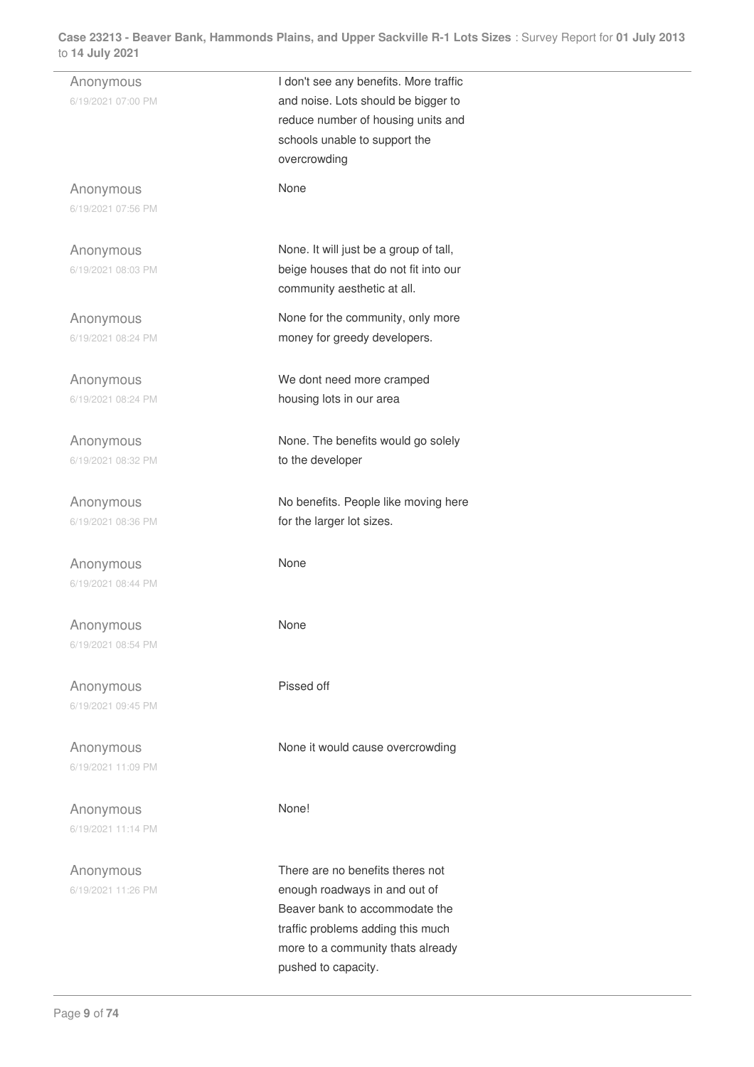| | |
|---|---|
| Anonymous<br>6/19/2021 07:00 PM | I don't see any benefits. More traffic and noise. Lots should be bigger to reduce number of housing units and schools unable to support the overcrowding |
| Anonymous<br>6/19/2021 07:56 PM | None |
| Anonymous<br>6/19/2021 08:03 PM | None. It will just be a group of tall, beige houses that do not fit into our community aesthetic at all. |
| Anonymous<br>6/19/2021 08:24 PM | None for the community, only more money for greedy developers. |
| Anonymous<br>6/19/2021 08:24 PM | We dont need more cramped housing lots in our area |
| Anonymous<br>6/19/2021 08:32 PM | None. The benefits would go solely to the developer |
| Anonymous<br>6/19/2021 08:36 PM | No benefits. People like moving here for the larger lot sizes. |
| Anonymous<br>6/19/2021 08:44 PM | None |
| Anonymous<br>6/19/2021 08:54 PM | None |
| Anonymous<br>6/19/2021 09:45 PM | Pissed off |
| Anonymous<br>6/19/2021 11:09 PM | None it would cause overcrowding |
| Anonymous<br>6/19/2021 11:14 PM | None! |
| Anonymous<br>6/19/2021 11:26 PM | There are no benefits theres not enough roadways in and out of Beaver bank to accommodate the traffic problems adding this much more to a community thats already pushed to capacity. |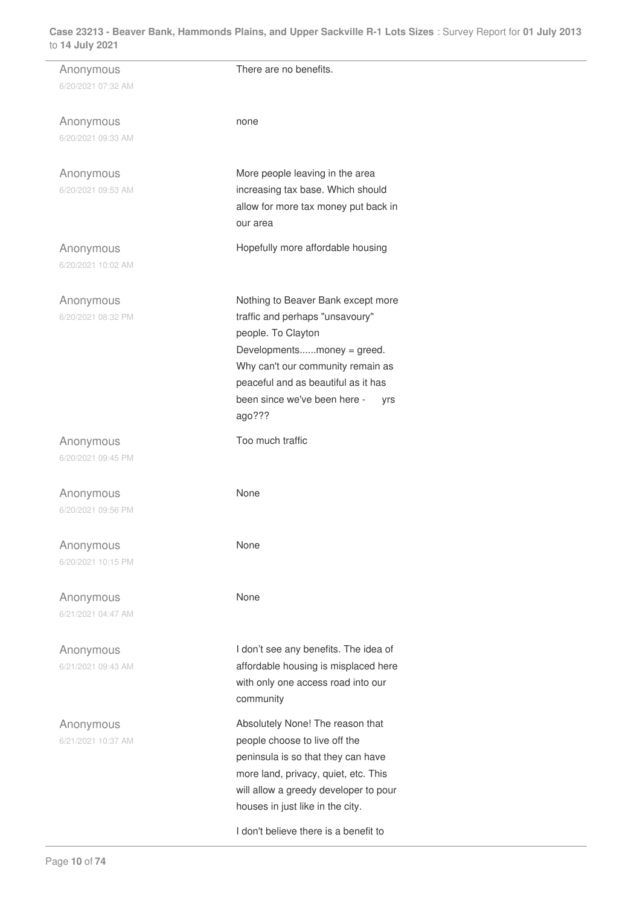| | |
|---|---|
| Anonymous<br>6/20/2021 07:32 AM | There are no benefits. |
| Anonymous<br>6/20/2021 09:33 AM | none |
| Anonymous<br>6/20/2021 09:53 AM | More people leaving in the area increasing tax base. Which should allow for more tax money put back in our area |
| Anonymous<br>6/20/2021 10:02 AM | Hopefully more affordable housing |
| Anonymous<br>6/20/2021 08:32 PM | Nothing to Beaver Bank except more traffic and perhaps "unsavoury" people. To Clayton Developments......money = greed. Why can't our community remain as peaceful and as beautiful as it has been since we've been here - yrs ago??? |
| Anonymous<br>6/20/2021 09:45 PM | Too much traffic |
| Anonymous<br>6/20/2021 09:56 PM | None |
| Anonymous<br>6/20/2021 10:15 PM | None |
| Anonymous<br>6/21/2021 04:47 AM | None |
| Anonymous<br>6/21/2021 09:43 AM | I don't see any benefits. The idea of affordable housing is misplaced here with only one access road into our community |
| Anonymous<br>6/21/2021 10:37 AM | Absolutely None! The reason that people choose to live off the peninsula is so that they can have more land, privacy, quiet, etc. This will allow a greedy developer to pour houses in just like in the city. |
| | I don't believe there is a benefit to |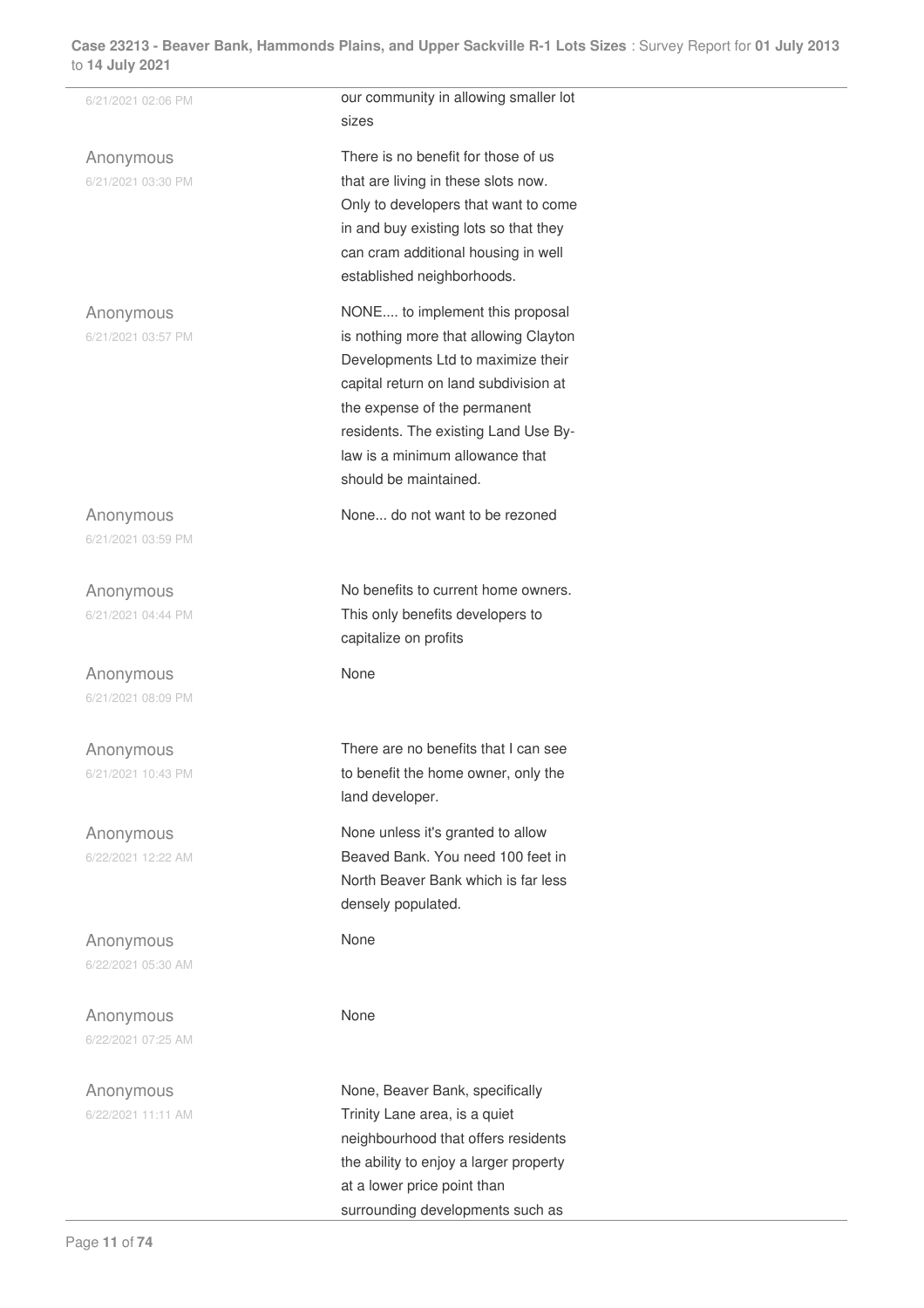| | |
|---|---|
| 6/21/2021 02:06 PM | our community in allowing smaller lot sizes |
| Anonymous<br>6/21/2021 03:30 PM | There is no benefit for those of us that are living in these slots now. Only to developers that want to come in and buy existing lots so that they can cram additional housing in well established neighborhoods. |
| Anonymous<br>6/21/2021 03:57 PM | NONE.... to implement this proposal is nothing more that allowing Clayton Developments Ltd to maximize their capital return on land subdivision at the expense of the permanent residents. The existing Land Use By-law is a minimum allowance that should be maintained. |
| Anonymous<br>6/21/2021 03:59 PM | None... do not want to be rezoned |
| Anonymous<br>6/21/2021 04:44 PM | No benefits to current home owners. This only benefits developers to capitalize on profits |
| Anonymous<br>6/21/2021 08:09 PM | None |
| Anonymous<br>6/21/2021 10:43 PM | There are no benefits that I can see to benefit the home owner, only the land developer. |
| Anonymous<br>6/22/2021 12:22 AM | None unless it's granted to allow Beaved Bank. You need 100 feet in North Beaver Bank which is far less densely populated. |
| Anonymous<br>6/22/2021 05:30 AM | None |
| Anonymous<br>6/22/2021 07:25 AM | None |
| Anonymous<br>6/22/2021 11:11 AM | None, Beaver Bank, specifically Trinity Lane area, is a quiet neighbourhood that offers residents the ability to enjoy a larger property at a lower price point than surrounding developments such as |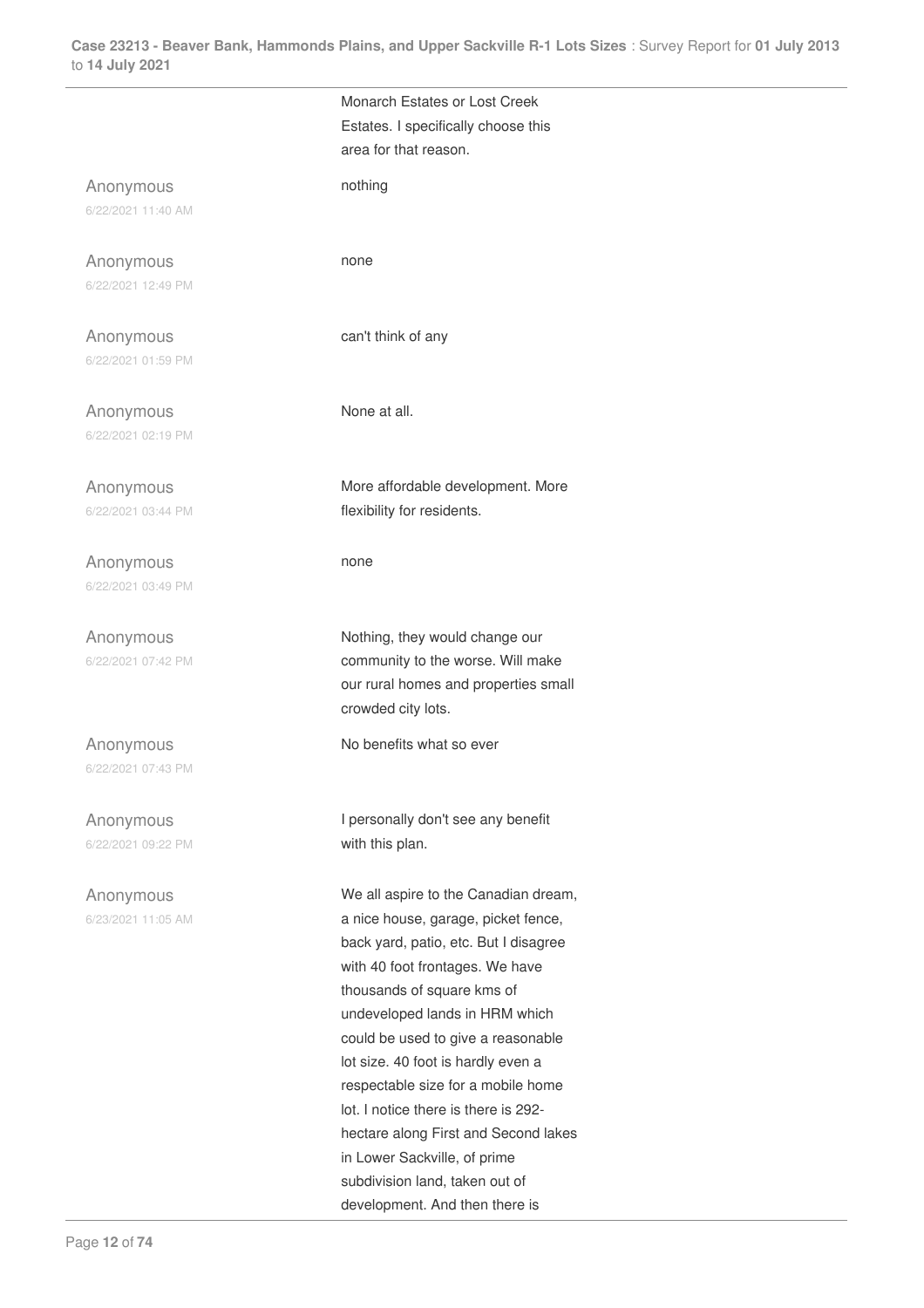| | |
|---|---|
| | Monarch Estates or Lost Creek Estates. I specifically choose this area for that reason. |
| Anonymous<br>6/22/2021 11:40 AM | nothing |
| Anonymous<br>6/22/2021 12:49 PM | none |
| Anonymous<br>6/22/2021 01:59 PM | can't think of any |
| Anonymous<br>6/22/2021 02:19 PM | None at all. |
| Anonymous<br>6/22/2021 03:44 PM | More affordable development. More flexibility for residents. |
| Anonymous<br>6/22/2021 03:49 PM | none |
| Anonymous<br>6/22/2021 07:42 PM | Nothing, they would change our community to the worse. Will make our rural homes and properties small crowded city lots. |
| Anonymous<br>6/22/2021 07:43 PM | No benefits what so ever |
| Anonymous<br>6/22/2021 09:22 PM | I personally don't see any benefit with this plan. |
| Anonymous<br>6/23/2021 11:05 AM | We all aspire to the Canadian dream, a nice house, garage, picket fence, back yard, patio, etc. But I disagree with 40 foot frontages. We have thousands of square kms of undeveloped lands in HRM which could be used to give a reasonable lot size. 40 foot is hardly even a respectable size for a mobile home lot. I notice there is there is 292-hectare along First and Second lakes in Lower Sackville, of prime subdivision land, taken out of development. And then there is |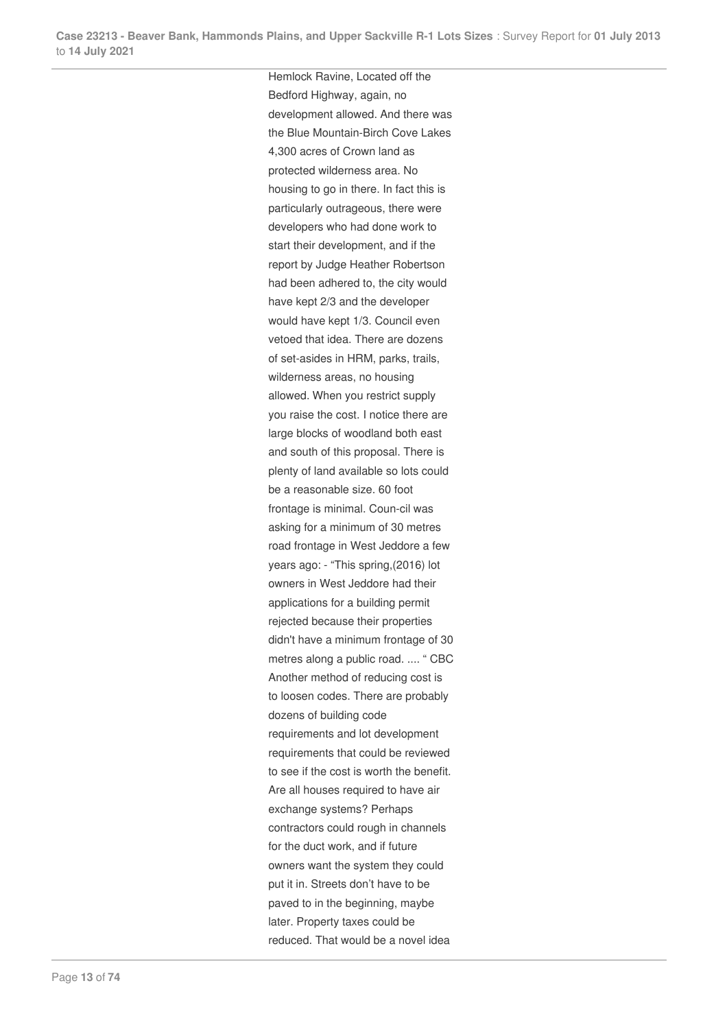Hemlock Ravine, Located off the Bedford Highway, again, no development allowed. And there was the Blue Mountain-Birch Cove Lakes 4,300 acres of Crown land as protected wilderness area. No housing to go in there. In fact this is particularly outrageous, there were developers who had done work to start their development, and if the report by Judge Heather Robertson had been adhered to, the city would have kept 2/3 and the developer would have kept 1/3. Council even vetoed that idea. There are dozens of set-asides in HRM, parks, trails, wilderness areas, no housing allowed. When you restrict supply you raise the cost. I notice there are large blocks of woodland both east and south of this proposal. There is plenty of land available so lots could be a reasonable size. 60 foot frontage is minimal. Coun-cil was asking for a minimum of 30 metres road frontage in West Jeddore a few years ago: - "This spring,(2016) lot owners in West Jeddore had their applications for a building permit rejected because their properties didn't have a minimum frontage of 30 metres along a public road. .... " CBC Another method of reducing cost is to loosen codes. There are probably dozens of building code requirements and lot development requirements that could be reviewed to see if the cost is worth the benefit. Are all houses required to have air exchange systems? Perhaps contractors could rough in channels for the duct work, and if future owners want the system they could put it in. Streets don't have to be paved to in the beginning, maybe later. Property taxes could be reduced. That would be a novel idea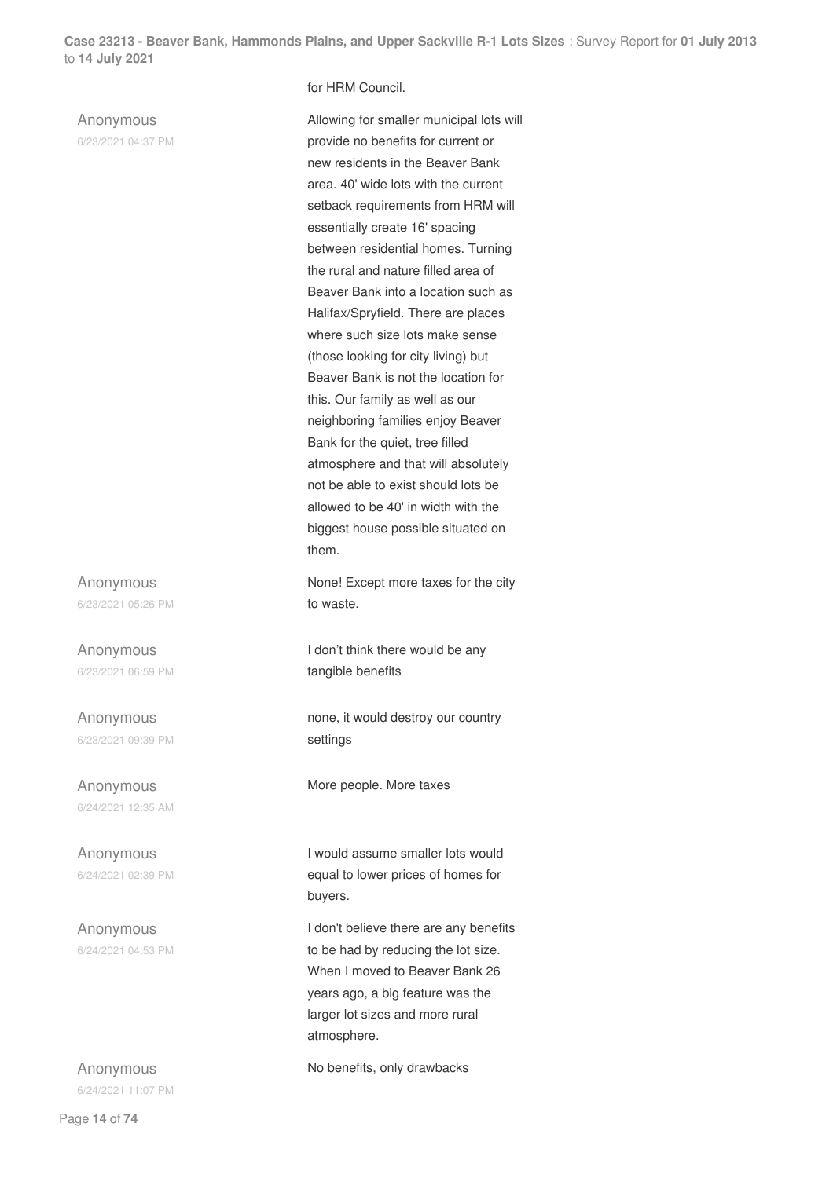for HRM Council.

| | |
|---|---|
| Anonymous<br>6/23/2021 04:37 PM | Allowing for smaller municipal lots will provide no benefits for current or new residents in the Beaver Bank area. 40' wide lots with the current setback requirements from HRM will essentially create 16' spacing between residential homes. Turning the rural and nature filled area of Beaver Bank into a location such as Halifax/Spryfield. There are places where such size lots make sense (those looking for city living) but Beaver Bank is not the location for this. Our family as well as our neighboring families enjoy Beaver Bank for the quiet, tree filled atmosphere and that will absolutely not be able to exist should lots be allowed to be 40' in width with the biggest house possible situated on them. |
| Anonymous<br>6/23/2021 05:26 PM | None! Except more taxes for the city to waste. |
| Anonymous<br>6/23/2021 06:59 PM | I don't think there would be any tangible benefits |
| Anonymous<br>6/23/2021 09:39 PM | none, it would destroy our country settings |
| Anonymous<br>6/24/2021 12:35 AM | More people. More taxes |
| Anonymous<br>6/24/2021 02:39 PM | I would assume smaller lots would equal to lower prices of homes for buyers. |
| Anonymous<br>6/24/2021 04:53 PM | I don't believe there are any benefits to be had by reducing the lot size. When I moved to Beaver Bank 26 years ago, a big feature was the larger lot sizes and more rural atmosphere. |
| Anonymous<br>6/24/2021 11:07 PM | No benefits, only drawbacks |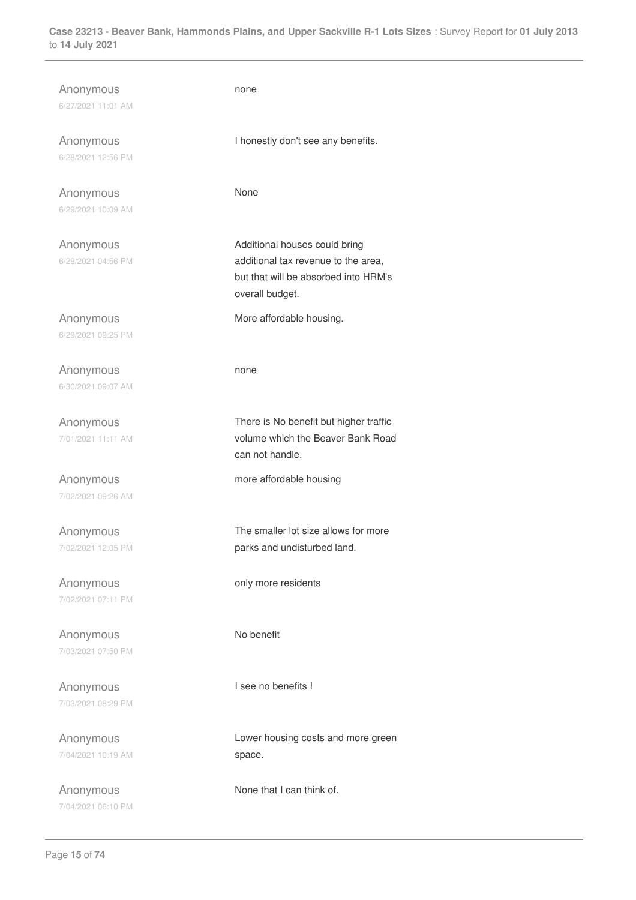| | |
|---|---|
| Anonymous<br>6/27/2021 11:01 AM | none |
| Anonymous<br>6/28/2021 12:56 PM | I honestly don't see any benefits. |
| Anonymous<br>6/29/2021 10:09 AM | None |
| Anonymous<br>6/29/2021 04:56 PM | Additional houses could bring additional tax revenue to the area, but that will be absorbed into HRM's overall budget. |
| Anonymous<br>6/29/2021 09:25 PM | More affordable housing. |
| Anonymous<br>6/30/2021 09:07 AM | none |
| Anonymous<br>7/01/2021 11:11 AM | There is No benefit but higher traffic volume which the Beaver Bank Road can not handle. |
| Anonymous<br>7/02/2021 09:26 AM | more affordable housing |
| Anonymous<br>7/02/2021 12:05 PM | The smaller lot size allows for more parks and undisturbed land. |
| Anonymous<br>7/02/2021 07:11 PM | only more residents |
| Anonymous<br>7/03/2021 07:50 PM | No benefit |
| Anonymous<br>7/03/2021 08:29 PM | I see no benefits ! |
| Anonymous<br>7/04/2021 10:19 AM | Lower housing costs and more green space. |
| Anonymous<br>7/04/2021 06:10 PM | None that I can think of. |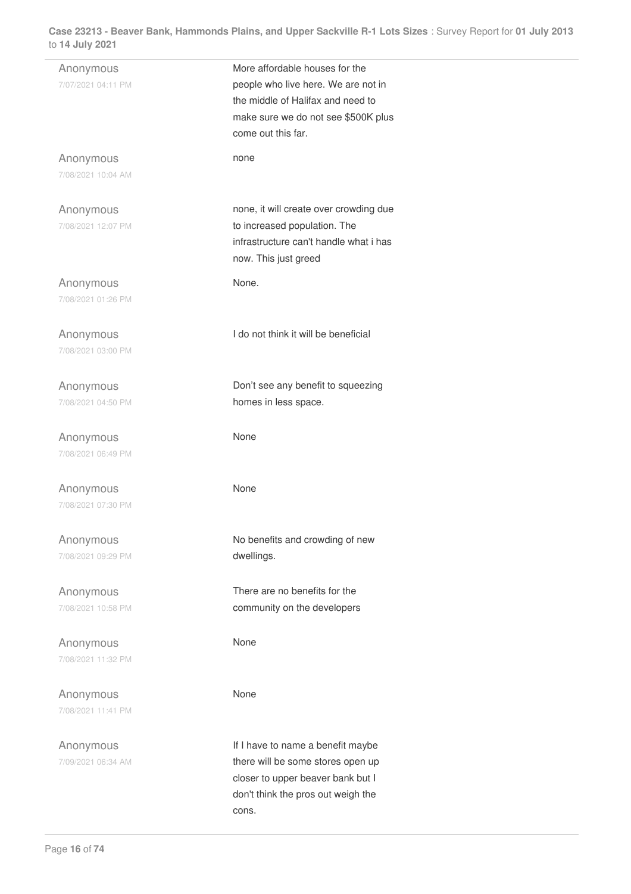| | |
|---|---|
| Anonymous<br>7/07/2021 04:11 PM | More affordable houses for the people who live here. We are not in the middle of Halifax and need to make sure we do not see $500K plus come out this far. |
| Anonymous<br>7/08/2021 10:04 AM | none |
| Anonymous<br>7/08/2021 12:07 PM | none, it will create over crowding due to increased population. The infrastructure can't handle what i has now. This just greed |
| Anonymous<br>7/08/2021 01:26 PM | None. |
| Anonymous<br>7/08/2021 03:00 PM | I do not think it will be beneficial |
| Anonymous<br>7/08/2021 04:50 PM | Don't see any benefit to squeezing homes in less space. |
| Anonymous<br>7/08/2021 06:49 PM | None |
| Anonymous<br>7/08/2021 07:30 PM | None |
| Anonymous<br>7/08/2021 09:29 PM | No benefits and crowding of new dwellings. |
| Anonymous<br>7/08/2021 10:58 PM | There are no benefits for the community on the developers |
| Anonymous<br>7/08/2021 11:32 PM | None |
| Anonymous<br>7/08/2021 11:41 PM | None |
| Anonymous<br>7/09/2021 06:34 AM | If I have to name a benefit maybe there will be some stores open up closer to upper beaver bank but I don't think the pros out weigh the cons. |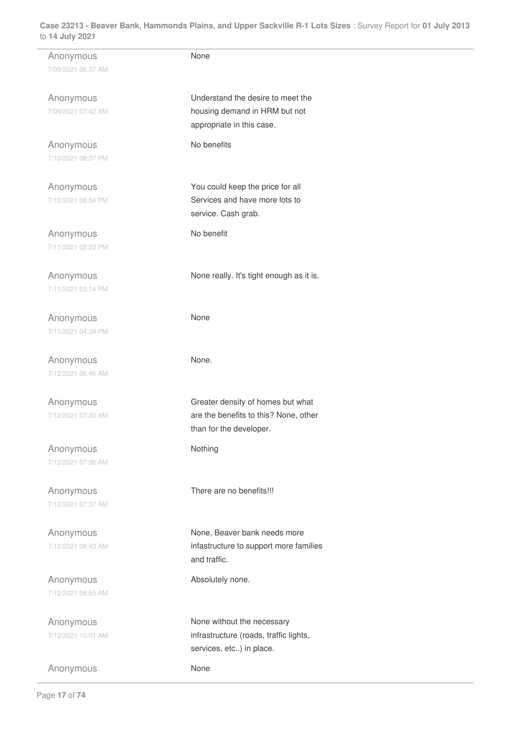| | |
|---|---|
| Anonymous<br>7/09/2021 06:37 AM | None |
| Anonymous<br>7/09/2021 07:42 AM | Understand the desire to meet the housing demand in HRM but not appropriate in this case. |
| Anonymous<br>7/10/2021 08:37 PM | No benefits |
| Anonymous<br>7/10/2021 08:54 PM | You could keep the price for all Services and have more lots to service. Cash grab. |
| Anonymous<br>7/11/2021 02:22 PM | No benefit |
| Anonymous<br>7/11/2021 03:14 PM | None really. It's tight enough as it is. |
| Anonymous<br>7/11/2021 04:39 PM | None |
| Anonymous<br>7/12/2021 06:46 AM | None. |
| Anonymous<br>7/12/2021 07:30 AM | Greater density of homes but what are the benefits to this? None, other than for the developer. |
| Anonymous<br>7/12/2021 07:36 AM | Nothing |
| Anonymous<br>7/12/2021 07:37 AM | There are no benefits!!! |
| Anonymous<br>7/12/2021 08:43 AM | None, Beaver bank needs more infastructure to support more families and traffic. |
| Anonymous<br>7/12/2021 08:50 AM | Absolutely none. |
| Anonymous<br>7/12/2021 10:01 AM | None without the necessary infrastructure (roads, traffic lights, services, etc..) in place. |
| Anonymous | None |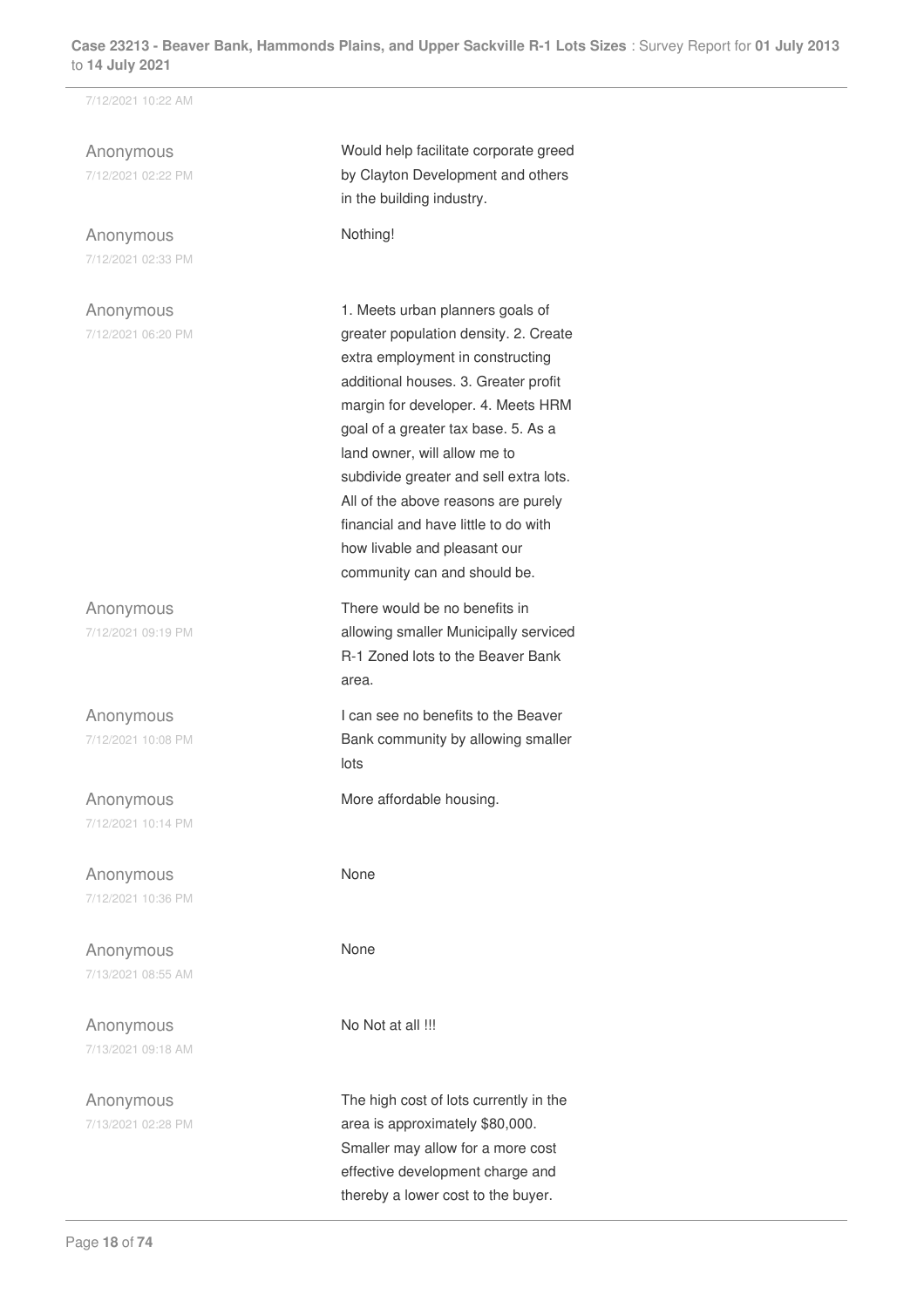7/12/2021 10:22 AM

| | |
|---|---|
| Anonymous<br>7/12/2021 02:22 PM | Would help facilitate corporate greed by Clayton Development and others in the building industry. |
| Anonymous<br>7/12/2021 02:33 PM | Nothing! |
| Anonymous<br>7/12/2021 06:20 PM | 1. Meets urban planners goals of greater population density. 2. Create extra employment in constructing additional houses. 3. Greater profit margin for developer. 4. Meets HRM goal of a greater tax base. 5. As a land owner, will allow me to subdivide greater and sell extra lots. All of the above reasons are purely financial and have little to do with how livable and pleasant our community can and should be. |
| Anonymous<br>7/12/2021 09:19 PM | There would be no benefits in allowing smaller Municipally serviced R-1 Zoned lots to the Beaver Bank area. |
| Anonymous<br>7/12/2021 10:08 PM | I can see no benefits to the Beaver Bank community by allowing smaller lots |
| Anonymous<br>7/12/2021 10:14 PM | More affordable housing. |
| Anonymous<br>7/12/2021 10:36 PM | None |
| Anonymous<br>7/13/2021 08:55 AM | None |
| Anonymous<br>7/13/2021 09:18 AM | No Not at all !!! |
| Anonymous<br>7/13/2021 02:28 PM | The high cost of lots currently in the area is approximately $80,000. Smaller may allow for a more cost effective development charge and thereby a lower cost to the buyer. |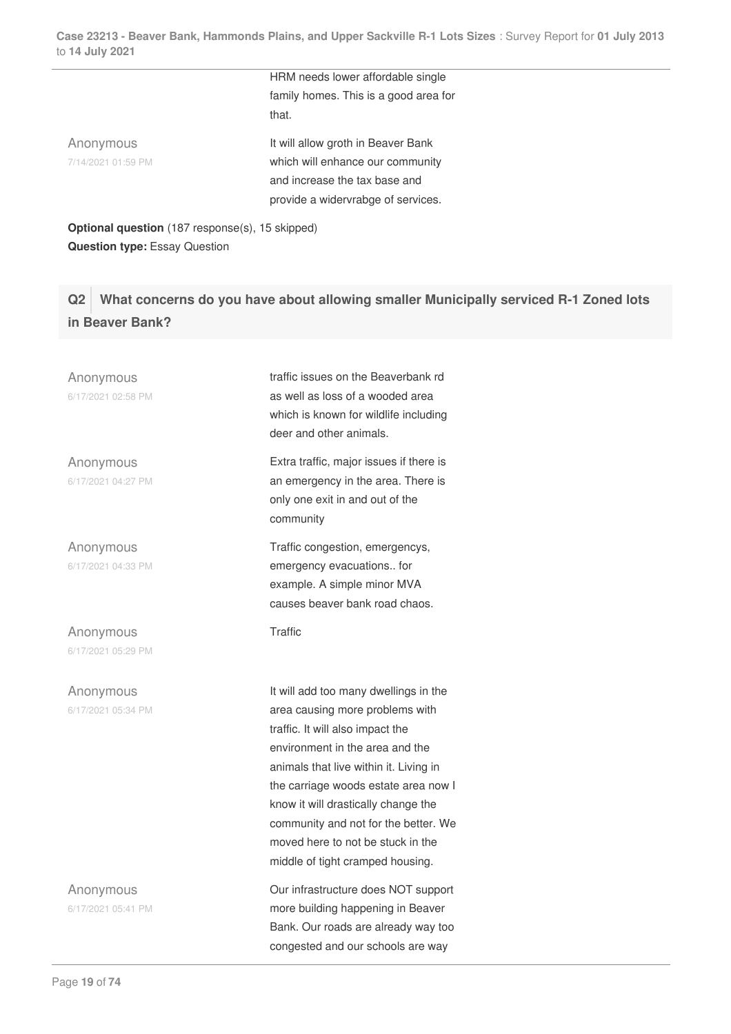HRM needs lower affordable single family homes. This is a good area for that.

Anonymous
7/14/2021 01:59 PM

It will allow groth in Beaver Bank which will enhance our community and increase the tax base and provide a widervrabge of services.

**Optional question** (187 response(s), 15 skipped)
**Question type:** Essay Question

## Q2 What concerns do you have about allowing smaller Municipally serviced R-1 Zoned lots in Beaver Bank?

Anonymous
6/17/2021 02:58 PM

traffic issues on the Beaverbank rd as well as loss of a wooded area which is known for wildlife including deer and other animals.

Anonymous
6/17/2021 04:27 PM

Extra traffic, major issues if there is an emergency in the area. There is only one exit in and out of the community

Anonymous
6/17/2021 04:33 PM

Traffic congestion, emergencys, emergency evacuations.. for example. A simple minor MVA causes beaver bank road chaos.

Anonymous
6/17/2021 05:29 PM

Traffic

Anonymous
6/17/2021 05:34 PM

It will add too many dwellings in the area causing more problems with traffic. It will also impact the environment in the area and the animals that live within it. Living in the carriage woods estate area now I know it will drastically change the community and not for the better. We moved here to not be stuck in the middle of tight cramped housing.

Anonymous
6/17/2021 05:41 PM

Our infrastructure does NOT support more building happening in Beaver Bank. Our roads are already way too congested and our schools are way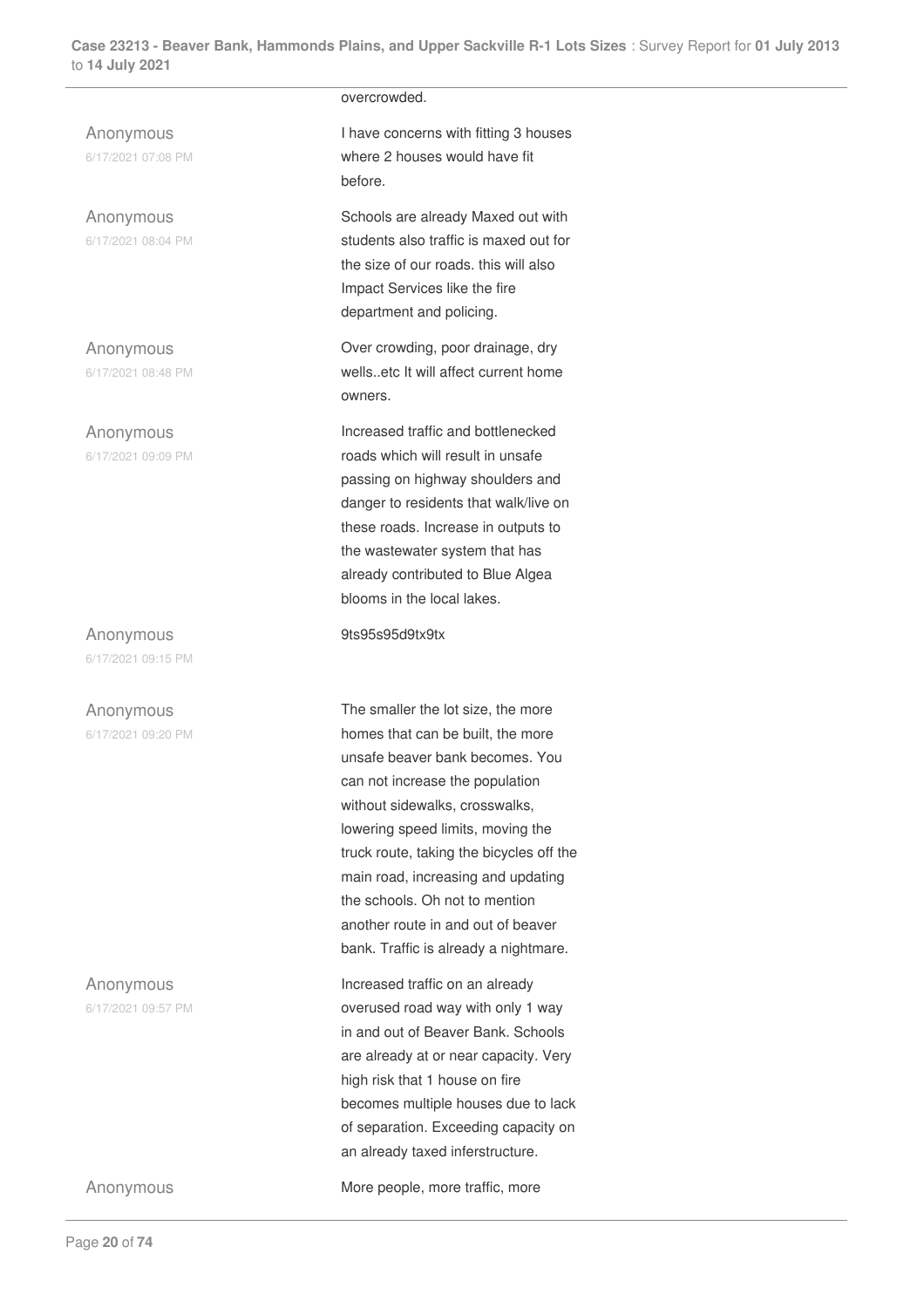overcrowded.

| | |
|---|---|
| Anonymous<br>6/17/2021 07:08 PM | I have concerns with fitting 3 houses where 2 houses would have fit before. |
| Anonymous<br>6/17/2021 08:04 PM | Schools are already Maxed out with students also traffic is maxed out for the size of our roads. this will also Impact Services like the fire department and policing. |
| Anonymous<br>6/17/2021 08:48 PM | Over crowding, poor drainage, dry wells..etc It will affect current home owners. |
| Anonymous<br>6/17/2021 09:09 PM | Increased traffic and bottlenecked roads which will result in unsafe passing on highway shoulders and danger to residents that walk/live on these roads. Increase in outputs to the wastewater system that has already contributed to Blue Algea blooms in the local lakes. |
| Anonymous<br>6/17/2021 09:15 PM | 9ts95s95d9tx9tx |
| Anonymous<br>6/17/2021 09:20 PM | The smaller the lot size, the more homes that can be built, the more unsafe beaver bank becomes. You can not increase the population without sidewalks, crosswalks, lowering speed limits, moving the truck route, taking the bicycles off the main road, increasing and updating the schools. Oh not to mention another route in and out of beaver bank. Traffic is already a nightmare. |
| Anonymous<br>6/17/2021 09:57 PM | Increased traffic on an already overused road way with only 1 way in and out of Beaver Bank. Schools are already at or near capacity. Very high risk that 1 house on fire becomes multiple houses due to lack of separation. Exceeding capacity on an already taxed inferstructure. |
| Anonymous | More people, more traffic, more |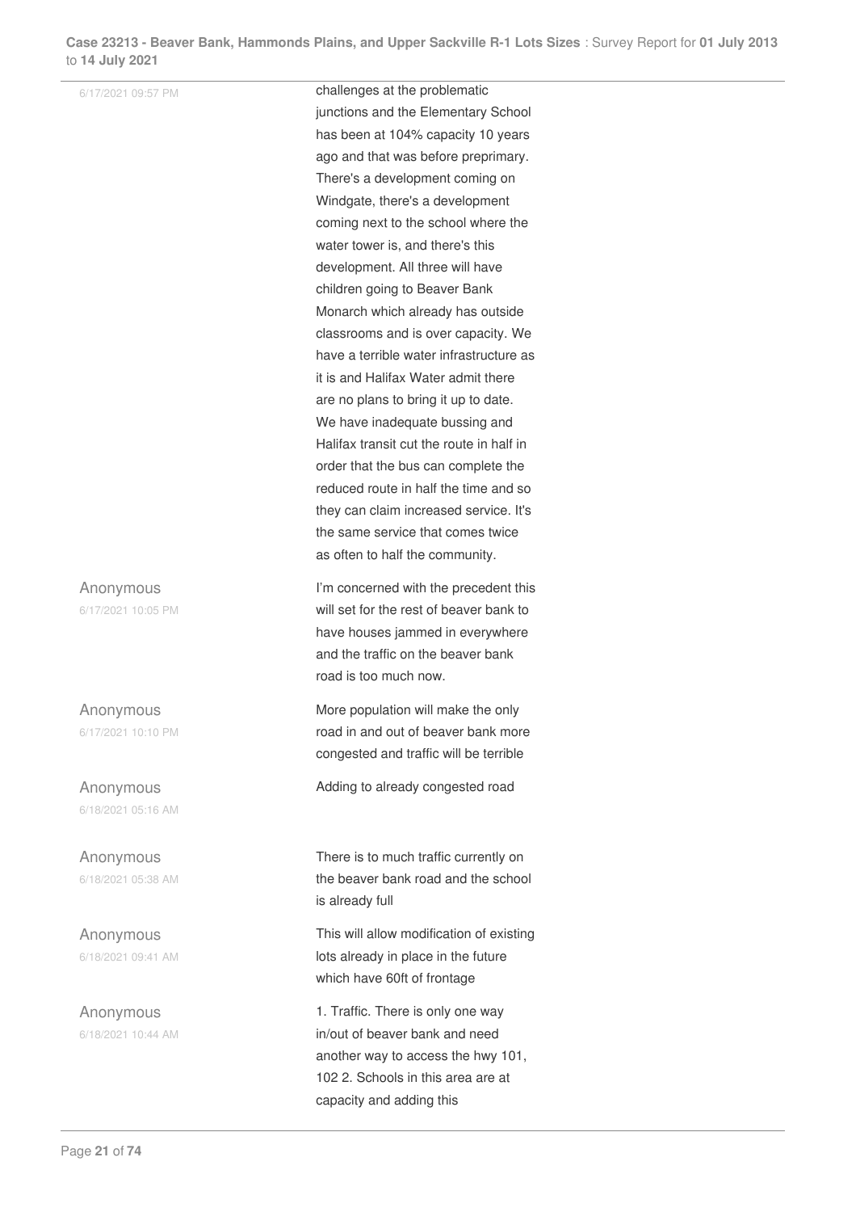6/17/2021 09:57 PM

challenges at the problematic junctions and the Elementary School has been at 104% capacity 10 years ago and that was before preprimary. There's a development coming on Windgate, there's a development coming next to the school where the water tower is, and there's this development. All three will have children going to Beaver Bank Monarch which already has outside classrooms and is over capacity. We have a terrible water infrastructure as it is and Halifax Water admit there are no plans to bring it up to date. We have inadequate bussing and Halifax transit cut the route in half in order that the bus can complete the reduced route in half the time and so they can claim increased service. It's the same service that comes twice as often to half the community.

Anonymous
6/17/2021 10:05 PM

I'm concerned with the precedent this will set for the rest of beaver bank to have houses jammed in everywhere and the traffic on the beaver bank road is too much now.

Anonymous
6/17/2021 10:10 PM

More population will make the only road in and out of beaver bank more congested and traffic will be terrible

Anonymous
6/18/2021 05:16 AM

Adding to already congested road

Anonymous
6/18/2021 05:38 AM

There is to much traffic currently on the beaver bank road and the school is already full

Anonymous
6/18/2021 09:41 AM

This will allow modification of existing lots already in place in the future which have 60ft of frontage

Anonymous
6/18/2021 10:44 AM

1. Traffic. There is only one way in/out of beaver bank and need another way to access the hwy 101, 102 2. Schools in this area are at capacity and adding this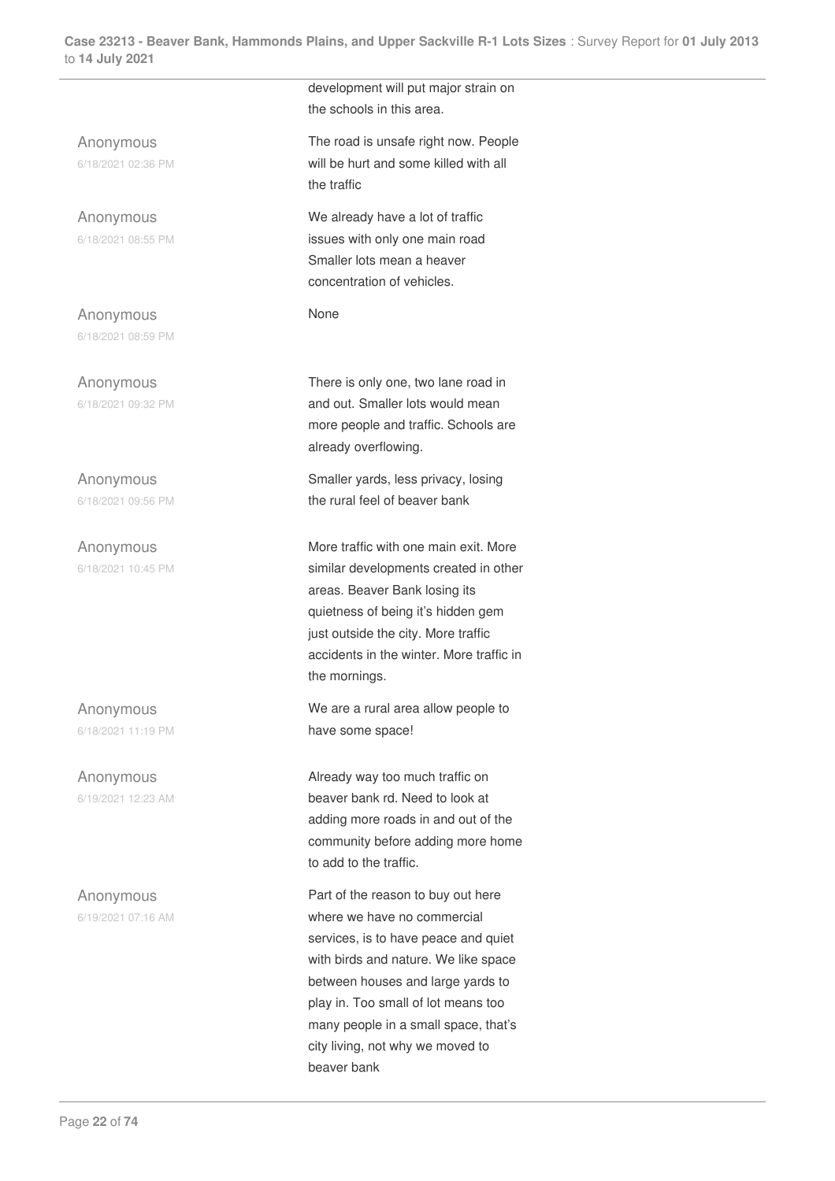development will put major strain on the schools in this area.

| | |
|---|---|
| Anonymous<br>6/18/2021 02:36 PM | The road is unsafe right now. People will be hurt and some killed with all the traffic |
| Anonymous<br>6/18/2021 08:55 PM | We already have a lot of traffic issues with only one main road Smaller lots mean a heaver concentration of vehicles. |
| Anonymous<br>6/18/2021 08:59 PM | None |
| Anonymous<br>6/18/2021 09:32 PM | There is only one, two lane road in and out. Smaller lots would mean more people and traffic. Schools are already overflowing. |
| Anonymous<br>6/18/2021 09:56 PM | Smaller yards, less privacy, losing the rural feel of beaver bank |
| Anonymous<br>6/18/2021 10:45 PM | More traffic with one main exit. More similar developments created in other areas. Beaver Bank losing its quietness of being it's hidden gem just outside the city. More traffic accidents in the winter. More traffic in the mornings. |
| Anonymous<br>6/18/2021 11:19 PM | We are a rural area allow people to have some space! |
| Anonymous<br>6/19/2021 12:23 AM | Already way too much traffic on beaver bank rd. Need to look at adding more roads in and out of the community before adding more home to add to the traffic. |
| Anonymous<br>6/19/2021 07:16 AM | Part of the reason to buy out here where we have no commercial services, is to have peace and quiet with birds and nature. We like space between houses and large yards to play in. Too small of lot means too many people in a small space, that's city living, not why we moved to beaver bank |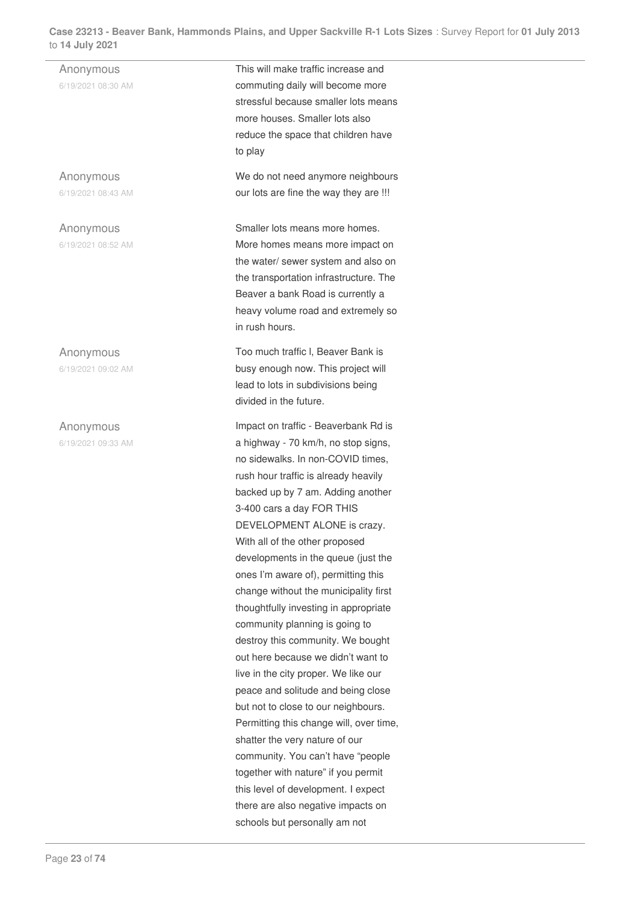| | |
|---|---|
| Anonymous<br>6/19/2021 08:30 AM | This will make traffic increase and commuting daily will become more stressful because smaller lots means more houses. Smaller lots also reduce the space that children have to play |
| Anonymous<br>6/19/2021 08:43 AM | We do not need anymore neighbours our lots are fine the way they are !!! |
| Anonymous<br>6/19/2021 08:52 AM | Smaller lots means more homes. More homes means more impact on the water/ sewer system and also on the transportation infrastructure. The Beaver a bank Road is currently a heavy volume road and extremely so in rush hours. |
| Anonymous<br>6/19/2021 09:02 AM | Too much traffic l, Beaver Bank is busy enough now. This project will lead to lots in subdivisions being divided in the future. |
| Anonymous<br>6/19/2021 09:33 AM | Impact on traffic - Beaverbank Rd is a highway - 70 km/h, no stop signs, no sidewalks. In non-COVID times, rush hour traffic is already heavily backed up by 7 am. Adding another 3-400 cars a day FOR THIS DEVELOPMENT ALONE is crazy. With all of the other proposed developments in the queue (just the ones I'm aware of), permitting this change without the municipality first thoughtfully investing in appropriate community planning is going to destroy this community. We bought out here because we didn't want to live in the city proper. We like our peace and solitude and being close but not to close to our neighbours. Permitting this change will, over time, shatter the very nature of our community. You can't have "people together with nature" if you permit this level of development. I expect there are also negative impacts on schools but personally am not |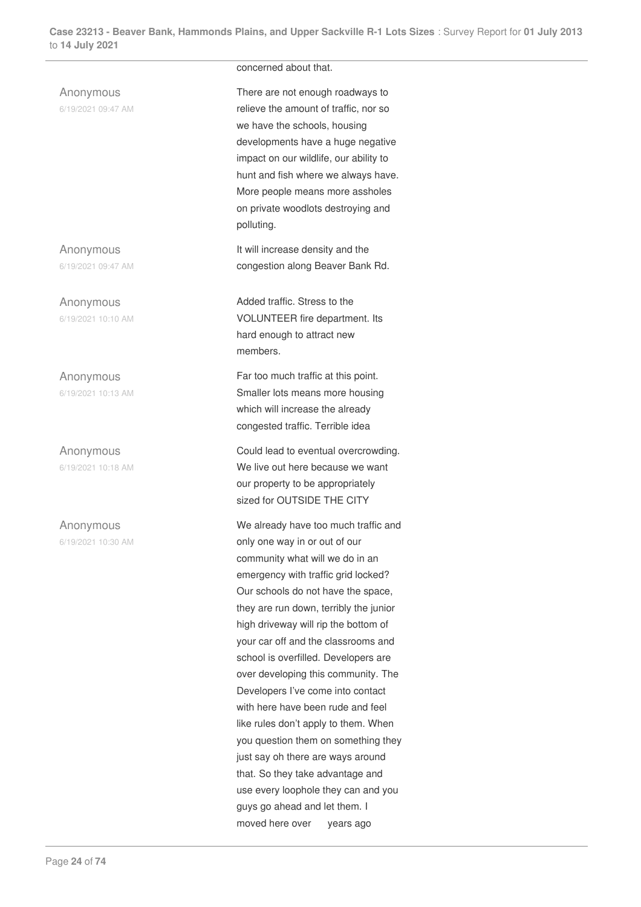concerned about that.

| | |
|---|---|
| Anonymous<br>6/19/2021 09:47 AM | There are not enough roadways to relieve the amount of traffic, nor so we have the schools, housing developments have a huge negative impact on our wildlife, our ability to hunt and fish where we always have. More people means more assholes on private woodlots destroying and polluting. |
| Anonymous<br>6/19/2021 09:47 AM | It will increase density and the congestion along Beaver Bank Rd. |
| Anonymous<br>6/19/2021 10:10 AM | Added traffic. Stress to the VOLUNTEER fire department. Its hard enough to attract new members. |
| Anonymous<br>6/19/2021 10:13 AM | Far too much traffic at this point. Smaller lots means more housing which will increase the already congested traffic. Terrible idea |
| Anonymous<br>6/19/2021 10:18 AM | Could lead to eventual overcrowding. We live out here because we want our property to be appropriately sized for OUTSIDE THE CITY |
| Anonymous<br>6/19/2021 10:30 AM | We already have too much traffic and only one way in or out of our community what will we do in an emergency with traffic grid locked? Our schools do not have the space, they are run down, terribly the junior high driveway will rip the bottom of your car off and the classrooms and school is overfilled. Developers are over developing this community. The Developers I've come into contact with here have been rude and feel like rules don't apply to them. When you question them on something they just say oh there are ways around that. So they take advantage and use every loophole they can and you guys go ahead and let them. I moved here over years ago |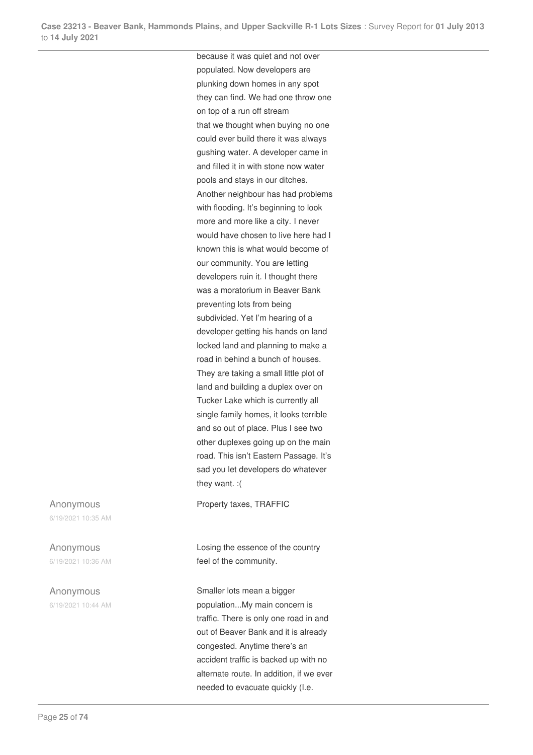because it was quiet and not over populated. Now developers are plunking down homes in any spot they can find. We had one throw one on top of a run off stream that we thought when buying no one could ever build there it was always gushing water. A developer came in and filled it in with stone now water pools and stays in our ditches. Another neighbour has had problems with flooding. It's beginning to look more and more like a city. I never would have chosen to live here had I known this is what would become of our community. You are letting developers ruin it. I thought there was a moratorium in Beaver Bank preventing lots from being subdivided. Yet I'm hearing of a developer getting his hands on land locked land and planning to make a road in behind a bunch of houses. They are taking a small little plot of land and building a duplex over on Tucker Lake which is currently all single family homes, it looks terrible and so out of place. Plus I see two other duplexes going up on the main road. This isn't Eastern Passage. It's sad you let developers do whatever they want. :(

Anonymous
6/19/2021 10:35 AM

Property taxes, TRAFFIC

Anonymous
6/19/2021 10:36 AM

Losing the essence of the country feel of the community.

Anonymous
6/19/2021 10:44 AM

Smaller lots mean a bigger population...My main concern is traffic. There is only one road in and out of Beaver Bank and it is already congested. Anytime there's an accident traffic is backed up with no alternate route. In addition, if we ever needed to evacuate quickly (I.e.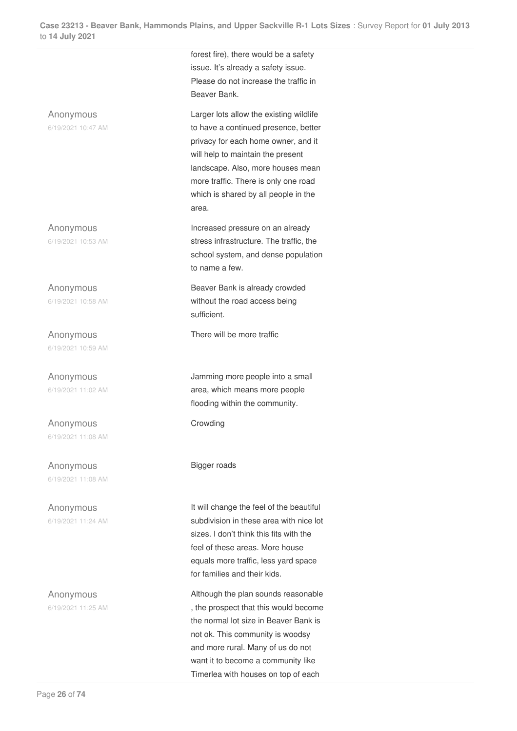forest fire), there would be a safety issue. It's already a safety issue. Please do not increase the traffic in Beaver Bank.

| | |
|---|---|
| Anonymous<br>6/19/2021 10:47 AM | Larger lots allow the existing wildlife to have a continued presence, better privacy for each home owner, and it will help to maintain the present landscape. Also, more houses mean more traffic. There is only one road which is shared by all people in the area. |
| Anonymous<br>6/19/2021 10:53 AM | Increased pressure on an already stress infrastructure. The traffic, the school system, and dense population to name a few. |
| Anonymous<br>6/19/2021 10:58 AM | Beaver Bank is already crowded without the road access being sufficient. |
| Anonymous<br>6/19/2021 10:59 AM | There will be more traffic |
| Anonymous<br>6/19/2021 11:02 AM | Jamming more people into a small area, which means more people flooding within the community. |
| Anonymous<br>6/19/2021 11:08 AM | Crowding |
| Anonymous<br>6/19/2021 11:08 AM | Bigger roads |
| Anonymous<br>6/19/2021 11:24 AM | It will change the feel of the beautiful subdivision in these area with nice lot sizes. I don't think this fits with the feel of these areas. More house equals more traffic, less yard space for families and their kids. |
| Anonymous<br>6/19/2021 11:25 AM | Although the plan sounds reasonable , the prospect that this would become the normal lot size in Beaver Bank is not ok. This community is woodsy and more rural. Many of us do not want it to become a community like Timerlea with houses on top of each |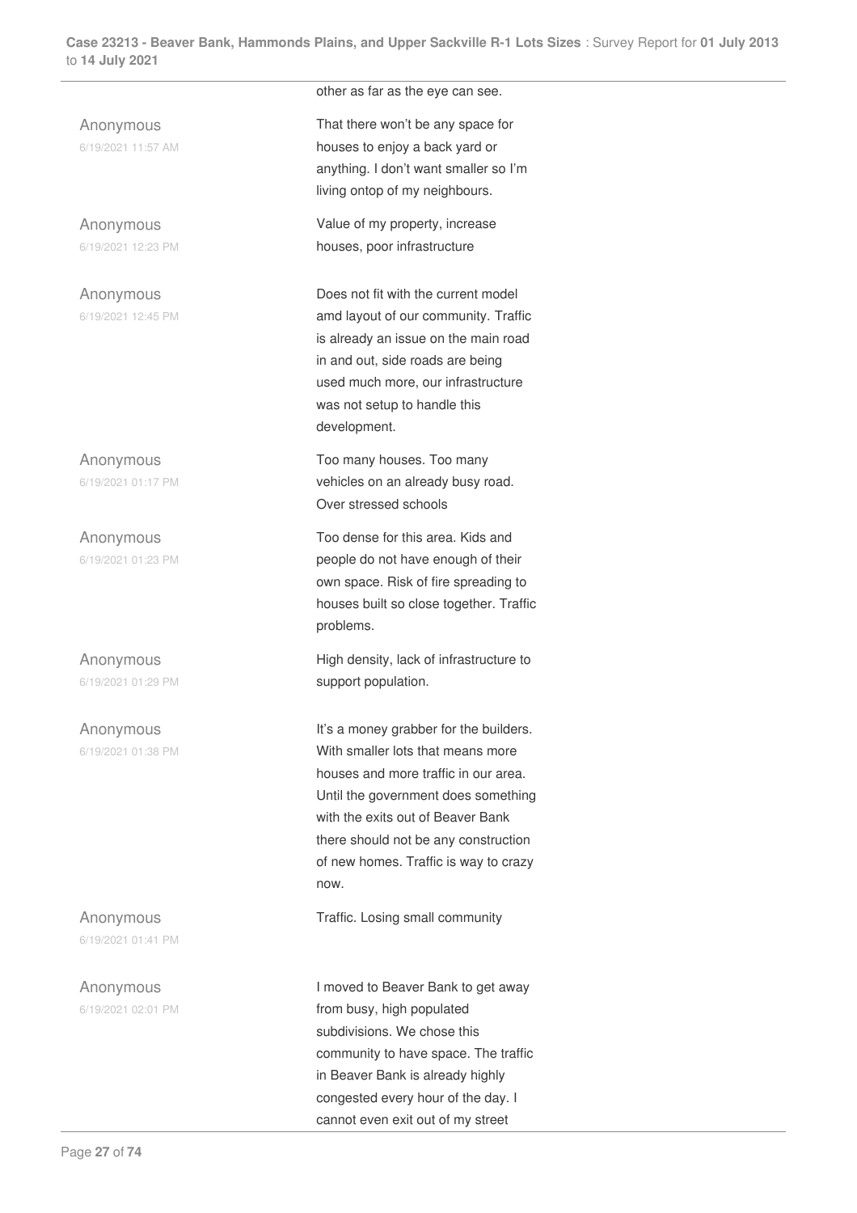other as far as the eye can see.

| | |
|---|---|
| Anonymous<br>6/19/2021 11:57 AM | That there won't be any space for houses to enjoy a back yard or anything. I don't want smaller so I'm living ontop of my neighbours. |
| Anonymous<br>6/19/2021 12:23 PM | Value of my property, increase houses, poor infrastructure |
| Anonymous<br>6/19/2021 12:45 PM | Does not fit with the current model amd layout of our community. Traffic is already an issue on the main road in and out, side roads are being used much more, our infrastructure was not setup to handle this development. |
| Anonymous<br>6/19/2021 01:17 PM | Too many houses. Too many vehicles on an already busy road. Over stressed schools |
| Anonymous<br>6/19/2021 01:23 PM | Too dense for this area. Kids and people do not have enough of their own space. Risk of fire spreading to houses built so close together. Traffic problems. |
| Anonymous<br>6/19/2021 01:29 PM | High density, lack of infrastructure to support population. |
| Anonymous<br>6/19/2021 01:38 PM | It's a money grabber for the builders. With smaller lots that means more houses and more traffic in our area. Until the government does something with the exits out of Beaver Bank there should not be any construction of new homes. Traffic is way to crazy now. |
| Anonymous<br>6/19/2021 01:41 PM | Traffic. Losing small community |
| Anonymous<br>6/19/2021 02:01 PM | I moved to Beaver Bank to get away from busy, high populated subdivisions. We chose this community to have space. The traffic in Beaver Bank is already highly congested every hour of the day. I cannot even exit out of my street |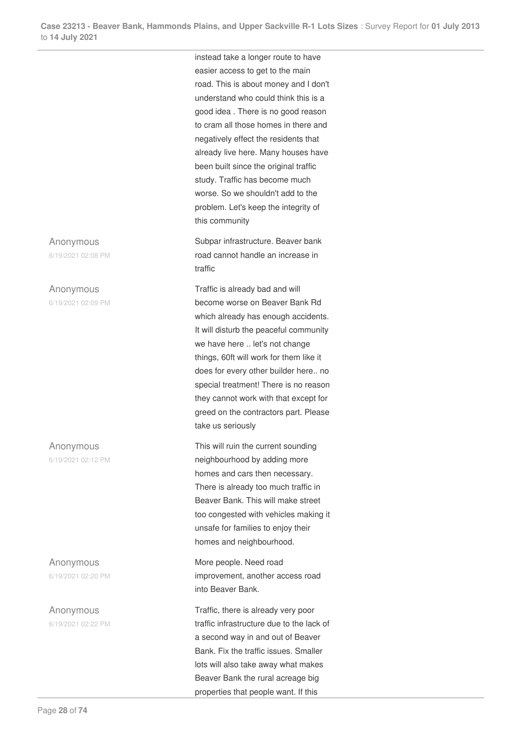instead take a longer route to have easier access to get to the main road. This is about money and I don't understand who could think this is a good idea . There is no good reason to cram all those homes in there and negatively effect the residents that already live here. Many houses have been built since the original traffic study. Traffic has become much worse. So we shouldn't add to the problem. Let's keep the integrity of this community

| | |
|---|---|
| Anonymous<br>6/19/2021 02:08 PM | Subpar infrastructure. Beaver bank road cannot handle an increase in traffic |
| Anonymous<br>6/19/2021 02:09 PM | Traffic is already bad and will become worse on Beaver Bank Rd which already has enough accidents. It will disturb the peaceful community we have here .. let's not change things, 60ft will work for them like it does for every other builder here.. no special treatment! There is no reason they cannot work with that except for greed on the contractors part. Please take us seriously |
| Anonymous<br>6/19/2021 02:12 PM | This will ruin the current sounding neighbourhood by adding more homes and cars then necessary. There is already too much traffic in Beaver Bank. This will make street too congested with vehicles making it unsafe for families to enjoy their homes and neighbourhood. |
| Anonymous<br>6/19/2021 02:20 PM | More people. Need road improvement, another access road into Beaver Bank. |
| Anonymous<br>6/19/2021 02:22 PM | Traffic, there is already very poor traffic infrastructure due to the lack of a second way in and out of Beaver Bank. Fix the traffic issues. Smaller lots will also take away what makes Beaver Bank the rural acreage big properties that people want. If this |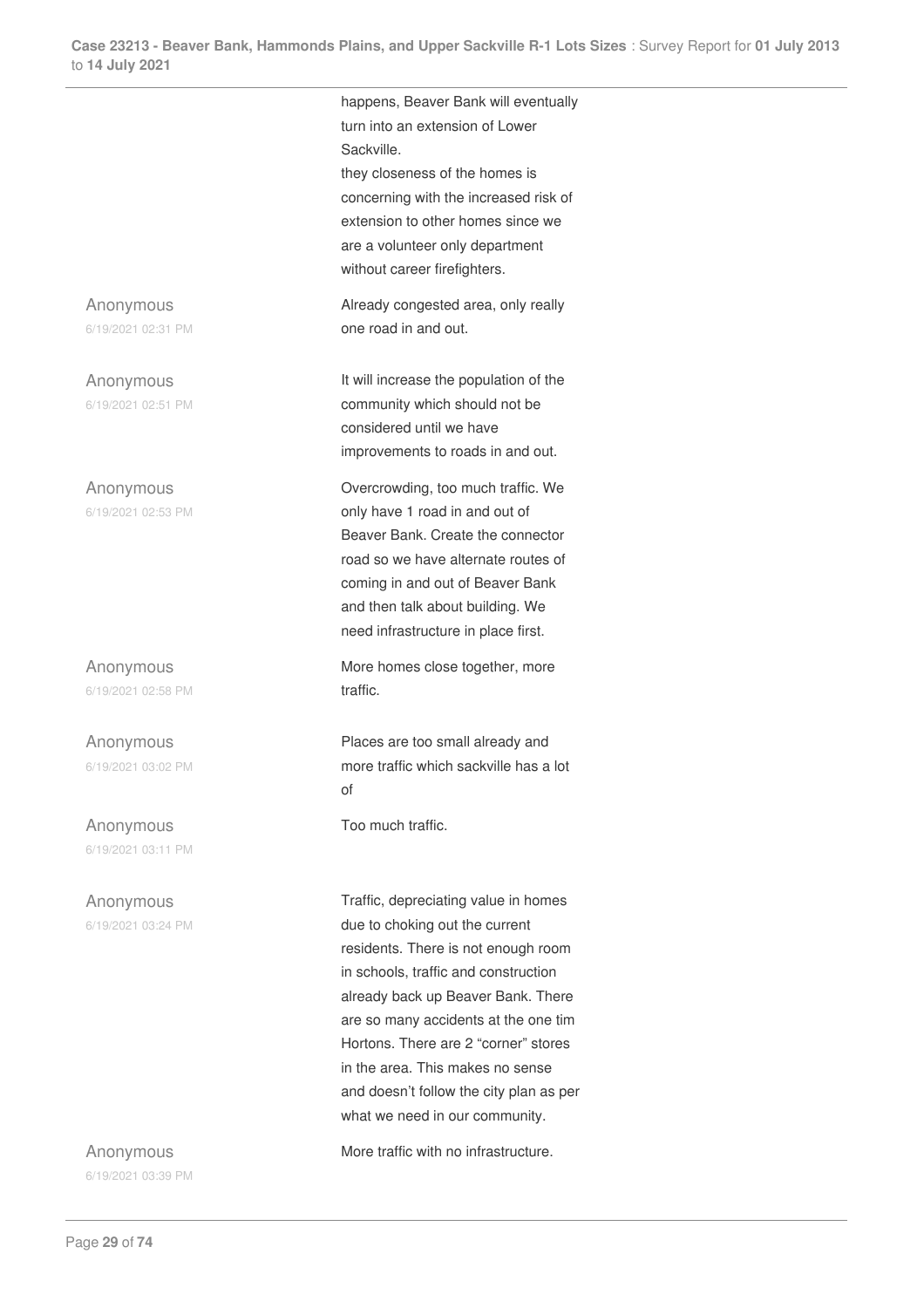happens, Beaver Bank will eventually turn into an extension of Lower Sackville.
they closeness of the homes is concerning with the increased risk of extension to other homes since we are a volunteer only department without career firefighters.

| | |
|---|---|
| Anonymous<br>6/19/2021 02:31 PM | Already congested area, only really one road in and out. |
| Anonymous<br>6/19/2021 02:51 PM | It will increase the population of the community which should not be considered until we have improvements to roads in and out. |
| Anonymous<br>6/19/2021 02:53 PM | Overcrowding, too much traffic. We only have 1 road in and out of Beaver Bank. Create the connector road so we have alternate routes of coming in and out of Beaver Bank and then talk about building. We need infrastructure in place first. |
| Anonymous<br>6/19/2021 02:58 PM | More homes close together, more traffic. |
| Anonymous<br>6/19/2021 03:02 PM | Places are too small already and more traffic which sackville has a lot of |
| Anonymous<br>6/19/2021 03:11 PM | Too much traffic. |
| Anonymous<br>6/19/2021 03:24 PM | Traffic, depreciating value in homes due to choking out the current residents. There is not enough room in schools, traffic and construction already back up Beaver Bank. There are so many accidents at the one tim Hortons. There are 2 "corner" stores in the area. This makes no sense and doesn't follow the city plan as per what we need in our community. |
| Anonymous<br>6/19/2021 03:39 PM | More traffic with no infrastructure. |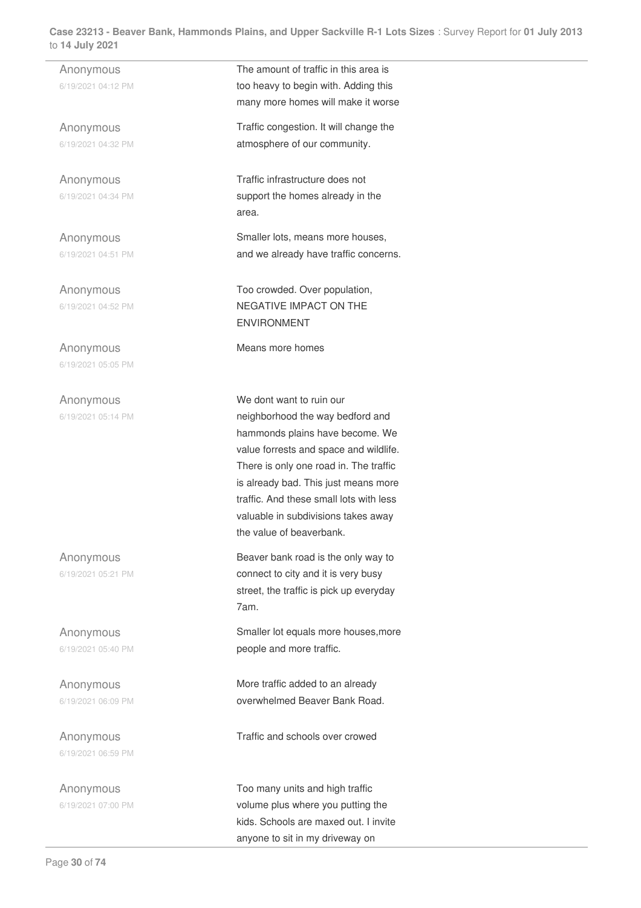| | |
|---|---|
| Anonymous<br>6/19/2021 04:12 PM | The amount of traffic in this area is too heavy to begin with. Adding this many more homes will make it worse |
| Anonymous<br>6/19/2021 04:32 PM | Traffic congestion. It will change the atmosphere of our community. |
| Anonymous<br>6/19/2021 04:34 PM | Traffic infrastructure does not support the homes already in the area. |
| Anonymous<br>6/19/2021 04:51 PM | Smaller lots, means more houses, and we already have traffic concerns. |
| Anonymous<br>6/19/2021 04:52 PM | Too crowded. Over population, NEGATIVE IMPACT ON THE ENVIRONMENT |
| Anonymous<br>6/19/2021 05:05 PM | Means more homes |
| Anonymous<br>6/19/2021 05:14 PM | We dont want to ruin our neighborhood the way bedford and hammonds plains have become. We value forrests and space and wildlife. There is only one road in. The traffic is already bad. This just means more traffic. And these small lots with less valuable in subdivisions takes away the value of beaverbank. |
| Anonymous<br>6/19/2021 05:21 PM | Beaver bank road is the only way to connect to city and it is very busy street, the traffic is pick up everyday 7am. |
| Anonymous<br>6/19/2021 05:40 PM | Smaller lot equals more houses,more people and more traffic. |
| Anonymous<br>6/19/2021 06:09 PM | More traffic added to an already overwhelmed Beaver Bank Road. |
| Anonymous<br>6/19/2021 06:59 PM | Traffic and schools over crowed |
| Anonymous<br>6/19/2021 07:00 PM | Too many units and high traffic volume plus where you putting the kids. Schools are maxed out. I invite anyone to sit in my driveway on |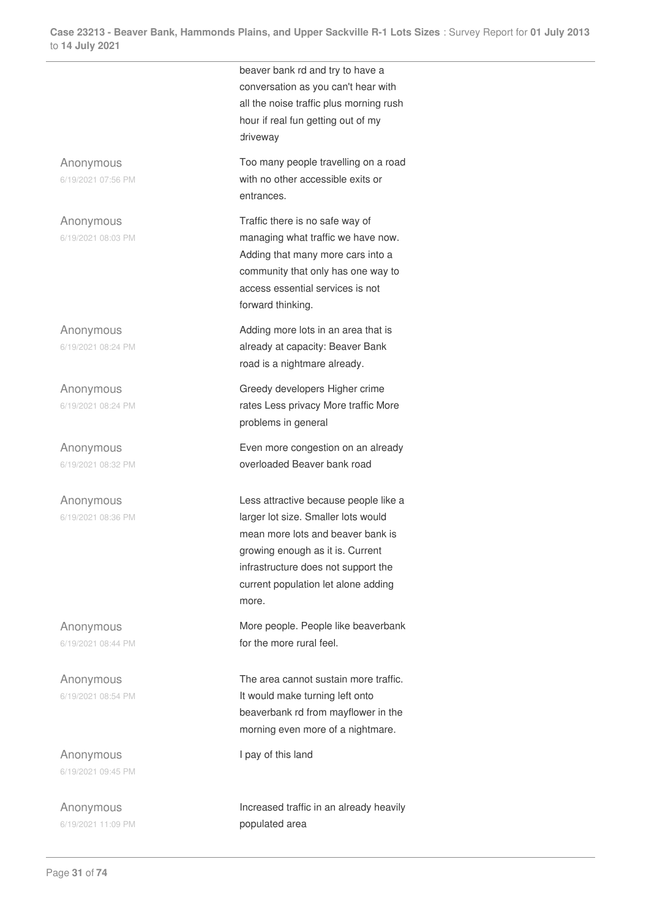beaver bank rd and try to have a conversation as you can't hear with all the noise traffic plus morning rush hour if real fun getting out of my driveway

| | |
|---|---|
| Anonymous<br>6/19/2021 07:56 PM | Too many people travelling on a road with no other accessible exits or entrances. |
| Anonymous<br>6/19/2021 08:03 PM | Traffic there is no safe way of managing what traffic we have now. Adding that many more cars into a community that only has one way to access essential services is not forward thinking. |
| Anonymous<br>6/19/2021 08:24 PM | Adding more lots in an area that is already at capacity: Beaver Bank road is a nightmare already. |
| Anonymous<br>6/19/2021 08:24 PM | Greedy developers Higher crime rates Less privacy More traffic More problems in general |
| Anonymous<br>6/19/2021 08:32 PM | Even more congestion on an already overloaded Beaver bank road |
| Anonymous<br>6/19/2021 08:36 PM | Less attractive because people like a larger lot size. Smaller lots would mean more lots and beaver bank is growing enough as it is. Current infrastructure does not support the current population let alone adding more. |
| Anonymous<br>6/19/2021 08:44 PM | More people. People like beaverbank for the more rural feel. |
| Anonymous<br>6/19/2021 08:54 PM | The area cannot sustain more traffic. It would make turning left onto beaverbank rd from mayflower in the morning even more of a nightmare. |
| Anonymous<br>6/19/2021 09:45 PM | I pay of this land |
| Anonymous<br>6/19/2021 11:09 PM | Increased traffic in an already heavily populated area |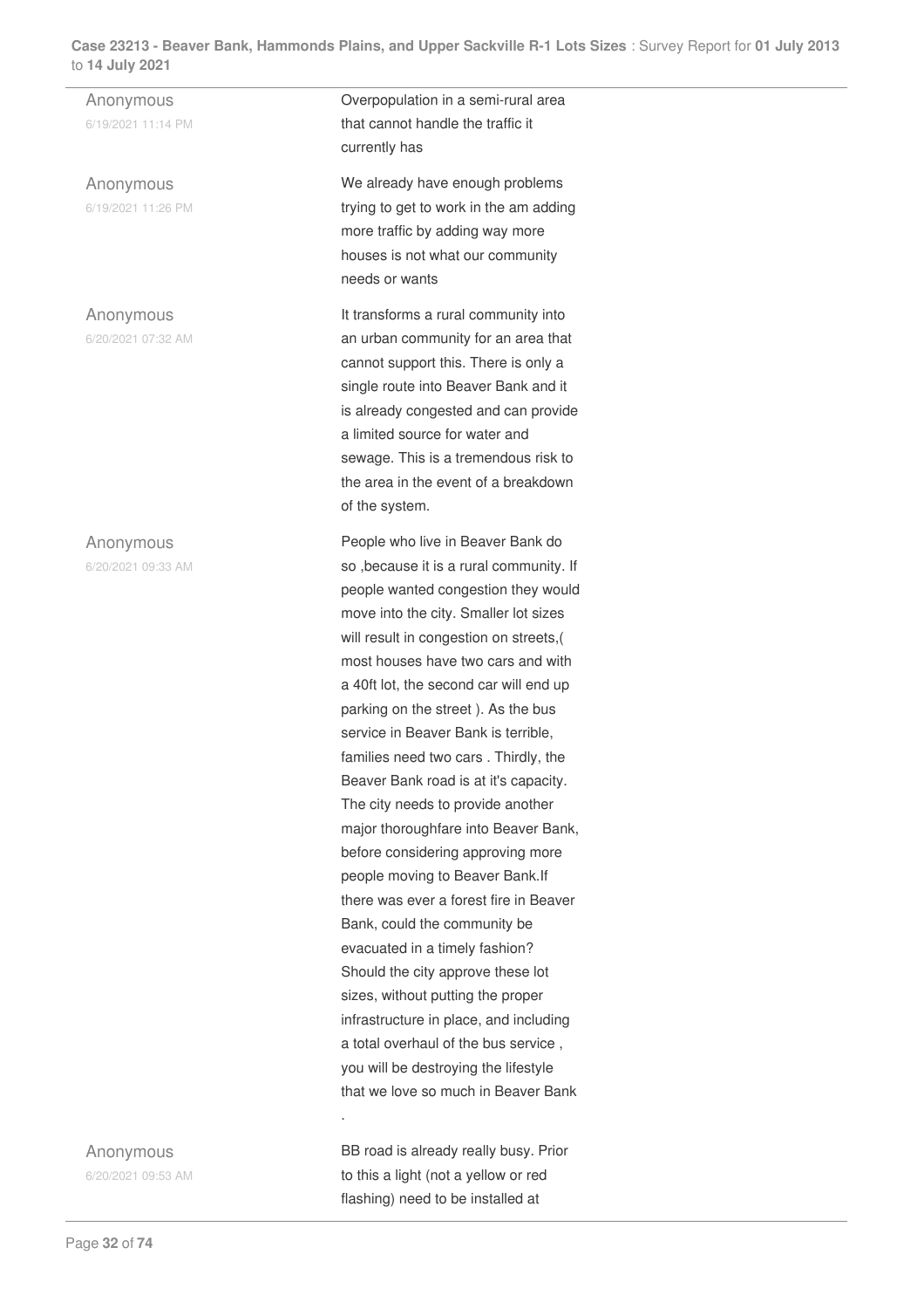| | |
|---|---|
| Anonymous<br>6/19/2021 11:14 PM | Overpopulation in a semi-rural area that cannot handle the traffic it currently has |
| Anonymous<br>6/19/2021 11:26 PM | We already have enough problems trying to get to work in the am adding more traffic by adding way more houses is not what our community needs or wants |
| Anonymous<br>6/20/2021 07:32 AM | It transforms a rural community into an urban community for an area that cannot support this. There is only a single route into Beaver Bank and it is already congested and can provide a limited source for water and sewage. This is a tremendous risk to the area in the event of a breakdown of the system. |
| Anonymous<br>6/20/2021 09:33 AM | People who live in Beaver Bank do so ,because it is a rural community. If people wanted congestion they would move into the city. Smaller lot sizes will result in congestion on streets,( most houses have two cars and with a 40ft lot, the second car will end up parking on the street ). As the bus service in Beaver Bank is terrible, families need two cars . Thirdly, the Beaver Bank road is at it's capacity. The city needs to provide another major thoroughfare into Beaver Bank, before considering approving more people moving to Beaver Bank.If there was ever a forest fire in Beaver Bank, could the community be evacuated in a timely fashion? Should the city approve these lot sizes, without putting the proper infrastructure in place, and including a total overhaul of the bus service , you will be destroying the lifestyle that we love so much in Beaver Bank . |
| Anonymous<br>6/20/2021 09:53 AM | BB road is already really busy. Prior to this a light (not a yellow or red flashing) need to be installed at |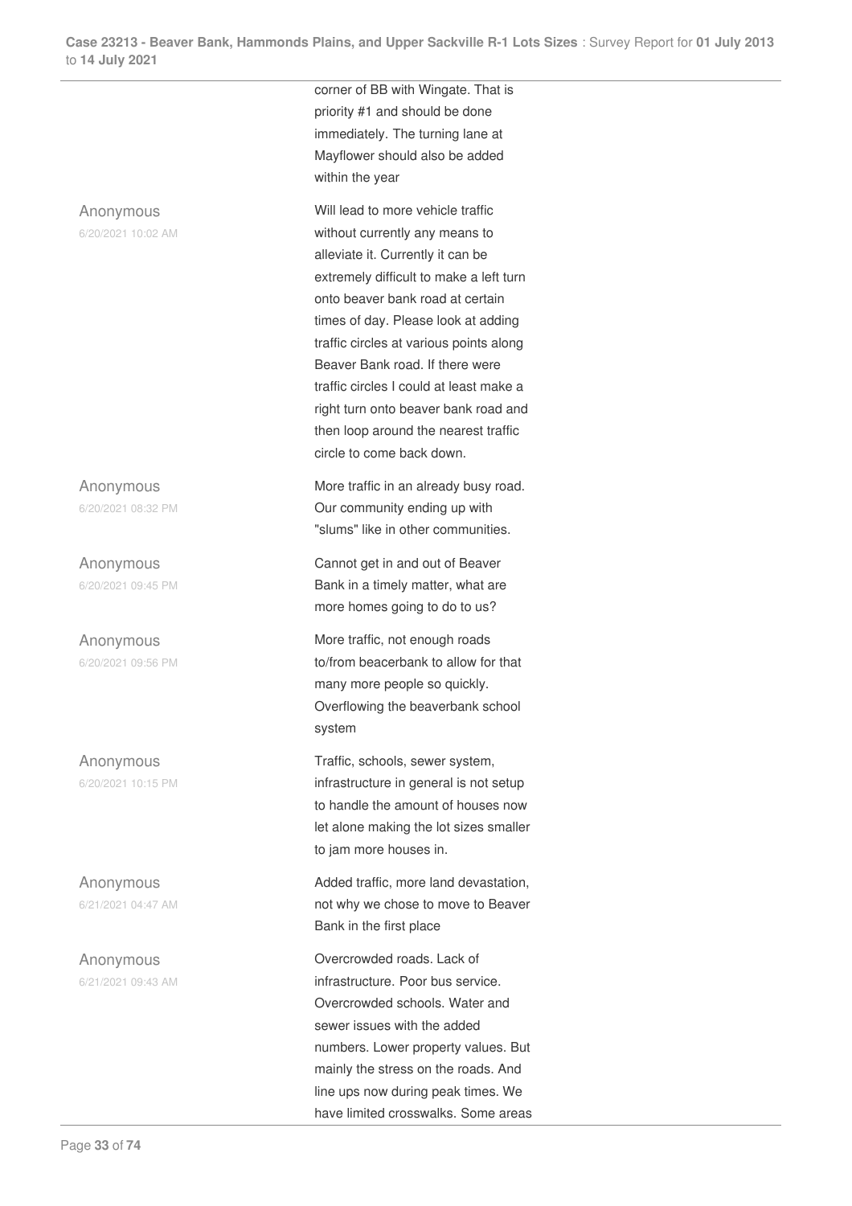corner of BB with Wingate. That is priority #1 and should be done immediately. The turning lane at Mayflower should also be added within the year

| | |
|---|---|
| Anonymous<br>6/20/2021 10:02 AM | Will lead to more vehicle traffic without currently any means to alleviate it. Currently it can be extremely difficult to make a left turn onto beaver bank road at certain times of day. Please look at adding traffic circles at various points along Beaver Bank road. If there were traffic circles I could at least make a right turn onto beaver bank road and then loop around the nearest traffic circle to come back down. |
| Anonymous<br>6/20/2021 08:32 PM | More traffic in an already busy road. Our community ending up with "slums" like in other communities. |
| Anonymous<br>6/20/2021 09:45 PM | Cannot get in and out of Beaver Bank in a timely matter, what are more homes going to do to us? |
| Anonymous<br>6/20/2021 09:56 PM | More traffic, not enough roads to/from beacerbank to allow for that many more people so quickly. Overflowing the beaverbank school system |
| Anonymous<br>6/20/2021 10:15 PM | Traffic, schools, sewer system, infrastructure in general is not setup to handle the amount of houses now let alone making the lot sizes smaller to jam more houses in. |
| Anonymous<br>6/21/2021 04:47 AM | Added traffic, more land devastation, not why we chose to move to Beaver Bank in the first place |
| Anonymous<br>6/21/2021 09:43 AM | Overcrowded roads. Lack of infrastructure. Poor bus service. Overcrowded schools. Water and sewer issues with the added numbers. Lower property values. But mainly the stress on the roads. And line ups now during peak times. We have limited crosswalks. Some areas |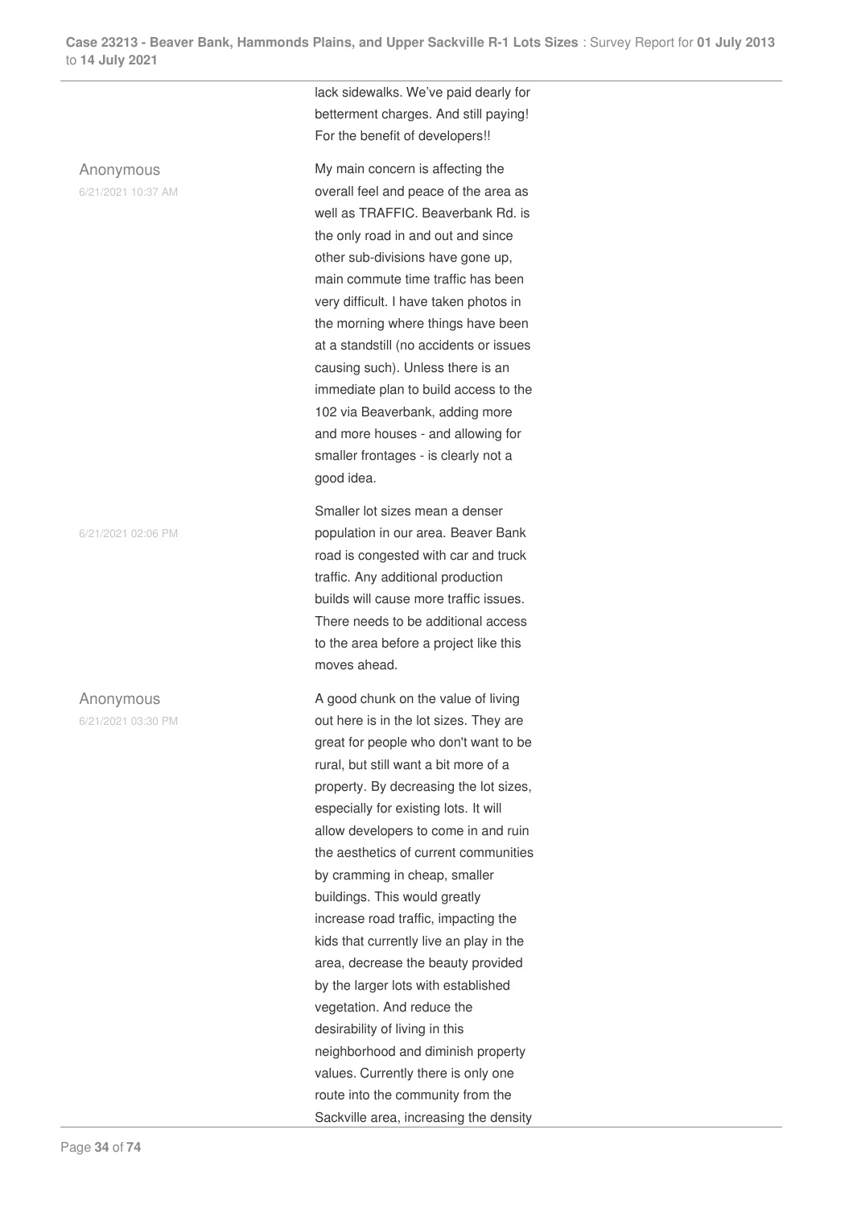lack sidewalks. We've paid dearly for betterment charges. And still paying! For the benefit of developers!!

**Anonymous**
6/21/2021 10:37 AM

My main concern is affecting the overall feel and peace of the area as well as TRAFFIC. Beaverbank Rd. is the only road in and out and since other sub-divisions have gone up, main commute time traffic has been very difficult. I have taken photos in the morning where things have been at a standstill (no accidents or issues causing such). Unless there is an immediate plan to build access to the 102 via Beaverbank, adding more and more houses - and allowing for smaller frontages - is clearly not a good idea.

6/21/2021 02:06 PM

Smaller lot sizes mean a denser population in our area. Beaver Bank road is congested with car and truck traffic. Any additional production builds will cause more traffic issues. There needs to be additional access to the area before a project like this moves ahead.

**Anonymous**
6/21/2021 03:30 PM

A good chunk on the value of living out here is in the lot sizes. They are great for people who don't want to be rural, but still want a bit more of a property. By decreasing the lot sizes, especially for existing lots. It will allow developers to come in and ruin the aesthetics of current communities by cramming in cheap, smaller buildings. This would greatly increase road traffic, impacting the kids that currently live an play in the area, decrease the beauty provided by the larger lots with established vegetation. And reduce the desirability of living in this neighborhood and diminish property values. Currently there is only one route into the community from the Sackville area, increasing the density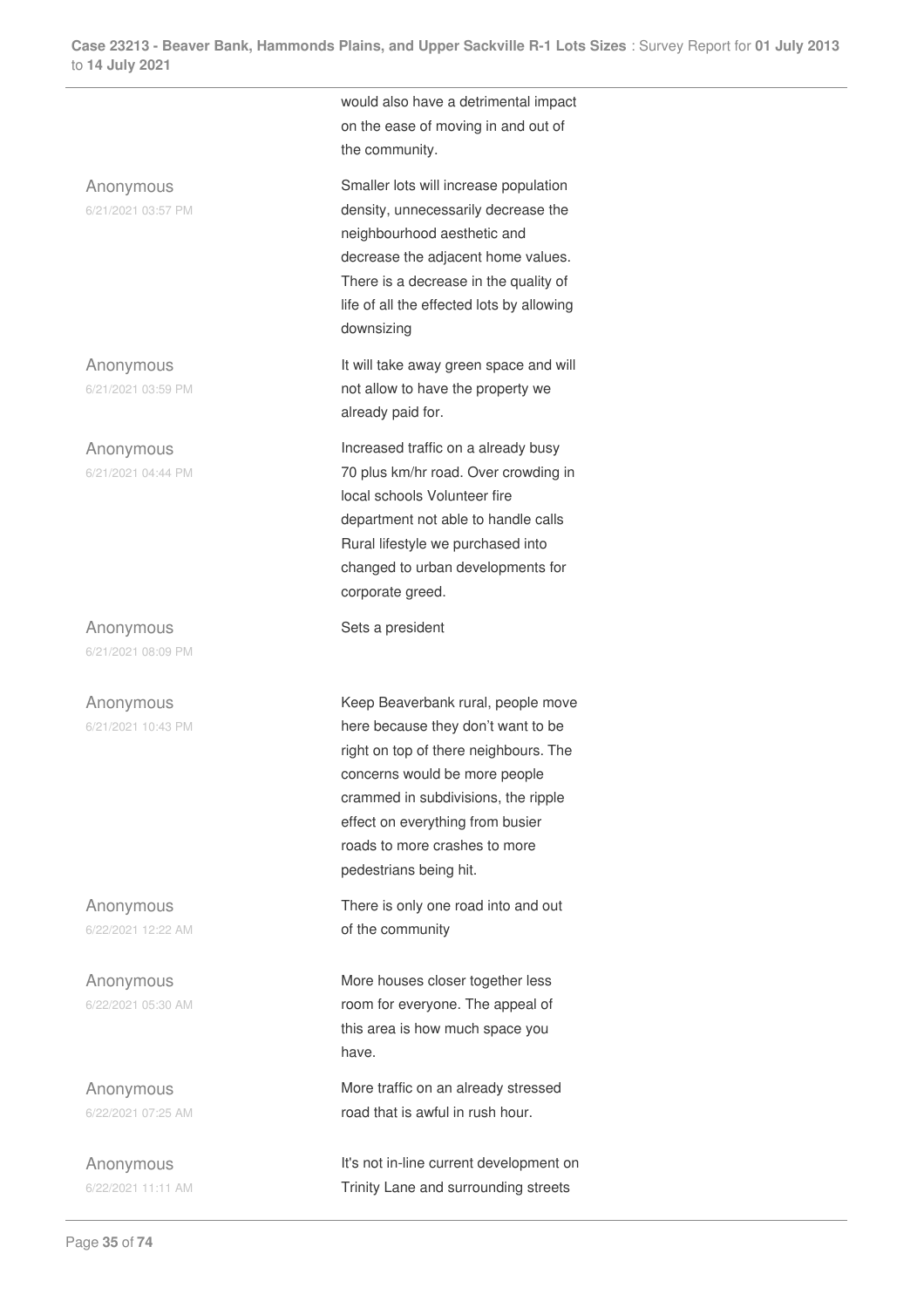| | |
|---|---|
| | would also have a detrimental impact on the ease of moving in and out of the community. |
| Anonymous<br>6/21/2021 03:57 PM | Smaller lots will increase population density, unnecessarily decrease the neighbourhood aesthetic and decrease the adjacent home values. There is a decrease in the quality of life of all the effected lots by allowing downsizing |
| Anonymous<br>6/21/2021 03:59 PM | It will take away green space and will not allow to have the property we already paid for. |
| Anonymous<br>6/21/2021 04:44 PM | Increased traffic on a already busy 70 plus km/hr road. Over crowding in local schools Volunteer fire department not able to handle calls Rural lifestyle we purchased into changed to urban developments for corporate greed. |
| Anonymous<br>6/21/2021 08:09 PM | Sets a president |
| Anonymous<br>6/21/2021 10:43 PM | Keep Beaverbank rural, people move here because they don't want to be right on top of there neighbours. The concerns would be more people crammed in subdivisions, the ripple effect on everything from busier roads to more crashes to more pedestrians being hit. |
| Anonymous<br>6/22/2021 12:22 AM | There is only one road into and out of the community |
| Anonymous<br>6/22/2021 05:30 AM | More houses closer together less room for everyone. The appeal of this area is how much space you have. |
| Anonymous<br>6/22/2021 07:25 AM | More traffic on an already stressed road that is awful in rush hour. |
| Anonymous<br>6/22/2021 11:11 AM | It's not in-line current development on Trinity Lane and surrounding streets |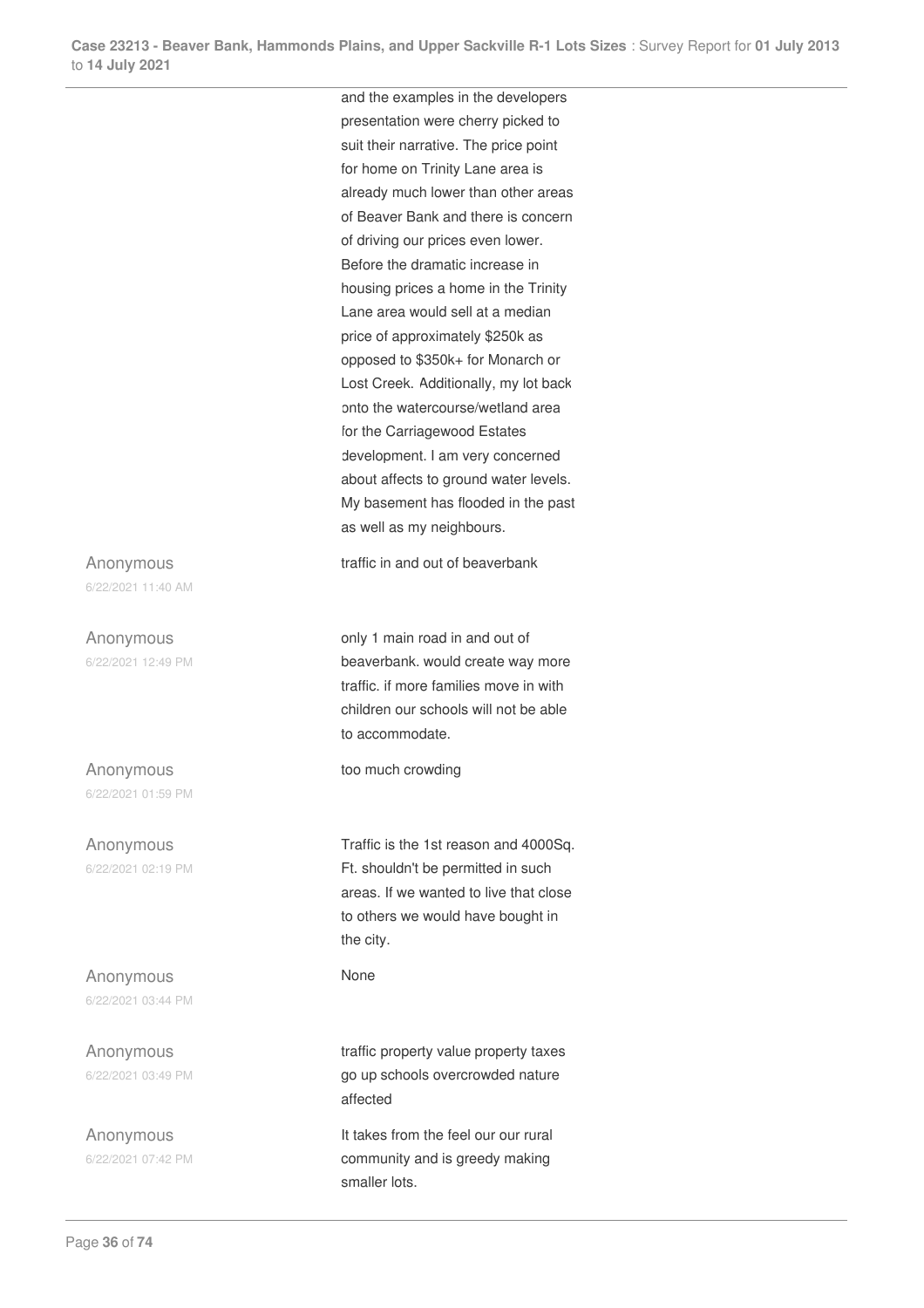and the examples in the developers presentation were cherry picked to suit their narrative. The price point for home on Trinity Lane area is already much lower than other areas of Beaver Bank and there is concern of driving our prices even lower. Before the dramatic increase in housing prices a home in the Trinity Lane area would sell at a median price of approximately $250k as opposed to $350k+ for Monarch or Lost Creek. Additionally, my lot back onto the watercourse/wetland area for the Carriagewood Estates development. I am very concerned about affects to ground water levels. My basement has flooded in the past as well as my neighbours.

| | |
|---|---|
| Anonymous<br>6/22/2021 11:40 AM | traffic in and out of beaverbank |
| Anonymous<br>6/22/2021 12:49 PM | only 1 main road in and out of beaverbank. would create way more traffic. if more families move in with children our schools will not be able to accommodate. |
| Anonymous<br>6/22/2021 01:59 PM | too much crowding |
| Anonymous<br>6/22/2021 02:19 PM | Traffic is the 1st reason and 4000Sq. Ft. shouldn't be permitted in such areas. If we wanted to live that close to others we would have bought in the city. |
| Anonymous<br>6/22/2021 03:44 PM | None |
| Anonymous<br>6/22/2021 03:49 PM | traffic property value property taxes go up schools overcrowded nature affected |
| Anonymous<br>6/22/2021 07:42 PM | It takes from the feel our our rural community and is greedy making smaller lots. |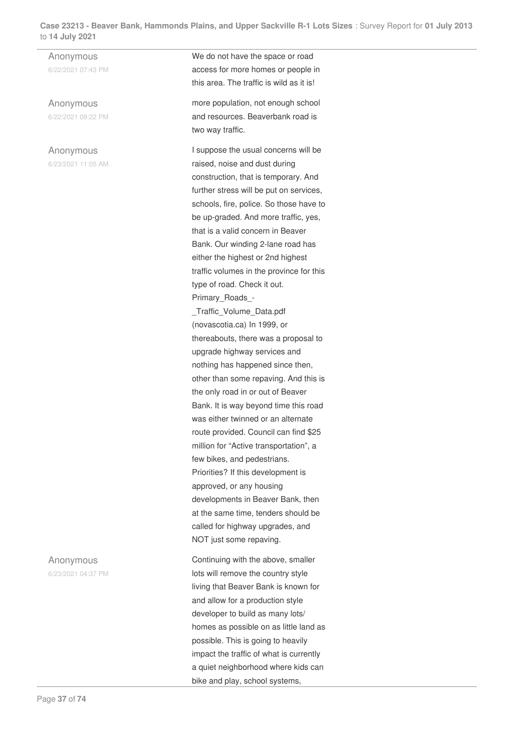| | |
|---|---|
| Anonymous<br>6/22/2021 07:43 PM | We do not have the space or road access for more homes or people in this area. The traffic is wild as it is! |
| Anonymous<br>6/22/2021 09:22 PM | more population, not enough school and resources. Beaverbank road is two way traffic. |
| Anonymous<br>6/23/2021 11:05 AM | I suppose the usual concerns will be raised, noise and dust during construction, that is temporary. And further stress will be put on services, schools, fire, police. So those have to be up-graded. And more traffic, yes, that is a valid concern in Beaver Bank. Our winding 2-lane road has either the highest or 2nd highest traffic volumes in the province for this type of road. Check it out. Primary_Roads_-_Traffic_Volume_Data.pdf (novascotia.ca) In 1999, or thereabouts, there was a proposal to upgrade highway services and nothing has happened since then, other than some repaving. And this is the only road in or out of Beaver Bank. It is way beyond time this road was either twinned or an alternate route provided. Council can find $25 million for "Active transportation", a few bikes, and pedestrians. Priorities? If this development is approved, or any housing developments in Beaver Bank, then at the same time, tenders should be called for highway upgrades, and NOT just some repaving. |
| Anonymous<br>6/23/2021 04:37 PM | Continuing with the above, smaller lots will remove the country style living that Beaver Bank is known for and allow for a production style developer to build as many lots/ homes as possible on as little land as possible. This is going to heavily impact the traffic of what is currently a quiet neighborhood where kids can bike and play, school systems, |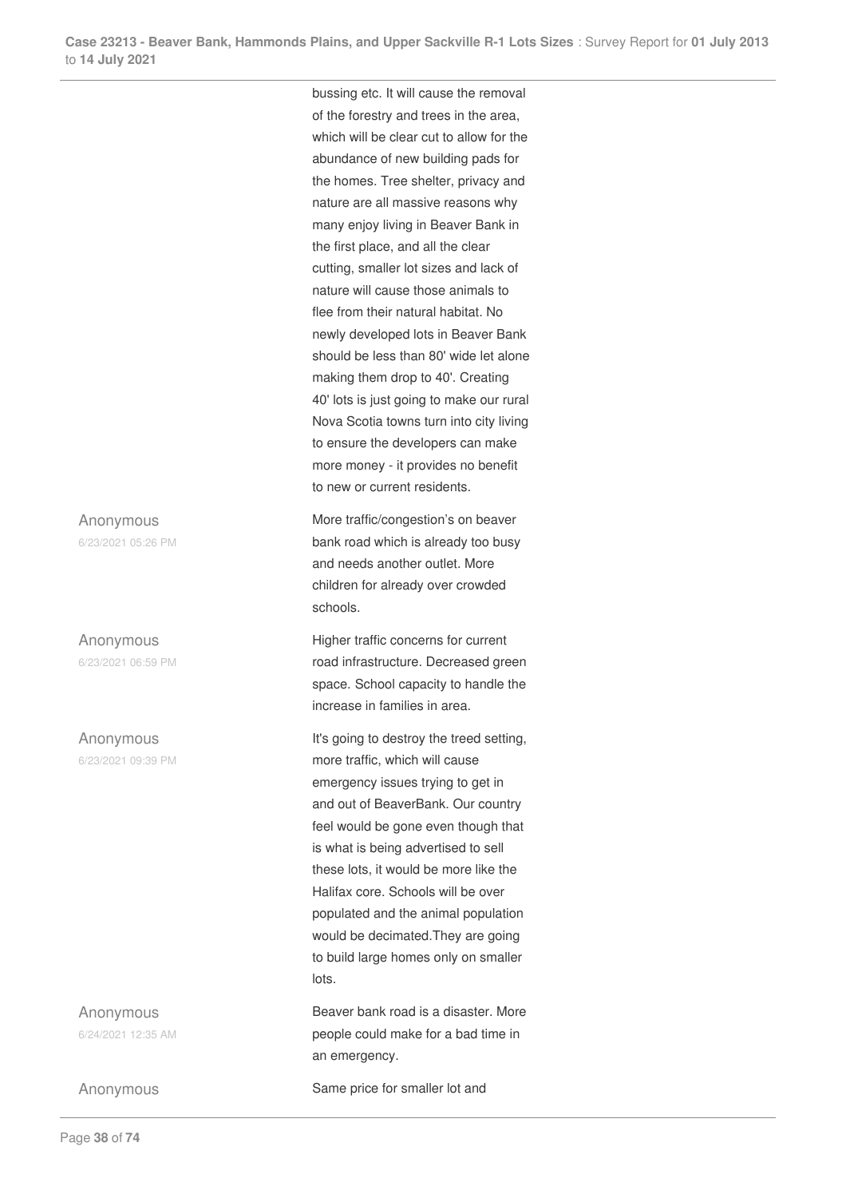bussing etc. It will cause the removal of the forestry and trees in the area, which will be clear cut to allow for the abundance of new building pads for the homes. Tree shelter, privacy and nature are all massive reasons why many enjoy living in Beaver Bank in the first place, and all the clear cutting, smaller lot sizes and lack of nature will cause those animals to flee from their natural habitat. No newly developed lots in Beaver Bank should be less than 80' wide let alone making them drop to 40'. Creating 40' lots is just going to make our rural Nova Scotia towns turn into city living to ensure the developers can make more money - it provides no benefit to new or current residents.

| | |
|---|---|
| Anonymous<br>6/23/2021 05:26 PM | More traffic/congestion's on beaver bank road which is already too busy and needs another outlet. More children for already over crowded schools. |
| Anonymous<br>6/23/2021 06:59 PM | Higher traffic concerns for current road infrastructure. Decreased green space. School capacity to handle the increase in families in area. |
| Anonymous<br>6/23/2021 09:39 PM | It's going to destroy the treed setting, more traffic, which will cause emergency issues trying to get in and out of BeaverBank. Our country feel would be gone even though that is what is being advertised to sell these lots, it would be more like the Halifax core. Schools will be over populated and the animal population would be decimated.They are going to build large homes only on smaller lots. |
| Anonymous<br>6/24/2021 12:35 AM | Beaver bank road is a disaster. More people could make for a bad time in an emergency. |
| Anonymous | Same price for smaller lot and |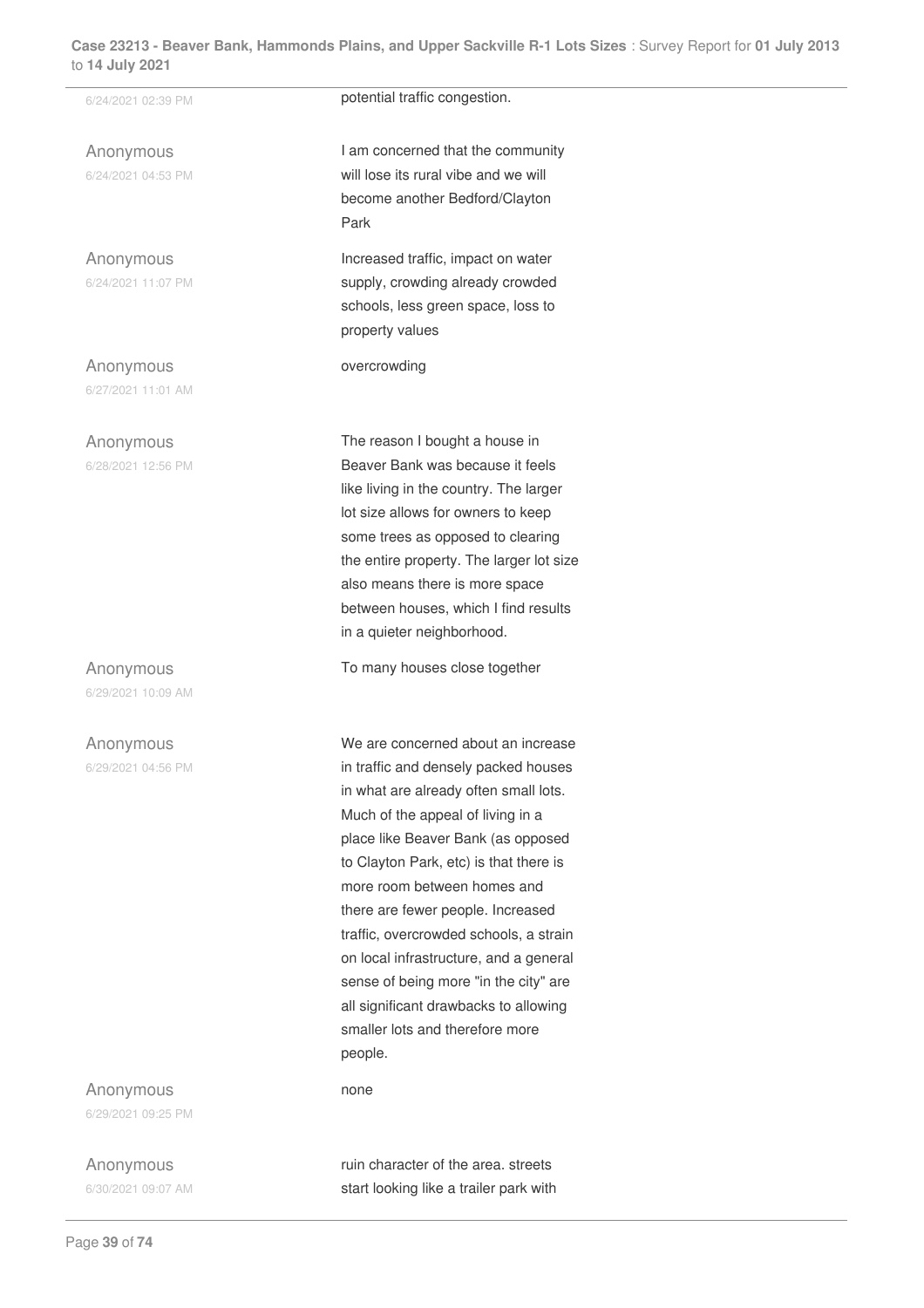| | |
|---|---|
| 6/24/2021 02:39 PM | potential traffic congestion. |
| Anonymous<br>6/24/2021 04:53 PM | I am concerned that the community will lose its rural vibe and we will become another Bedford/Clayton Park |
| Anonymous<br>6/24/2021 11:07 PM | Increased traffic, impact on water supply, crowding already crowded schools, less green space, loss to property values |
| Anonymous<br>6/27/2021 11:01 AM | overcrowding |
| Anonymous<br>6/28/2021 12:56 PM | The reason I bought a house in Beaver Bank was because it feels like living in the country. The larger lot size allows for owners to keep some trees as opposed to clearing the entire property. The larger lot size also means there is more space between houses, which I find results in a quieter neighborhood. |
| Anonymous<br>6/29/2021 10:09 AM | To many houses close together |
| Anonymous<br>6/29/2021 04:56 PM | We are concerned about an increase in traffic and densely packed houses in what are already often small lots. Much of the appeal of living in a place like Beaver Bank (as opposed to Clayton Park, etc) is that there is more room between homes and there are fewer people. Increased traffic, overcrowded schools, a strain on local infrastructure, and a general sense of being more "in the city" are all significant drawbacks to allowing smaller lots and therefore more people. |
| Anonymous<br>6/29/2021 09:25 PM | none |
| Anonymous<br>6/30/2021 09:07 AM | ruin character of the area. streets start looking like a trailer park with |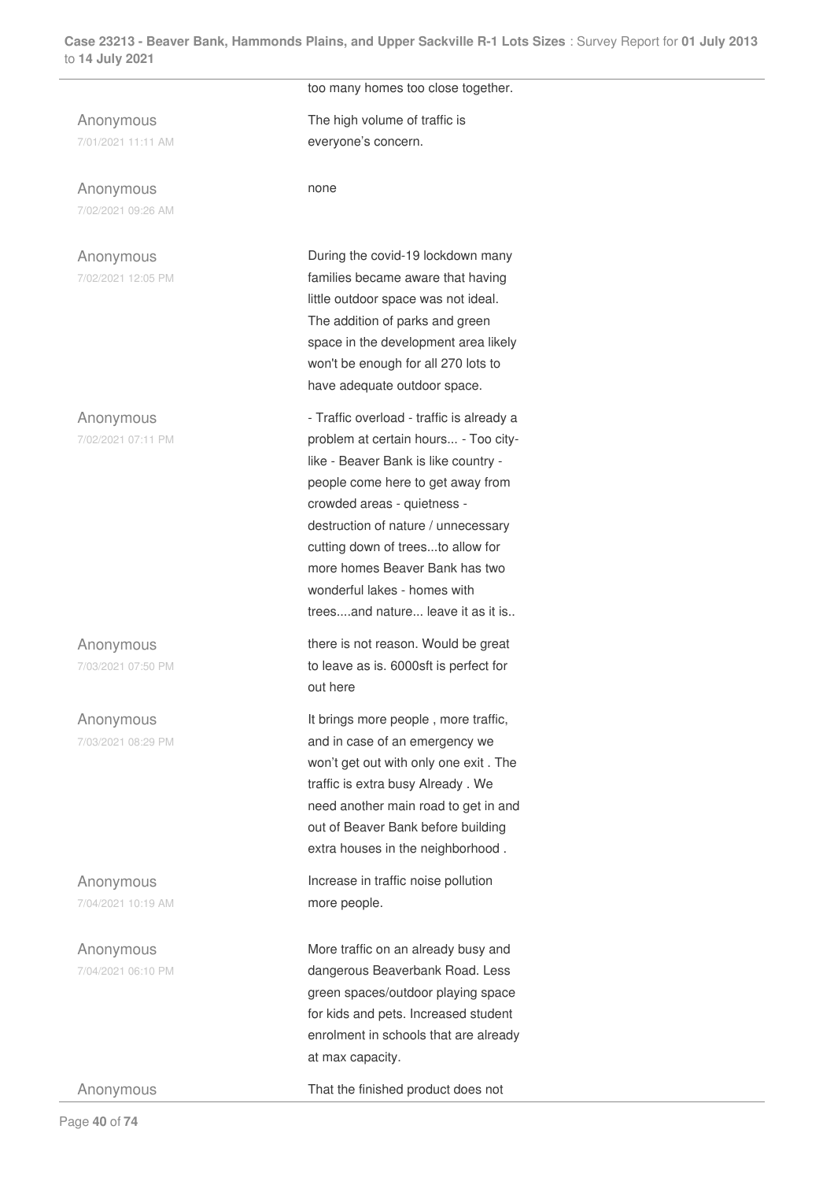too many homes too close together.

| | |
|---|---|
| Anonymous<br>7/01/2021 11:11 AM | The high volume of traffic is everyone's concern. |
| Anonymous<br>7/02/2021 09:26 AM | none |
| Anonymous<br>7/02/2021 12:05 PM | During the covid-19 lockdown many families became aware that having little outdoor space was not ideal. The addition of parks and green space in the development area likely won't be enough for all 270 lots to have adequate outdoor space. |
| Anonymous<br>7/02/2021 07:11 PM | - Traffic overload - traffic is already a problem at certain hours... - Too city-like - Beaver Bank is like country - people come here to get away from crowded areas - quietness - destruction of nature / unnecessary cutting down of trees...to allow for more homes Beaver Bank has two wonderful lakes - homes with trees....and nature... leave it as it is.. |
| Anonymous<br>7/03/2021 07:50 PM | there is not reason. Would be great to leave as is. 6000sft is perfect for out here |
| Anonymous<br>7/03/2021 08:29 PM | It brings more people , more traffic, and in case of an emergency we won't get out with only one exit . The traffic is extra busy Already . We need another main road to get in and out of Beaver Bank before building extra houses in the neighborhood . |
| Anonymous<br>7/04/2021 10:19 AM | Increase in traffic noise pollution more people. |
| Anonymous<br>7/04/2021 06:10 PM | More traffic on an already busy and dangerous Beaverbank Road. Less green spaces/outdoor playing space for kids and pets. Increased student enrolment in schools that are already at max capacity. |
| Anonymous | That the finished product does not |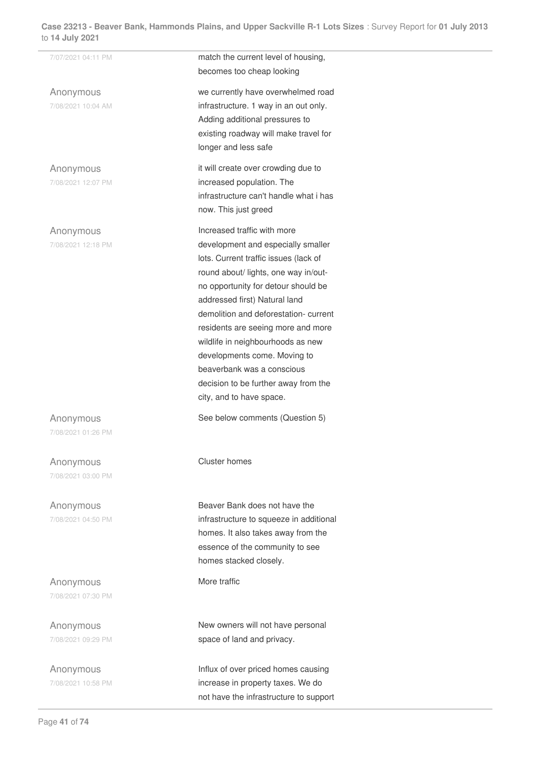| | |
|---|---|
| 7/07/2021 04:11 PM | match the current level of housing, becomes too cheap looking |
| Anonymous<br>7/08/2021 10:04 AM | we currently have overwhelmed road infrastructure. 1 way in an out only. Adding additional pressures to existing roadway will make travel for longer and less safe |
| Anonymous<br>7/08/2021 12:07 PM | it will create over crowding due to increased population. The infrastructure can't handle what i has now. This just greed |
| Anonymous<br>7/08/2021 12:18 PM | Increased traffic with more development and especially smaller lots. Current traffic issues (lack of round about/ lights, one way in/out- no opportunity for detour should be addressed first) Natural land demolition and deforestation- current residents are seeing more and more wildlife in neighbourhoods as new developments come. Moving to beaverbank was a conscious decision to be further away from the city, and to have space. |
| Anonymous<br>7/08/2021 01:26 PM | See below comments (Question 5) |
| Anonymous<br>7/08/2021 03:00 PM | Cluster homes |
| Anonymous<br>7/08/2021 04:50 PM | Beaver Bank does not have the infrastructure to squeeze in additional homes. It also takes away from the essence of the community to see homes stacked closely. |
| Anonymous<br>7/08/2021 07:30 PM | More traffic |
| Anonymous<br>7/08/2021 09:29 PM | New owners will not have personal space of land and privacy. |
| Anonymous<br>7/08/2021 10:58 PM | Influx of over priced homes causing increase in property taxes. We do not have the infrastructure to support |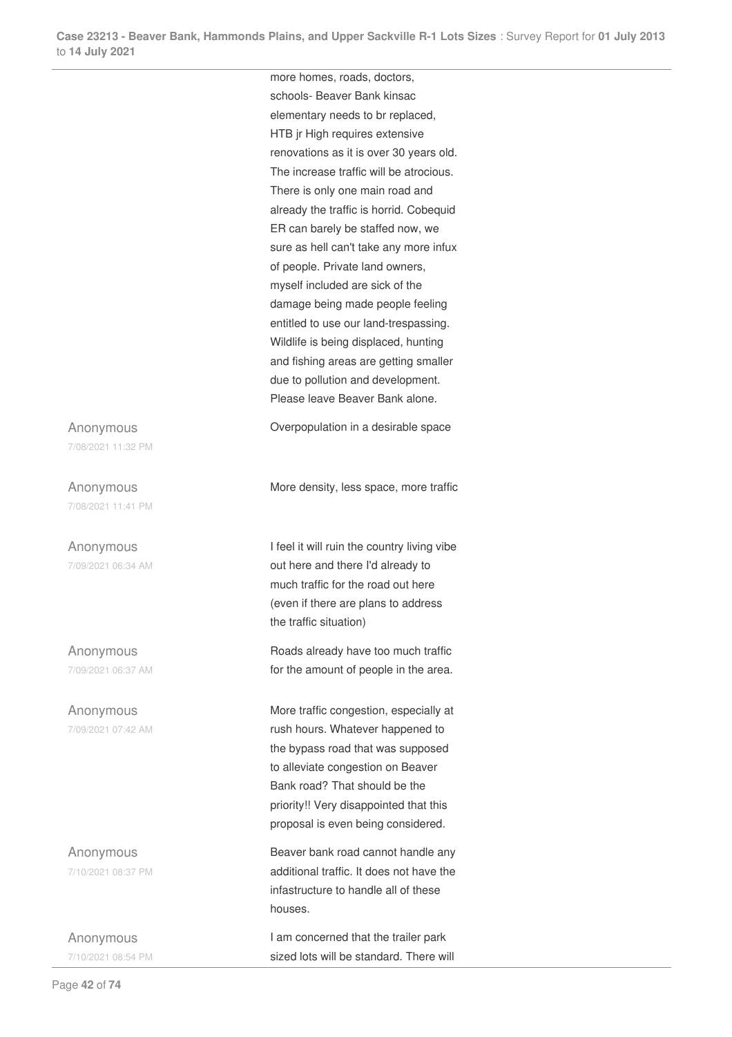more homes, roads, doctors, schools- Beaver Bank kinsac elementary needs to br replaced, HTB jr High requires extensive renovations as it is over 30 years old. The increase traffic will be atrocious. There is only one main road and already the traffic is horrid. Cobequid ER can barely be staffed now, we sure as hell can't take any more infux of people. Private land owners, myself included are sick of the damage being made people feeling entitled to use our land-trespassing. Wildlife is being displaced, hunting and fishing areas are getting smaller due to pollution and development. Please leave Beaver Bank alone.

| | |
|---|---|
| Anonymous<br>7/08/2021 11:32 PM | Overpopulation in a desirable space |
| Anonymous<br>7/08/2021 11:41 PM | More density, less space, more traffic |
| Anonymous<br>7/09/2021 06:34 AM | I feel it will ruin the country living vibe out here and there I'd already to much traffic for the road out here (even if there are plans to address the traffic situation) |
| Anonymous<br>7/09/2021 06:37 AM | Roads already have too much traffic for the amount of people in the area. |
| Anonymous<br>7/09/2021 07:42 AM | More traffic congestion, especially at rush hours. Whatever happened to the bypass road that was supposed to alleviate congestion on Beaver Bank road? That should be the priority!! Very disappointed that this proposal is even being considered. |
| Anonymous<br>7/10/2021 08:37 PM | Beaver bank road cannot handle any additional traffic. It does not have the infastructure to handle all of these houses. |
| Anonymous<br>7/10/2021 08:54 PM | I am concerned that the trailer park sized lots will be standard. There will |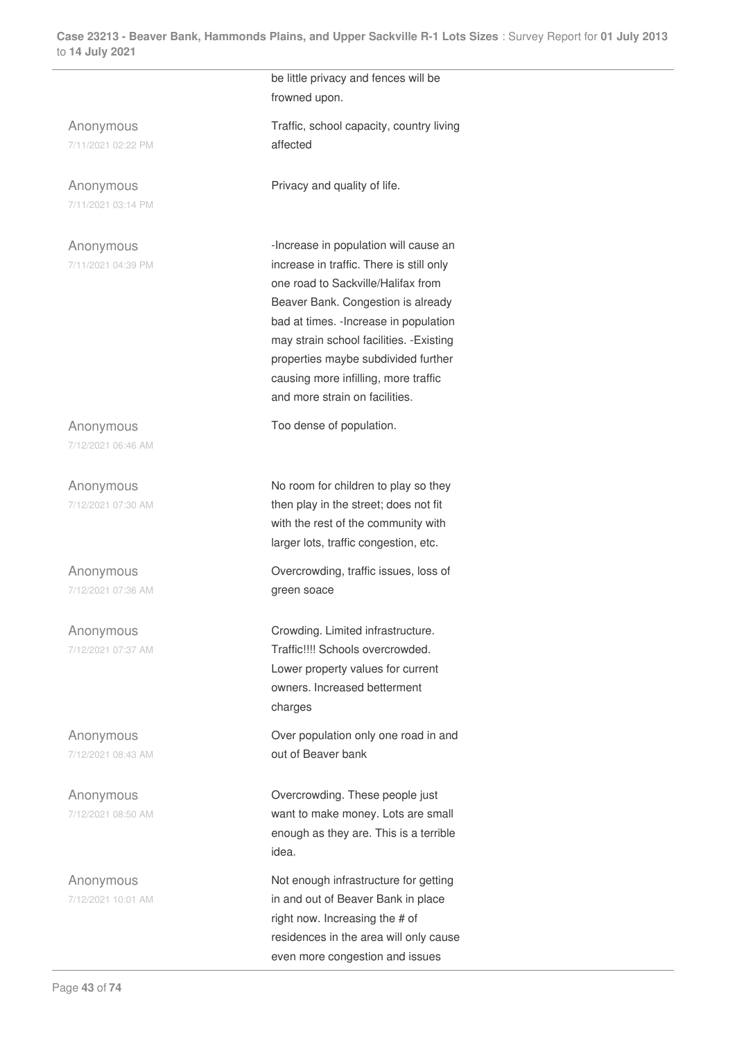be little privacy and fences will be frowned upon.

| | |
|---|---|
| Anonymous<br>7/11/2021 02:22 PM | Traffic, school capacity, country living affected |
| Anonymous<br>7/11/2021 03:14 PM | Privacy and quality of life. |
| Anonymous<br>7/11/2021 04:39 PM | -Increase in population will cause an increase in traffic. There is still only one road to Sackville/Halifax from Beaver Bank. Congestion is already bad at times. -Increase in population may strain school facilities. -Existing properties maybe subdivided further causing more infilling, more traffic and more strain on facilities. |
| Anonymous<br>7/12/2021 06:46 AM | Too dense of population. |
| Anonymous<br>7/12/2021 07:30 AM | No room for children to play so they then play in the street; does not fit with the rest of the community with larger lots, traffic congestion, etc. |
| Anonymous<br>7/12/2021 07:36 AM | Overcrowding, traffic issues, loss of green soace |
| Anonymous<br>7/12/2021 07:37 AM | Crowding. Limited infrastructure. Traffic!!!! Schools overcrowded. Lower property values for current owners. Increased betterment charges |
| Anonymous<br>7/12/2021 08:43 AM | Over population only one road in and out of Beaver bank |
| Anonymous<br>7/12/2021 08:50 AM | Overcrowding. These people just want to make money. Lots are small enough as they are. This is a terrible idea. |
| Anonymous<br>7/12/2021 10:01 AM | Not enough infrastructure for getting in and out of Beaver Bank in place right now. Increasing the # of residences in the area will only cause even more congestion and issues |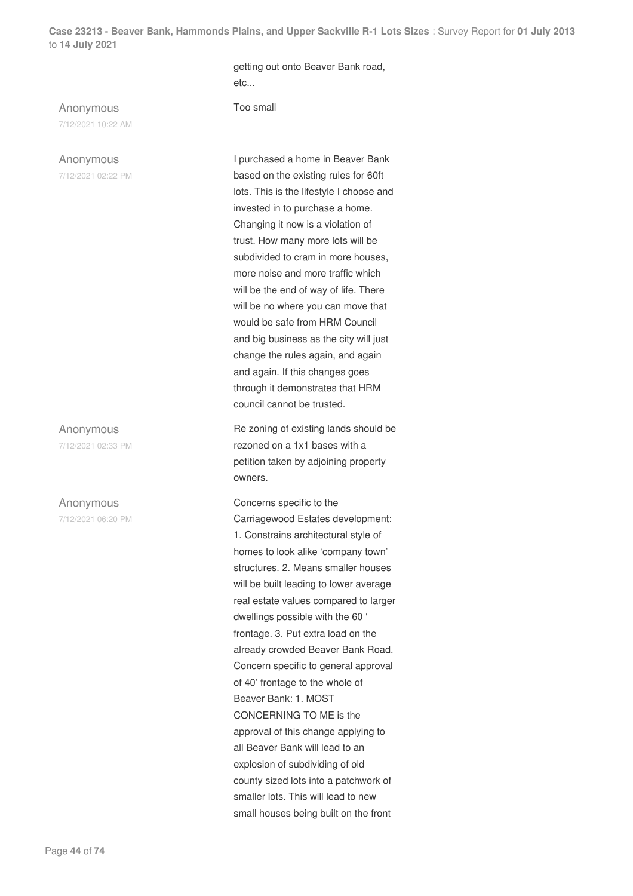getting out onto Beaver Bank road, etc...

Anonymous
7/12/2021 10:22 AM

Too small

Anonymous
7/12/2021 02:22 PM

I purchased a home in Beaver Bank based on the existing rules for 60ft lots. This is the lifestyle I choose and invested in to purchase a home. Changing it now is a violation of trust. How many more lots will be subdivided to cram in more houses, more noise and more traffic which will be the end of way of life. There will be no where you can move that would be safe from HRM Council and big business as the city will just change the rules again, and again and again. If this changes goes through it demonstrates that HRM council cannot be trusted.

Anonymous
7/12/2021 02:33 PM

Re zoning of existing lands should be rezoned on a 1x1 bases with a petition taken by adjoining property owners.

Anonymous
7/12/2021 06:20 PM

Concerns specific to the Carriagewood Estates development: 1. Constrains architectural style of homes to look alike 'company town' structures. 2. Means smaller houses will be built leading to lower average real estate values compared to larger dwellings possible with the 60 ' frontage. 3. Put extra load on the already crowded Beaver Bank Road. Concern specific to general approval of 40' frontage to the whole of Beaver Bank: 1. MOST CONCERNING TO ME is the approval of this change applying to all Beaver Bank will lead to an explosion of subdividing of old county sized lots into a patchwork of smaller lots. This will lead to new small houses being built on the front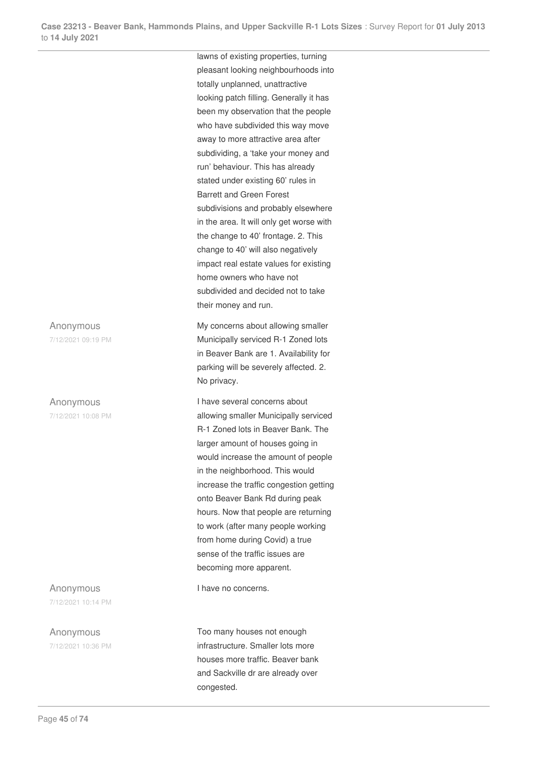lawns of existing properties, turning pleasant looking neighbourhoods into totally unplanned, unattractive looking patch filling. Generally it has been my observation that the people who have subdivided this way move away to more attractive area after subdividing, a 'take your money and run' behaviour. This has already stated under existing 60' rules in Barrett and Green Forest subdivisions and probably elsewhere in the area. It will only get worse with the change to 40' frontage. 2. This change to 40' will also negatively impact real estate values for existing home owners who have not subdivided and decided not to take their money and run.

Anonymous
7/12/2021 09:19 PM

My concerns about allowing smaller Municipally serviced R-1 Zoned lots in Beaver Bank are 1. Availability for parking will be severely affected. 2. No privacy.

Anonymous
7/12/2021 10:08 PM

I have several concerns about allowing smaller Municipally serviced R-1 Zoned lots in Beaver Bank. The larger amount of houses going in would increase the amount of people in the neighborhood. This would increase the traffic congestion getting onto Beaver Bank Rd during peak hours. Now that people are returning to work (after many people working from home during Covid) a true sense of the traffic issues are becoming more apparent.

Anonymous
7/12/2021 10:14 PM

I have no concerns.

Anonymous
7/12/2021 10:36 PM

Too many houses not enough infrastructure. Smaller lots more houses more traffic. Beaver bank and Sackville dr are already over congested.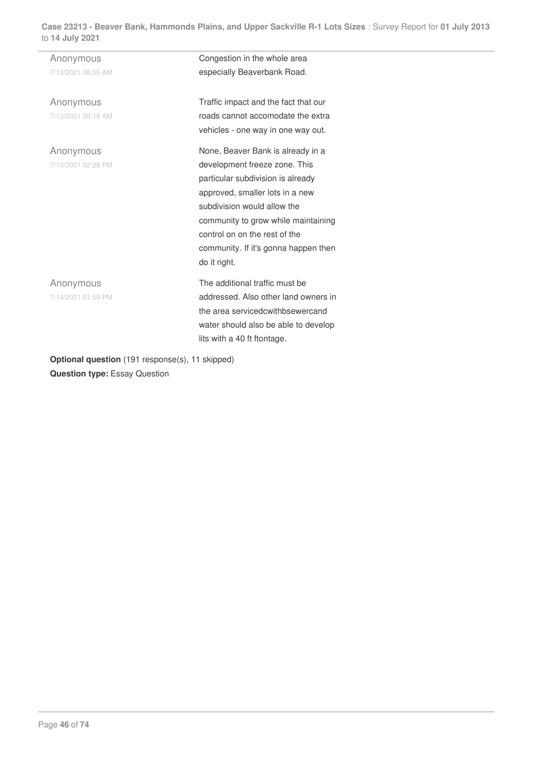| | |
|---|---|
| Anonymous<br>7/13/2021 08:55 AM | Congestion in the whole area especially Beaverbank Road. |
| Anonymous<br>7/13/2021 09:18 AM | Traffic impact and the fact that our roads cannot accomodate the extra vehicles - one way in one way out. |
| Anonymous<br>7/13/2021 02:28 PM | None, Beaver Bank is already in a development freeze zone. This particular subdivision is already approved, smaller lots in a new subdivision would allow the community to grow while maintaining control on on the rest of the community. If it's gonna happen then do it right. |
| Anonymous<br>7/14/2021 01:59 PM | The additional traffic must be addressed. Also other land owners in the area servicedcwithbsewercand water should also be able to develop lits with a 40 ft ftontage. |

**Optional question** (191 response(s), 11 skipped)
**Question type:** Essay Question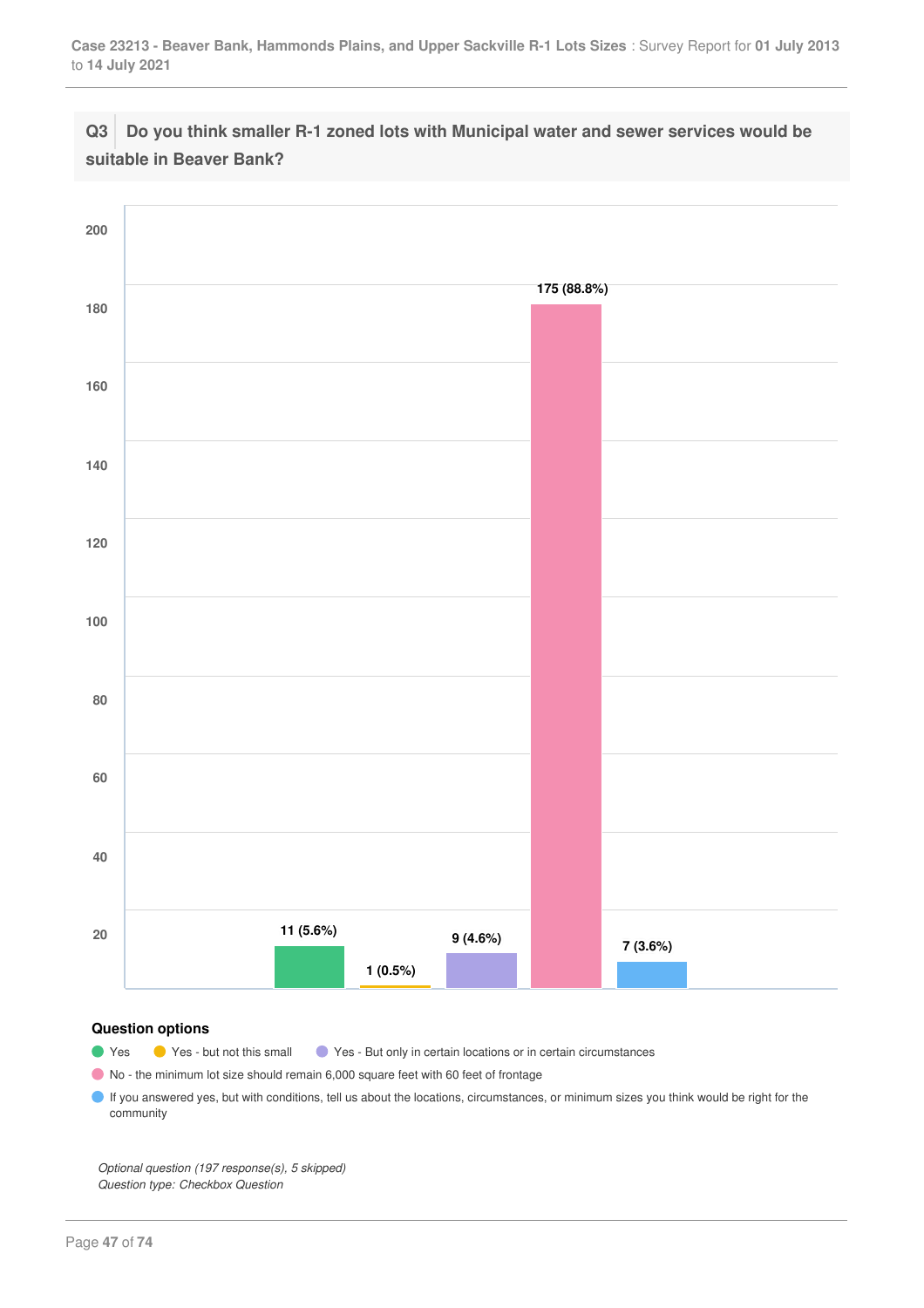## Q3 Do you think smaller R-1 zoned lots with Municipal water and sewer services would be suitable in Beaver Bank?

| Question option | Responses |
|---|---|
| Yes | 11 (5.6%) |
| Yes - but not this small | 1 (0.5%) |
| Yes - But only in certain locations or in certain circumstances | 9 (4.6%) |
| No - the minimum lot size should remain 6,000 square feet with 60 feet of frontage | 175 (88.8%) |
| If you answered yes, but with conditions, tell us about the locations, circumstances, or minimum sizes you think would be right for the community | 7 (3.6%) |

**Question options**

- Yes
- Yes - but not this small
- Yes - But only in certain locations or in certain circumstances
- No - the minimum lot size should remain 6,000 square feet with 60 feet of frontage
- If you answered yes, but with conditions, tell us about the locations, circumstances, or minimum sizes you think would be right for the community

*Optional question (197 response(s), 5 skipped)*
*Question type: Checkbox Question*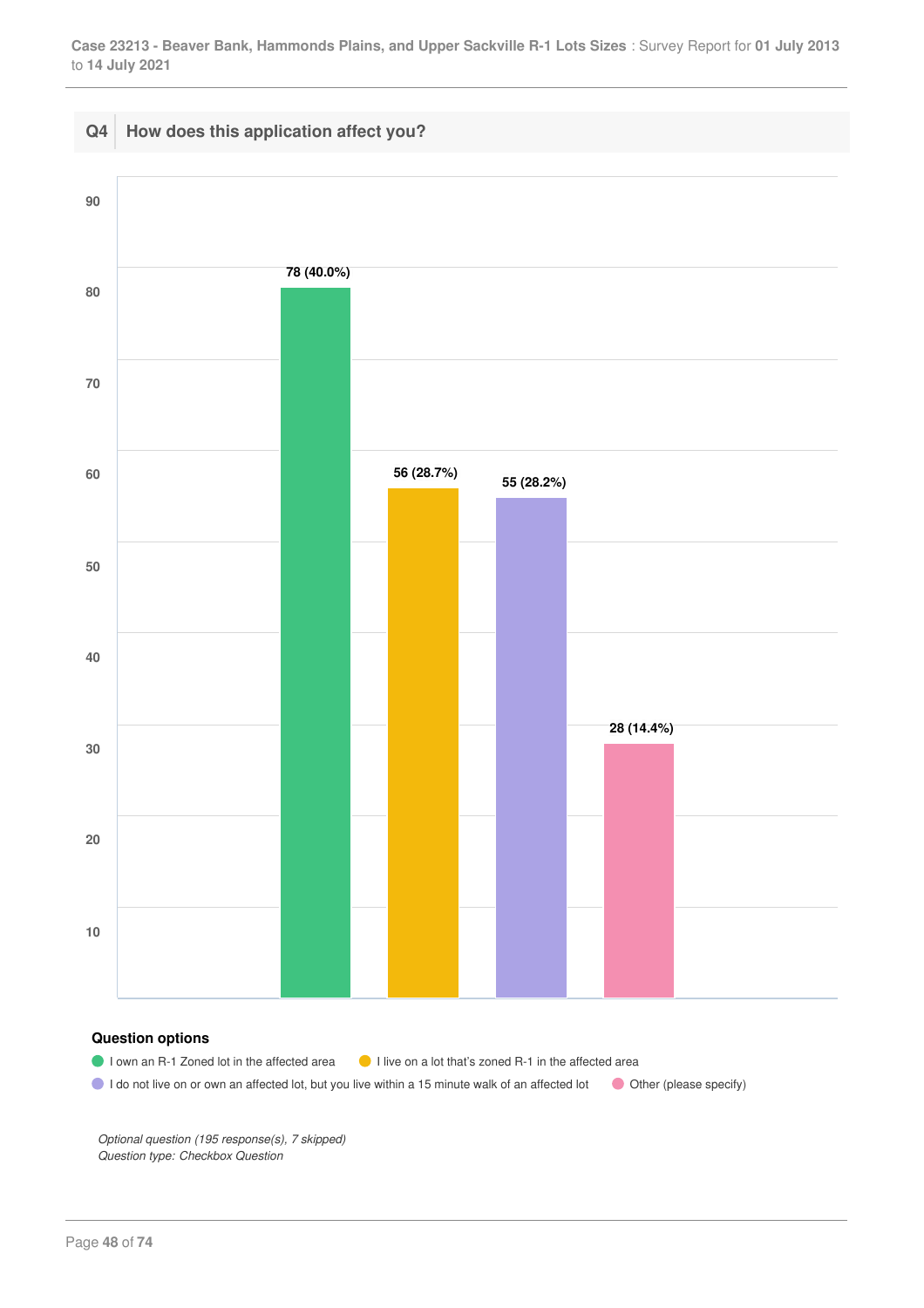## Q4 How does this application affect you?

| Question option | Count | Percentage |
|---|---|---|
| I own an R-1 Zoned lot in the affected area | 78 | 40.0% |
| I live on a lot that's zoned R-1 in the affected area | 56 | 28.7% |
| I do not live on or own an affected lot, but you live within a 15 minute walk of an affected lot | 55 | 28.2% |
| Other (please specify) | 28 | 14.4% |

**Question options**

- I own an R-1 Zoned lot in the affected area
- I live on a lot that's zoned R-1 in the affected area
- I do not live on or own an affected lot, but you live within a 15 minute walk of an affected lot
- Other (please specify)

*Optional question (195 response(s), 7 skipped)*
*Question type: Checkbox Question*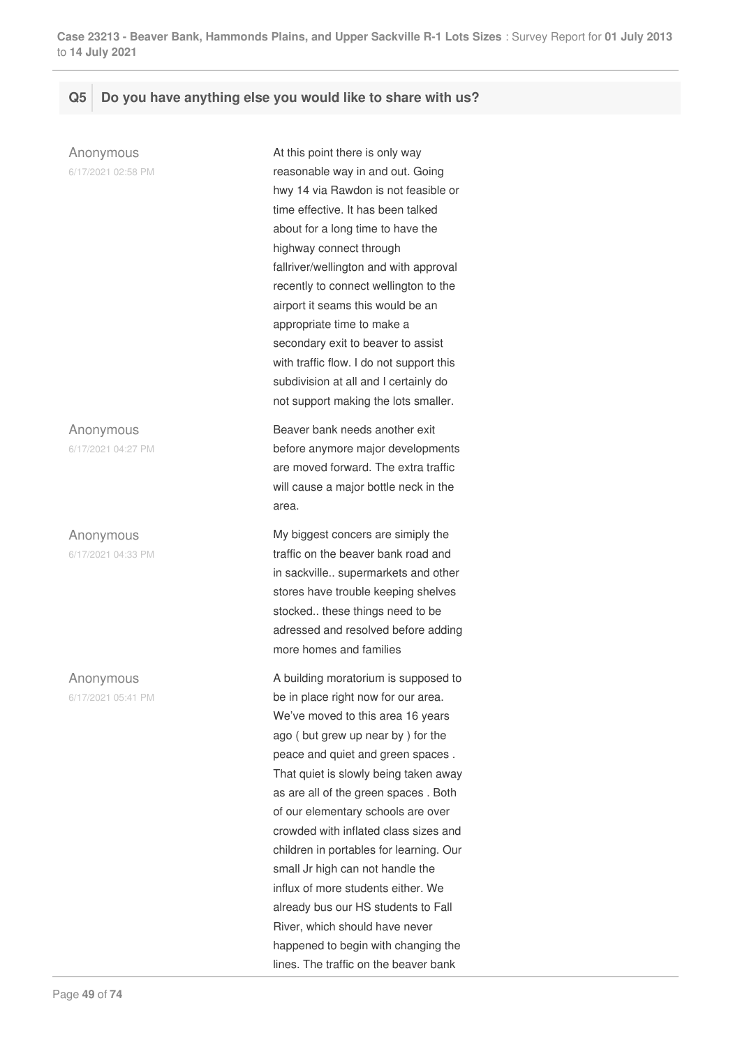## Q5 Do you have anything else you would like to share with us?

**Anonymous**
6/17/2021 02:58 PM

At this point there is only way reasonable way in and out. Going hwy 14 via Rawdon is not feasible or time effective. It has been talked about for a long time to have the highway connect through fallriver/wellington and with approval recently to connect wellington to the airport it seams this would be an appropriate time to make a secondary exit to beaver to assist with traffic flow. I do not support this subdivision at all and I certainly do not support making the lots smaller.

**Anonymous**
6/17/2021 04:27 PM

Beaver bank needs another exit before anymore major developments are moved forward. The extra traffic will cause a major bottle neck in the area.

**Anonymous**
6/17/2021 04:33 PM

My biggest concers are simiply the traffic on the beaver bank road and in sackville.. supermarkets and other stores have trouble keeping shelves stocked.. these things need to be adressed and resolved before adding more homes and families

**Anonymous**
6/17/2021 05:41 PM

A building moratorium is supposed to be in place right now for our area. We've moved to this area 16 years ago ( but grew up near by ) for the peace and quiet and green spaces . That quiet is slowly being taken away as are all of the green spaces . Both of our elementary schools are over crowded with inflated class sizes and children in portables for learning. Our small Jr high can not handle the influx of more students either. We already bus our HS students to Fall River, which should have never happened to begin with changing the lines. The traffic on the beaver bank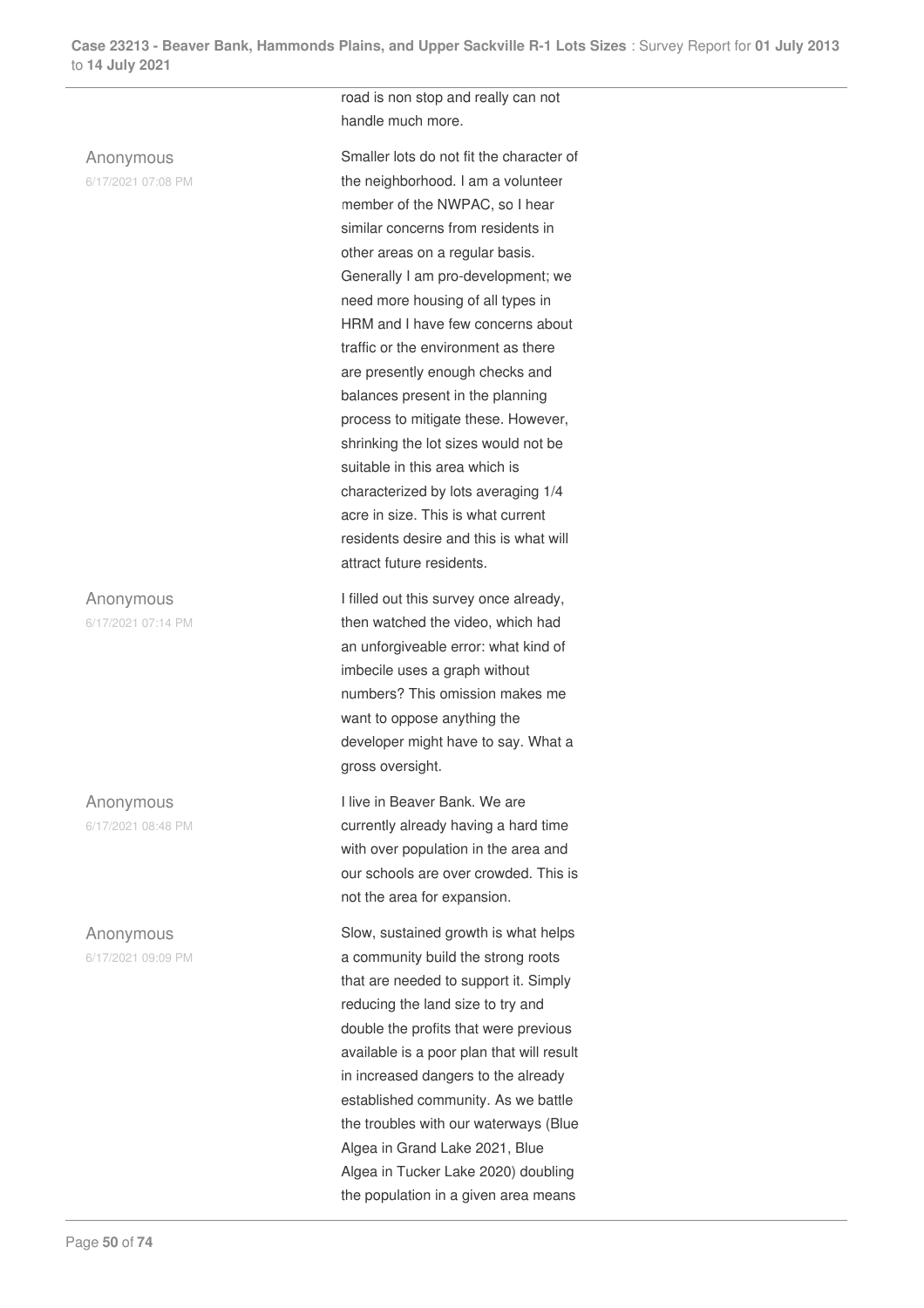road is non stop and really can not handle much more.

Anonymous
6/17/2021 07:08 PM

Smaller lots do not fit the character of the neighborhood. I am a volunteer member of the NWPAC, so I hear similar concerns from residents in other areas on a regular basis. Generally I am pro-development; we need more housing of all types in HRM and I have few concerns about traffic or the environment as there are presently enough checks and balances present in the planning process to mitigate these. However, shrinking the lot sizes would not be suitable in this area which is characterized by lots averaging 1/4 acre in size. This is what current residents desire and this is what will attract future residents.

Anonymous
6/17/2021 07:14 PM

I filled out this survey once already, then watched the video, which had an unforgiveable error: what kind of imbecile uses a graph without numbers? This omission makes me want to oppose anything the developer might have to say. What a gross oversight.

Anonymous
6/17/2021 08:48 PM

I live in Beaver Bank. We are currently already having a hard time with over population in the area and our schools are over crowded. This is not the area for expansion.

Anonymous
6/17/2021 09:09 PM

Slow, sustained growth is what helps a community build the strong roots that are needed to support it. Simply reducing the land size to try and double the profits that were previous available is a poor plan that will result in increased dangers to the already established community. As we battle the troubles with our waterways (Blue Algea in Grand Lake 2021, Blue Algea in Tucker Lake 2020) doubling the population in a given area means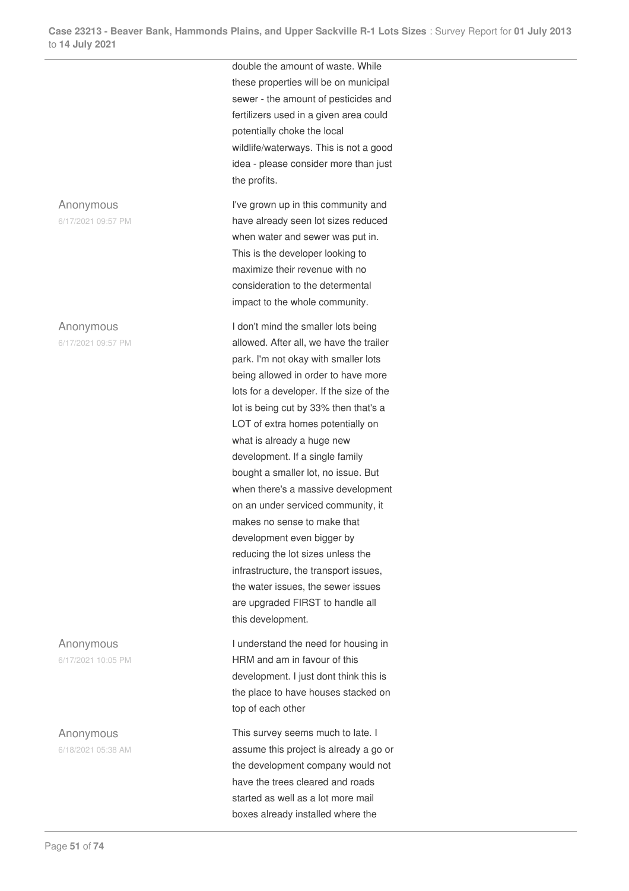double the amount of waste. While these properties will be on municipal sewer - the amount of pesticides and fertilizers used in a given area could potentially choke the local wildlife/waterways. This is not a good idea - please consider more than just the profits.

| | |
|---|---|
| Anonymous<br>6/17/2021 09:57 PM | I've grown up in this community and have already seen lot sizes reduced when water and sewer was put in. This is the developer looking to maximize their revenue with no consideration to the determental impact to the whole community. |
| Anonymous<br>6/17/2021 09:57 PM | I don't mind the smaller lots being allowed. After all, we have the trailer park. I'm not okay with smaller lots being allowed in order to have more lots for a developer. If the size of the lot is being cut by 33% then that's a LOT of extra homes potentially on what is already a huge new development. If a single family bought a smaller lot, no issue. But when there's a massive development on an under serviced community, it makes no sense to make that development even bigger by reducing the lot sizes unless the infrastructure, the transport issues, the water issues, the sewer issues are upgraded FIRST to handle all this development. |
| Anonymous<br>6/17/2021 10:05 PM | I understand the need for housing in HRM and am in favour of this development. I just dont think this is the place to have houses stacked on top of each other |
| Anonymous<br>6/18/2021 05:38 AM | This survey seems much to late. I assume this project is already a go or the development company would not have the trees cleared and roads started as well as a lot more mail boxes already installed where the |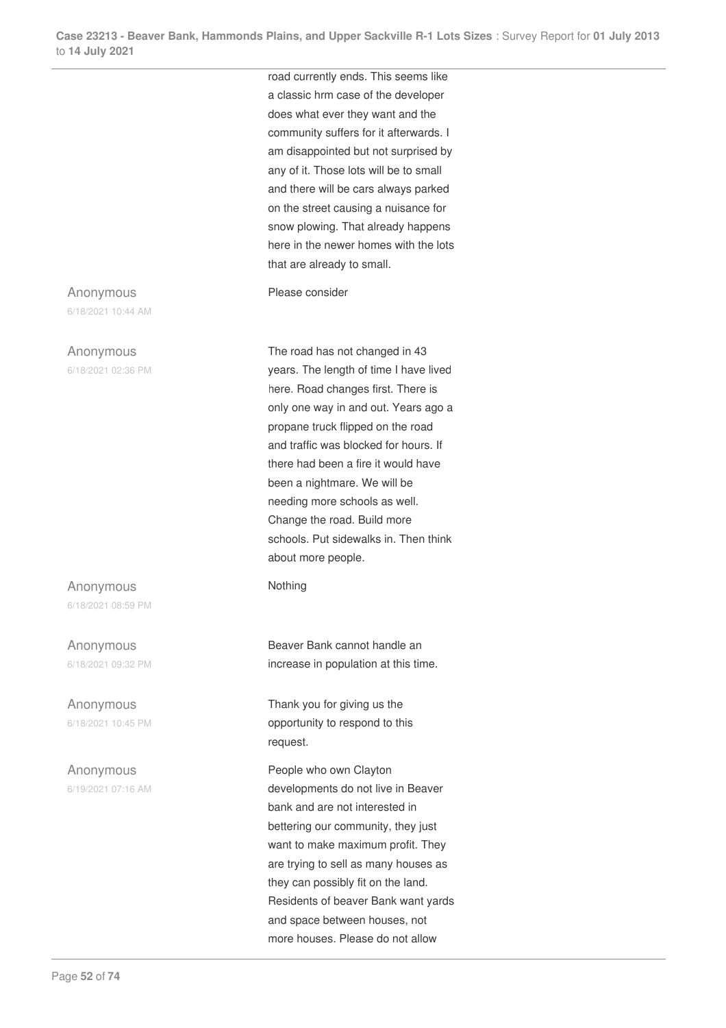road currently ends. This seems like a classic hrm case of the developer does what ever they want and the community suffers for it afterwards. I am disappointed but not surprised by any of it. Those lots will be to small and there will be cars always parked on the street causing a nuisance for snow plowing. That already happens here in the newer homes with the lots that are already to small.

| | |
|---|---|
| Anonymous<br>6/18/2021 10:44 AM | Please consider |
| Anonymous<br>6/18/2021 02:36 PM | The road has not changed in 43 years. The length of time I have lived here. Road changes first. There is only one way in and out. Years ago a propane truck flipped on the road and traffic was blocked for hours. If there had been a fire it would have been a nightmare. We will be needing more schools as well. Change the road. Build more schools. Put sidewalks in. Then think about more people. |
| Anonymous<br>6/18/2021 08:59 PM | Nothing |
| Anonymous<br>6/18/2021 09:32 PM | Beaver Bank cannot handle an increase in population at this time. |
| Anonymous<br>6/18/2021 10:45 PM | Thank you for giving us the opportunity to respond to this request. |
| Anonymous<br>6/19/2021 07:16 AM | People who own Clayton developments do not live in Beaver bank and are not interested in bettering our community, they just want to make maximum profit. They are trying to sell as many houses as they can possibly fit on the land. Residents of beaver Bank want yards and space between houses, not more houses. Please do not allow |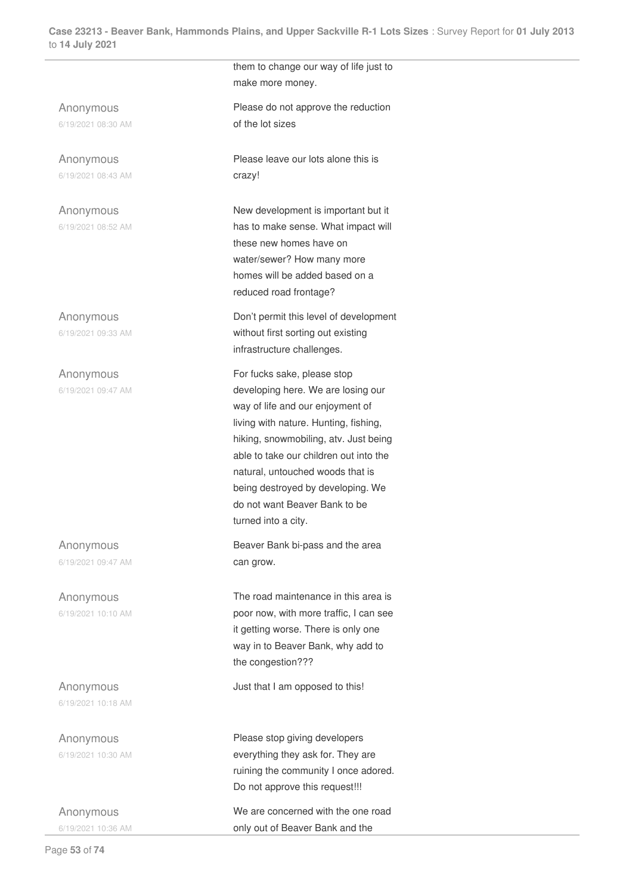them to change our way of life just to make more money.

| | |
|---|---|
| Anonymous<br>6/19/2021 08:30 AM | Please do not approve the reduction of the lot sizes |
| Anonymous<br>6/19/2021 08:43 AM | Please leave our lots alone this is crazy! |
| Anonymous<br>6/19/2021 08:52 AM | New development is important but it has to make sense. What impact will these new homes have on water/sewer? How many more homes will be added based on a reduced road frontage? |
| Anonymous<br>6/19/2021 09:33 AM | Don't permit this level of development without first sorting out existing infrastructure challenges. |
| Anonymous<br>6/19/2021 09:47 AM | For fucks sake, please stop developing here. We are losing our way of life and our enjoyment of living with nature. Hunting, fishing, hiking, snowmobiling, atv. Just being able to take our children out into the natural, untouched woods that is being destroyed by developing. We do not want Beaver Bank to be turned into a city. |
| Anonymous<br>6/19/2021 09:47 AM | Beaver Bank bi-pass and the area can grow. |
| Anonymous<br>6/19/2021 10:10 AM | The road maintenance in this area is poor now, with more traffic, I can see it getting worse. There is only one way in to Beaver Bank, why add to the congestion??? |
| Anonymous<br>6/19/2021 10:18 AM | Just that I am opposed to this! |
| Anonymous<br>6/19/2021 10:30 AM | Please stop giving developers everything they ask for. They are ruining the community I once adored. Do not approve this request!!! |
| Anonymous<br>6/19/2021 10:36 AM | We are concerned with the one road only out of Beaver Bank and the |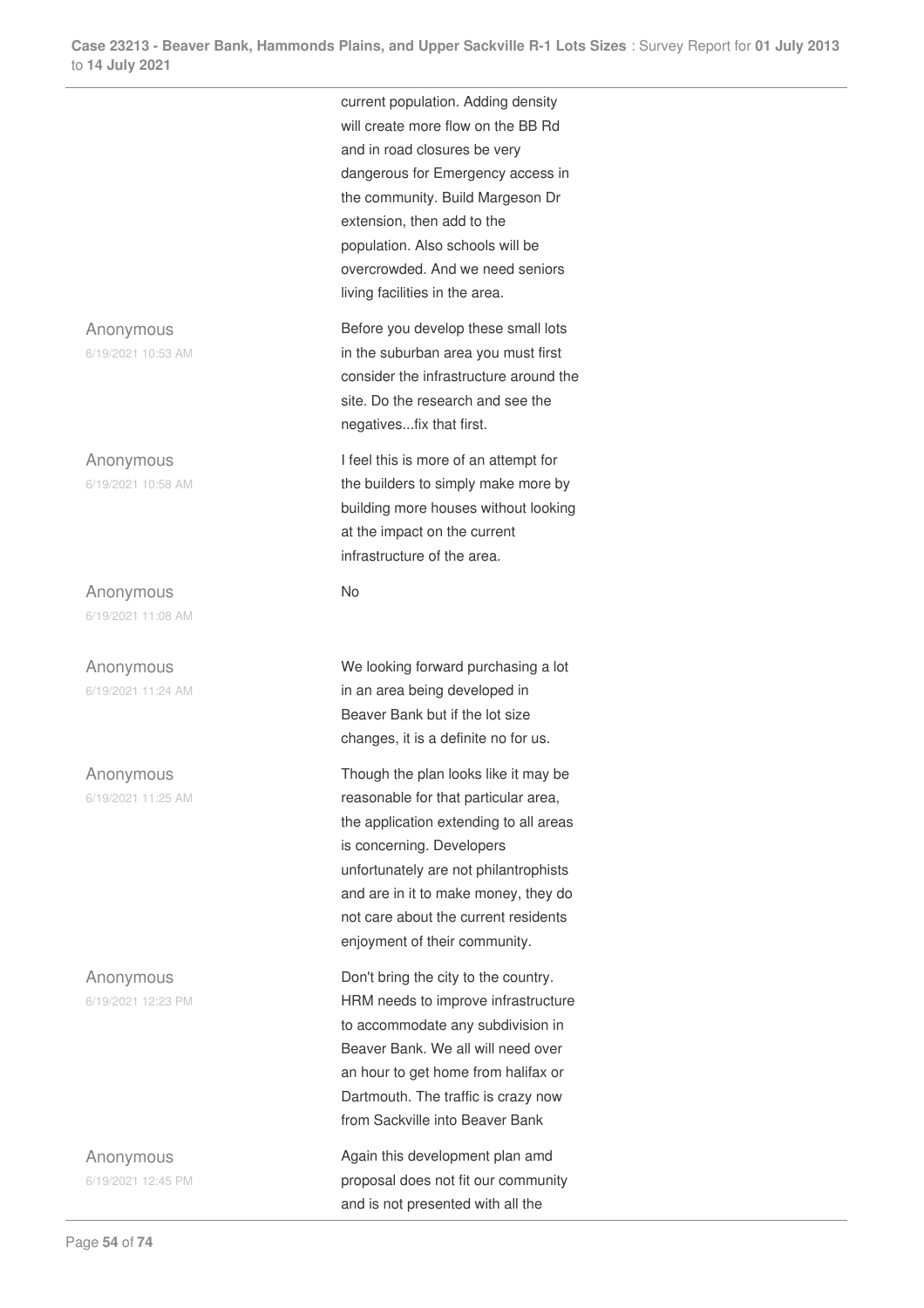current population. Adding density will create more flow on the BB Rd and in road closures be very dangerous for Emergency access in the community. Build Margeson Dr extension, then add to the population. Also schools will be overcrowded. And we need seniors living facilities in the area.

| Respondent | Response |
| --- | --- |
| Anonymous 6/19/2021 10:53 AM | Before you develop these small lots in the suburban area you must first consider the infrastructure around the site. Do the research and see the negatives...fix that first. |
| Anonymous 6/19/2021 10:58 AM | I feel this is more of an attempt for the builders to simply make more by building more houses without looking at the impact on the current infrastructure of the area. |
| Anonymous 6/19/2021 11:08 AM | No |
| Anonymous 6/19/2021 11:24 AM | We looking forward purchasing a lot in an area being developed in Beaver Bank but if the lot size changes, it is a definite no for us. |
| Anonymous 6/19/2021 11:25 AM | Though the plan looks like it may be reasonable for that particular area, the application extending to all areas is concerning. Developers unfortunately are not philantrophists and are in it to make money, they do not care about the current residents enjoyment of their community. |
| Anonymous 6/19/2021 12:23 PM | Don't bring the city to the country. HRM needs to improve infrastructure to accommodate any subdivision in Beaver Bank. We all will need over an hour to get home from halifax or Dartmouth. The traffic is crazy now from Sackville into Beaver Bank |
| Anonymous 6/19/2021 12:45 PM | Again this development plan amd proposal does not fit our community and is not presented with all the |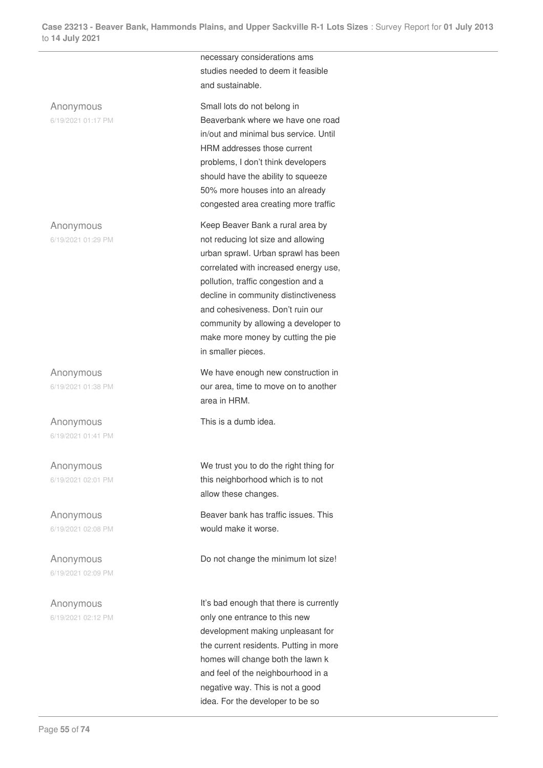necessary considerations ams studies needed to deem it feasible and sustainable.

| | |
|---|---|
| Anonymous<br>6/19/2021 01:17 PM | Small lots do not belong in Beaverbank where we have one road in/out and minimal bus service. Until HRM addresses those current problems, I don't think developers should have the ability to squeeze 50% more houses into an already congested area creating more traffic |
| Anonymous<br>6/19/2021 01:29 PM | Keep Beaver Bank a rural area by not reducing lot size and allowing urban sprawl. Urban sprawl has been correlated with increased energy use, pollution, traffic congestion and a decline in community distinctiveness and cohesiveness. Don't ruin our community by allowing a developer to make more money by cutting the pie in smaller pieces. |
| Anonymous<br>6/19/2021 01:38 PM | We have enough new construction in our area, time to move on to another area in HRM. |
| Anonymous<br>6/19/2021 01:41 PM | This is a dumb idea. |
| Anonymous<br>6/19/2021 02:01 PM | We trust you to do the right thing for this neighborhood which is to not allow these changes. |
| Anonymous<br>6/19/2021 02:08 PM | Beaver bank has traffic issues. This would make it worse. |
| Anonymous<br>6/19/2021 02:09 PM | Do not change the minimum lot size! |
| Anonymous<br>6/19/2021 02:12 PM | It's bad enough that there is currently only one entrance to this new development making unpleasant for the current residents. Putting in more homes will change both the lawn k and feel of the neighbourhood in a negative way. This is not a good idea. For the developer to be so |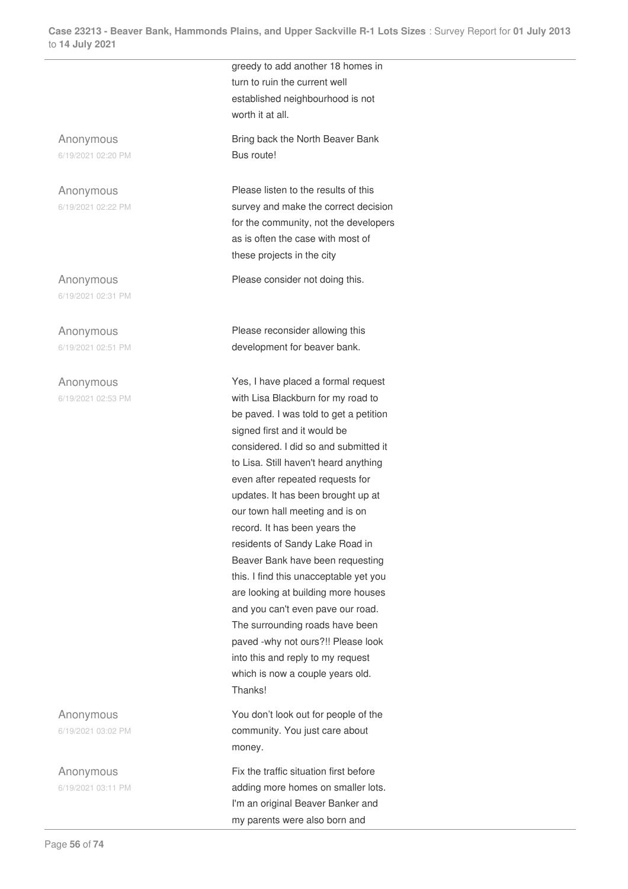greedy to add another 18 homes in turn to ruin the current well established neighbourhood is not worth it at all.

| | |
|---|---|
| Anonymous<br>6/19/2021 02:20 PM | Bring back the North Beaver Bank Bus route! |
| Anonymous<br>6/19/2021 02:22 PM | Please listen to the results of this survey and make the correct decision for the community, not the developers as is often the case with most of these projects in the city |
| Anonymous<br>6/19/2021 02:31 PM | Please consider not doing this. |
| Anonymous<br>6/19/2021 02:51 PM | Please reconsider allowing this development for beaver bank. |
| Anonymous<br>6/19/2021 02:53 PM | Yes, I have placed a formal request with Lisa Blackburn for my road to be paved. I was told to get a petition signed first and it would be considered. I did so and submitted it to Lisa. Still haven't heard anything even after repeated requests for updates. It has been brought up at our town hall meeting and is on record. It has been years the residents of Sandy Lake Road in Beaver Bank have been requesting this. I find this unacceptable yet you are looking at building more houses and you can't even pave our road. The surrounding roads have been paved -why not ours?!! Please look into this and reply to my request which is now a couple years old. Thanks! |
| Anonymous<br>6/19/2021 03:02 PM | You don't look out for people of the community. You just care about money. |
| Anonymous<br>6/19/2021 03:11 PM | Fix the traffic situation first before adding more homes on smaller lots. I'm an original Beaver Banker and my parents were also born and |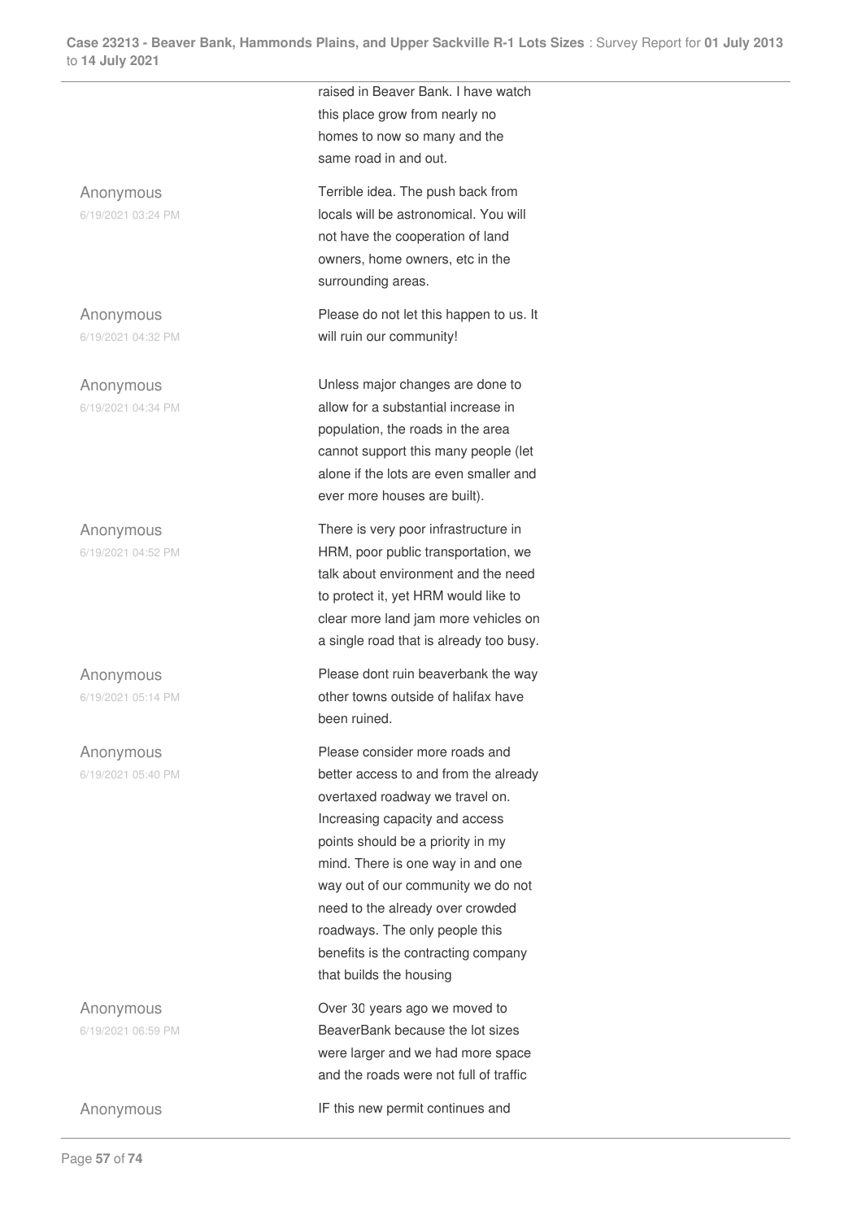| | |
|---|---|
| | raised in Beaver Bank. I have watch this place grow from nearly no homes to now so many and the same road in and out. |
| Anonymous<br>6/19/2021 03:24 PM | Terrible idea. The push back from locals will be astronomical. You will not have the cooperation of land owners, home owners, etc in the surrounding areas. |
| Anonymous<br>6/19/2021 04:32 PM | Please do not let this happen to us. It will ruin our community! |
| Anonymous<br>6/19/2021 04:34 PM | Unless major changes are done to allow for a substantial increase in population, the roads in the area cannot support this many people (let alone if the lots are even smaller and ever more houses are built). |
| Anonymous<br>6/19/2021 04:52 PM | There is very poor infrastructure in HRM, poor public transportation, we talk about environment and the need to protect it, yet HRM would like to clear more land jam more vehicles on a single road that is already too busy. |
| Anonymous<br>6/19/2021 05:14 PM | Please dont ruin beaverbank the way other towns outside of halifax have been ruined. |
| Anonymous<br>6/19/2021 05:40 PM | Please consider more roads and better access to and from the already overtaxed roadway we travel on. Increasing capacity and access points should be a priority in my mind. There is one way in and one way out of our community we do not need to the already over crowded roadways. The only people this benefits is the contracting company that builds the housing |
| Anonymous<br>6/19/2021 06:59 PM | Over 30 years ago we moved to BeaverBank because the lot sizes were larger and we had more space and the roads were not full of traffic |
| Anonymous | IF this new permit continues and |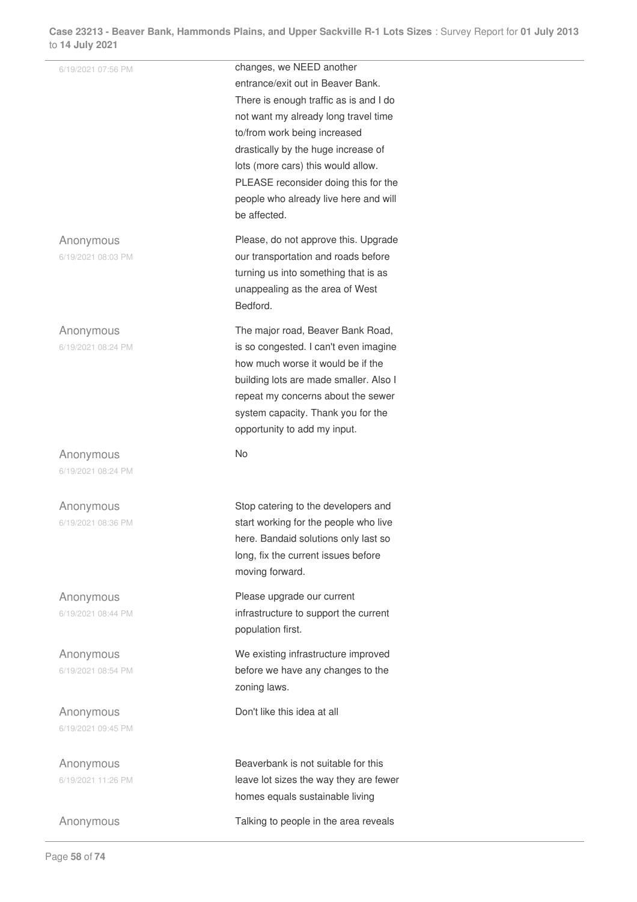| | |
|---|---|
| 6/19/2021 07:56 PM | changes, we NEED another entrance/exit out in Beaver Bank. There is enough traffic as is and I do not want my already long travel time to/from work being increased drastically by the huge increase of lots (more cars) this would allow. PLEASE reconsider doing this for the people who already live here and will be affected. |
| Anonymous<br>6/19/2021 08:03 PM | Please, do not approve this. Upgrade our transportation and roads before turning us into something that is as unappealing as the area of West Bedford. |
| Anonymous<br>6/19/2021 08:24 PM | The major road, Beaver Bank Road, is so congested. I can't even imagine how much worse it would be if the building lots are made smaller. Also I repeat my concerns about the sewer system capacity. Thank you for the opportunity to add my input. |
| Anonymous<br>6/19/2021 08:24 PM | No |
| Anonymous<br>6/19/2021 08:36 PM | Stop catering to the developers and start working for the people who live here. Bandaid solutions only last so long, fix the current issues before moving forward. |
| Anonymous<br>6/19/2021 08:44 PM | Please upgrade our current infrastructure to support the current population first. |
| Anonymous<br>6/19/2021 08:54 PM | We existing infrastructure improved before we have any changes to the zoning laws. |
| Anonymous<br>6/19/2021 09:45 PM | Don't like this idea at all |
| Anonymous<br>6/19/2021 11:26 PM | Beaverbank is not suitable for this leave lot sizes the way they are fewer homes equals sustainable living |
| Anonymous | Talking to people in the area reveals |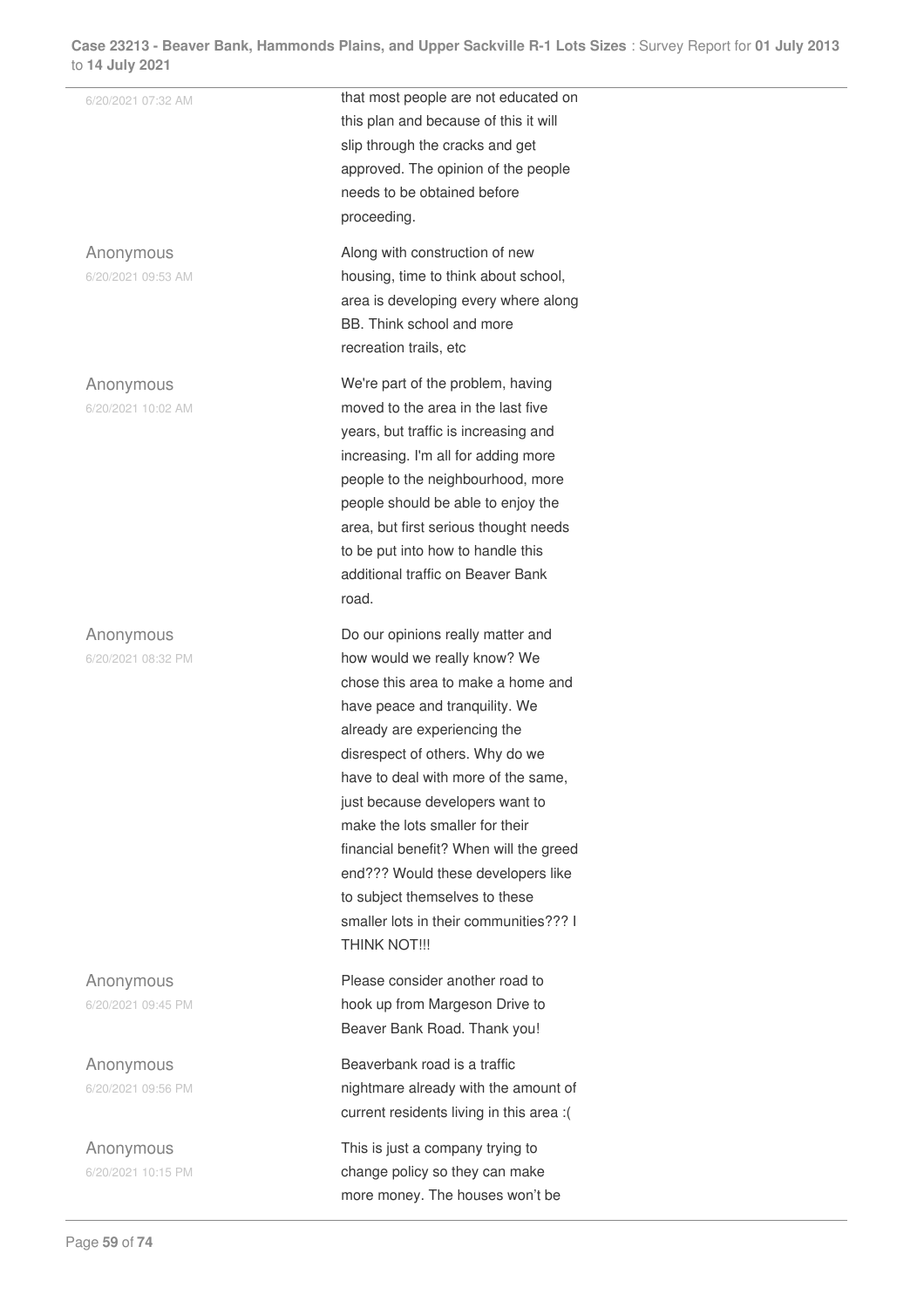| | |
|---|---|
| 6/20/2021 07:32 AM | that most people are not educated on this plan and because of this it will slip through the cracks and get approved. The opinion of the people needs to be obtained before proceeding. |
| Anonymous<br>6/20/2021 09:53 AM | Along with construction of new housing, time to think about school, area is developing every where along BB. Think school and more recreation trails, etc |
| Anonymous<br>6/20/2021 10:02 AM | We're part of the problem, having moved to the area in the last five years, but traffic is increasing and increasing. I'm all for adding more people to the neighbourhood, more people should be able to enjoy the area, but first serious thought needs to be put into how to handle this additional traffic on Beaver Bank road. |
| Anonymous<br>6/20/2021 08:32 PM | Do our opinions really matter and how would we really know? We chose this area to make a home and have peace and tranquility. We already are experiencing the disrespect of others. Why do we have to deal with more of the same, just because developers want to make the lots smaller for their financial benefit? When will the greed end??? Would these developers like to subject themselves to these smaller lots in their communities??? I THINK NOT!!! |
| Anonymous<br>6/20/2021 09:45 PM | Please consider another road to hook up from Margeson Drive to Beaver Bank Road. Thank you! |
| Anonymous<br>6/20/2021 09:56 PM | Beaverbank road is a traffic nightmare already with the amount of current residents living in this area :( |
| Anonymous<br>6/20/2021 10:15 PM | This is just a company trying to change policy so they can make more money. The houses won't be |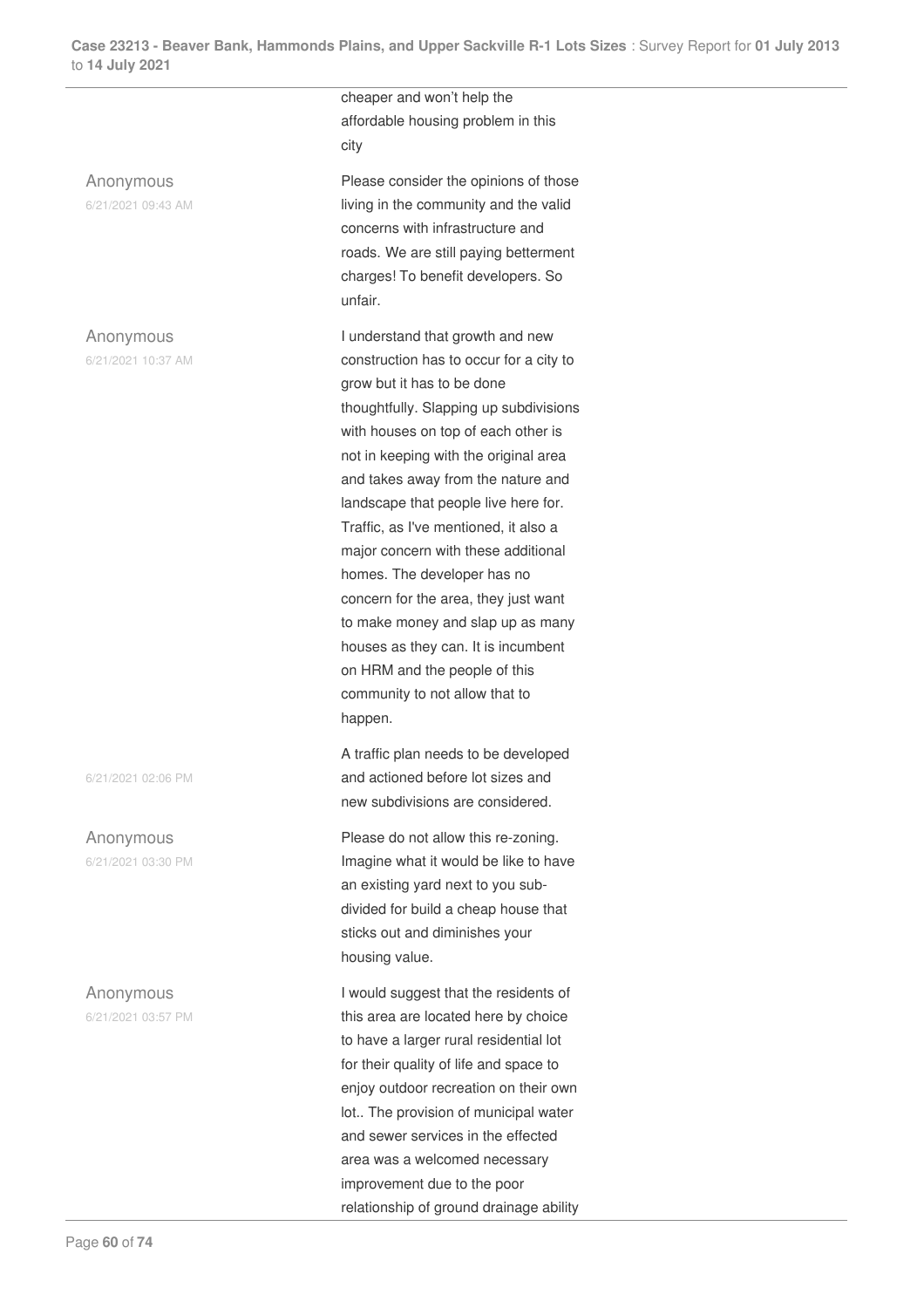cheaper and won't help the affordable housing problem in this city

| | |
|---|---|
| Anonymous<br>6/21/2021 09:43 AM | Please consider the opinions of those living in the community and the valid concerns with infrastructure and roads. We are still paying betterment charges! To benefit developers. So unfair. |
| Anonymous<br>6/21/2021 10:37 AM | I understand that growth and new construction has to occur for a city to grow but it has to be done thoughtfully. Slapping up subdivisions with houses on top of each other is not in keeping with the original area and takes away from the nature and landscape that people live here for. Traffic, as I've mentioned, it also a major concern with these additional homes. The developer has no concern for the area, they just want to make money and slap up as many houses as they can. It is incumbent on HRM and the people of this community to not allow that to happen. |
| 6/21/2021 02:06 PM | A traffic plan needs to be developed and actioned before lot sizes and new subdivisions are considered. |
| Anonymous<br>6/21/2021 03:30 PM | Please do not allow this re-zoning. Imagine what it would be like to have an existing yard next to you sub-divided for build a cheap house that sticks out and diminishes your housing value. |
| Anonymous<br>6/21/2021 03:57 PM | I would suggest that the residents of this area are located here by choice to have a larger rural residential lot for their quality of life and space to enjoy outdoor recreation on their own lot.. The provision of municipal water and sewer services in the effected area was a welcomed necessary improvement due to the poor relationship of ground drainage ability |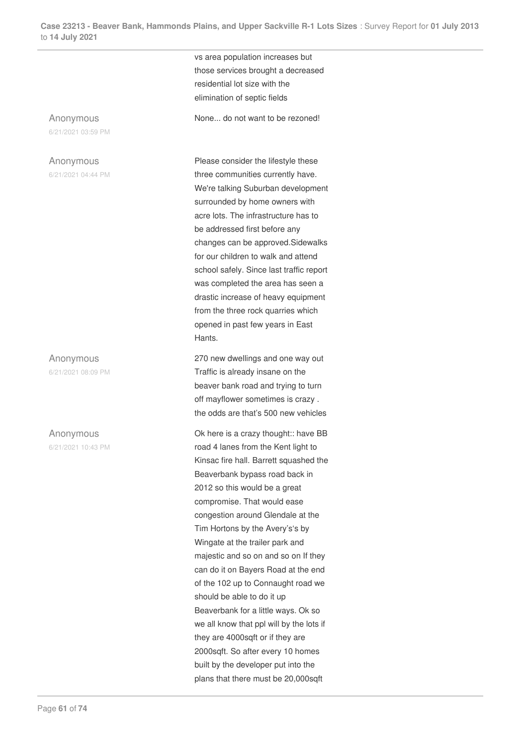vs area population increases but those services brought a decreased residential lot size with the elimination of septic fields

| | |
|---|---|
| Anonymous<br>6/21/2021 03:59 PM | None... do not want to be rezoned! |
| Anonymous<br>6/21/2021 04:44 PM | Please consider the lifestyle these three communities currently have. We're talking Suburban development surrounded by home owners with acre lots. The infrastructure has to be addressed first before any changes can be approved.Sidewalks for our children to walk and attend school safely. Since last traffic report was completed the area has seen a drastic increase of heavy equipment from the three rock quarries which opened in past few years in East Hants. |
| Anonymous<br>6/21/2021 08:09 PM | 270 new dwellings and one way out Traffic is already insane on the beaver bank road and trying to turn off mayflower sometimes is crazy . the odds are that's 500 new vehicles |
| Anonymous<br>6/21/2021 10:43 PM | Ok here is a crazy thought:: have BB road 4 lanes from the Kent light to Kinsac fire hall. Barrett squashed the Beaverbank bypass road back in 2012 so this would be a great compromise. That would ease congestion around Glendale at the Tim Hortons by the Avery's's by Wingate at the trailer park and majestic and so on and so on If they can do it on Bayers Road at the end of the 102 up to Connaught road we should be able to do it up Beaverbank for a little ways. Ok so we all know that ppl will by the lots if they are 4000sqft or if they are 2000sqft. So after every 10 homes built by the developer put into the plans that there must be 20,000sqft |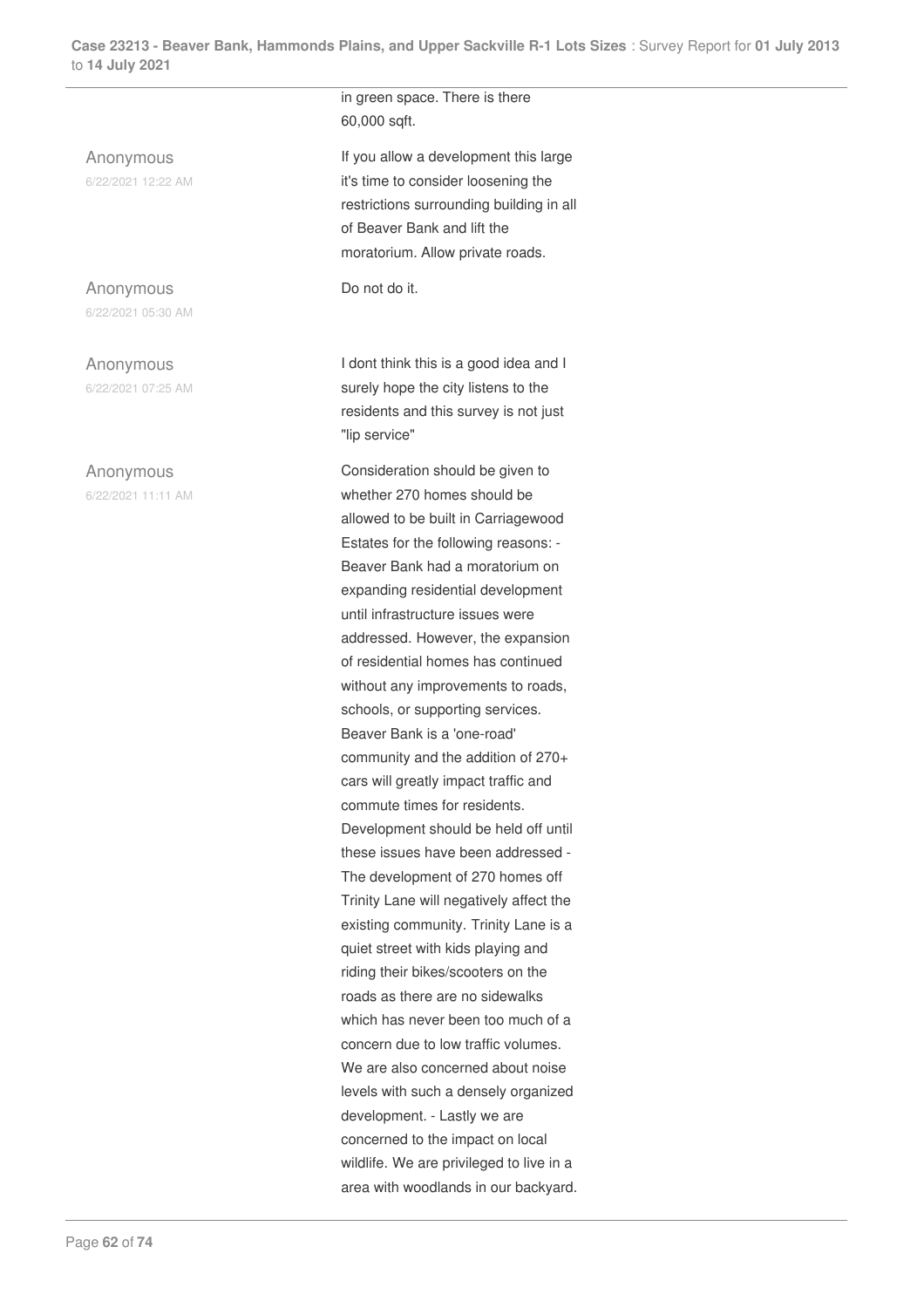in green space. There is there 60,000 sqft.

| | |
|---|---|
| Anonymous<br>6/22/2021 12:22 AM | If you allow a development this large it's time to consider loosening the restrictions surrounding building in all of Beaver Bank and lift the moratorium. Allow private roads. |
| Anonymous<br>6/22/2021 05:30 AM | Do not do it. |
| Anonymous<br>6/22/2021 07:25 AM | I dont think this is a good idea and I surely hope the city listens to the residents and this survey is not just "lip service" |
| Anonymous<br>6/22/2021 11:11 AM | Consideration should be given to whether 270 homes should be allowed to be built in Carriagewood Estates for the following reasons: - Beaver Bank had a moratorium on expanding residential development until infrastructure issues were addressed. However, the expansion of residential homes has continued without any improvements to roads, schools, or supporting services. Beaver Bank is a 'one-road' community and the addition of 270+ cars will greatly impact traffic and commute times for residents. Development should be held off until these issues have been addressed - The development of 270 homes off Trinity Lane will negatively affect the existing community. Trinity Lane is a quiet street with kids playing and riding their bikes/scooters on the roads as there are no sidewalks which has never been too much of a concern due to low traffic volumes. We are also concerned about noise levels with such a densely organized development. - Lastly we are concerned to the impact on local wildlife. We are privileged to live in a area with woodlands in our backyard. |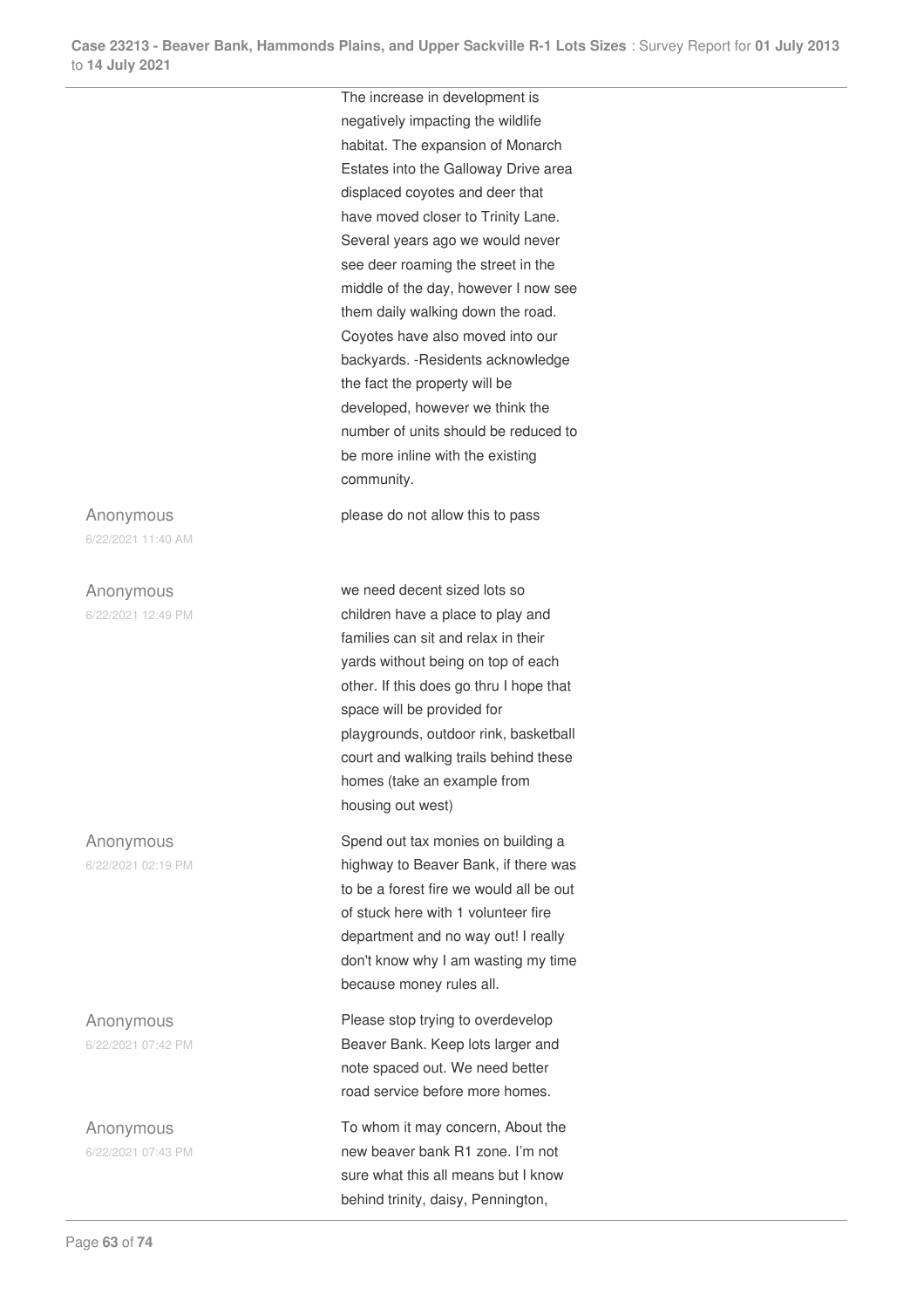The increase in development is negatively impacting the wildlife habitat. The expansion of Monarch Estates into the Galloway Drive area displaced coyotes and deer that have moved closer to Trinity Lane. Several years ago we would never see deer roaming the street in the middle of the day, however I now see them daily walking down the road. Coyotes have also moved into our backyards. -Residents acknowledge the fact the property will be developed, however we think the number of units should be reduced to be more inline with the existing community.

| Respondent | Response |
|---|---|
| Anonymous<br>6/22/2021 11:40 AM | please do not allow this to pass |
| Anonymous<br>6/22/2021 12:49 PM | we need decent sized lots so children have a place to play and families can sit and relax in their yards without being on top of each other. If this does go thru I hope that space will be provided for playgrounds, outdoor rink, basketball court and walking trails behind these homes (take an example from housing out west) |
| Anonymous<br>6/22/2021 02:19 PM | Spend out tax monies on building a highway to Beaver Bank, if there was to be a forest fire we would all be out of stuck here with 1 volunteer fire department and no way out! I really don't know why I am wasting my time because money rules all. |
| Anonymous<br>6/22/2021 07:42 PM | Please stop trying to overdevelop Beaver Bank. Keep lots larger and note spaced out. We need better road service before more homes. |
| Anonymous<br>6/22/2021 07:43 PM | To whom it may concern, About the new beaver bank R1 zone. I'm not sure what this all means but I know behind trinity, daisy, Pennington, |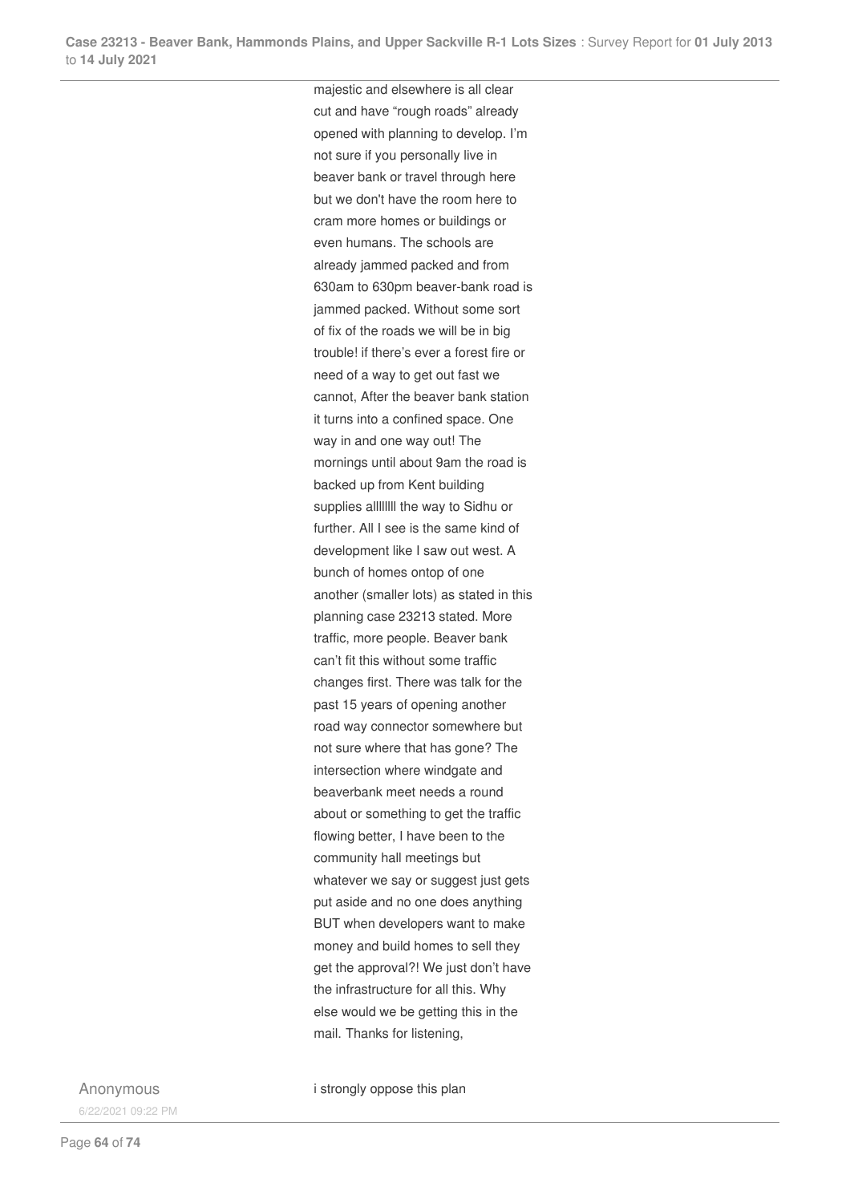majestic and elsewhere is all clear cut and have "rough roads" already opened with planning to develop. I'm not sure if you personally live in beaver bank or travel through here but we don't have the room here to cram more homes or buildings or even humans. The schools are already jammed packed and from 630am to 630pm beaver-bank road is jammed packed. Without some sort of fix of the roads we will be in big trouble! if there's ever a forest fire or need of a way to get out fast we cannot, After the beaver bank station it turns into a confined space. One way in and one way out! The mornings until about 9am the road is backed up from Kent building supplies allllllll the way to Sidhu or further. All I see is the same kind of development like I saw out west. A bunch of homes ontop of one another (smaller lots) as stated in this planning case 23213 stated. More traffic, more people. Beaver bank can't fit this without some traffic changes first. There was talk for the past 15 years of opening another road way connector somewhere but not sure where that has gone? The intersection where windgate and beaverbank meet needs a round about or something to get the traffic flowing better, I have been to the community hall meetings but whatever we say or suggest just gets put aside and no one does anything BUT when developers want to make money and build homes to sell they get the approval?! We just don't have the infrastructure for all this. Why else would we be getting this in the mail. Thanks for listening,

| | |
|---|---|
| Anonymous<br>6/22/2021 09:22 PM | i strongly oppose this plan |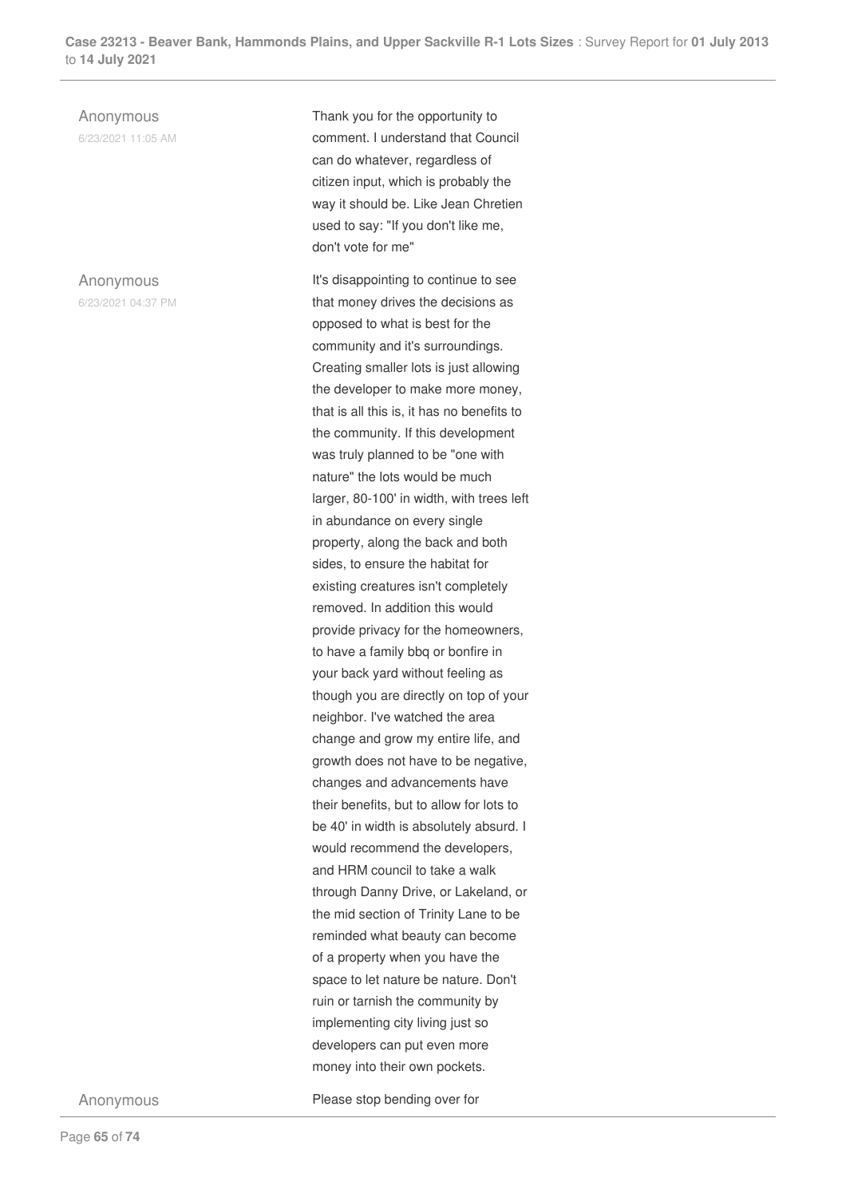Anonymous
6/23/2021 11:05 AM

Thank you for the opportunity to comment. I understand that Council can do whatever, regardless of citizen input, which is probably the way it should be. Like Jean Chretien used to say: "If you don't like me, don't vote for me"

Anonymous
6/23/2021 04:37 PM

It's disappointing to continue to see that money drives the decisions as opposed to what is best for the community and it's surroundings. Creating smaller lots is just allowing the developer to make more money, that is all this is, it has no benefits to the community. If this development was truly planned to be "one with nature" the lots would be much larger, 80-100' in width, with trees left in abundance on every single property, along the back and both sides, to ensure the habitat for existing creatures isn't completely removed. In addition this would provide privacy for the homeowners, to have a family bbq or bonfire in your back yard without feeling as though you are directly on top of your neighbor. I've watched the area change and grow my entire life, and growth does not have to be negative, changes and advancements have their benefits, but to allow for lots to be 40' in width is absolutely absurd. I would recommend the developers, and HRM council to take a walk through Danny Drive, or Lakeland, or the mid section of Trinity Lane to be reminded what beauty can become of a property when you have the space to let nature be nature. Don't ruin or tarnish the community by implementing city living just so developers can put even more money into their own pockets.

Anonymous

Please stop bending over for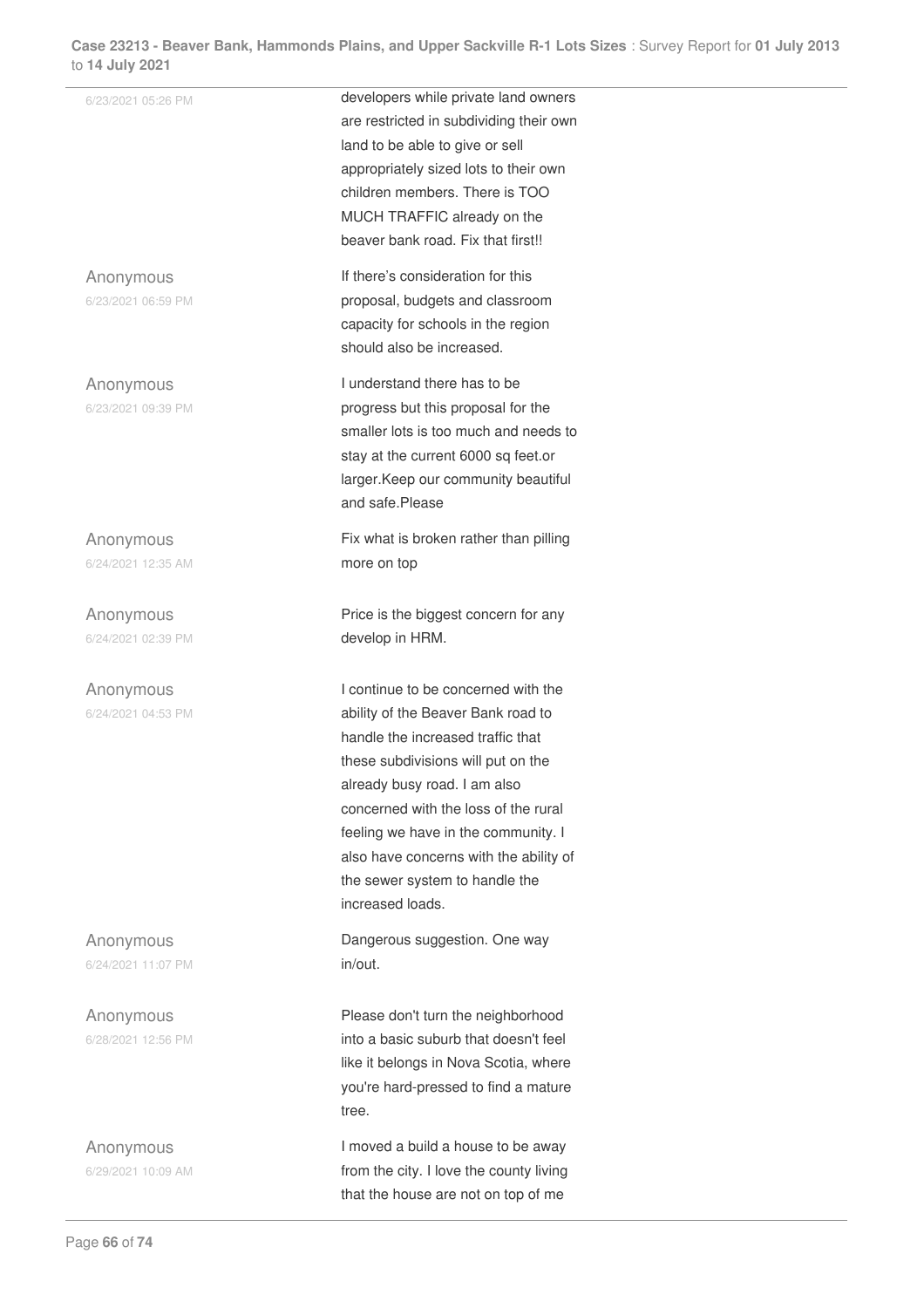| | |
|---|---|
| 6/23/2021 05:26 PM | developers while private land owners are restricted in subdividing their own land to be able to give or sell appropriately sized lots to their own children members. There is TOO MUCH TRAFFIC already on the beaver bank road. Fix that first!! |
| Anonymous<br>6/23/2021 06:59 PM | If there's consideration for this proposal, budgets and classroom capacity for schools in the region should also be increased. |
| Anonymous<br>6/23/2021 09:39 PM | I understand there has to be progress but this proposal for the smaller lots is too much and needs to stay at the current 6000 sq feet.or larger.Keep our community beautiful and safe.Please |
| Anonymous<br>6/24/2021 12:35 AM | Fix what is broken rather than pilling more on top |
| Anonymous<br>6/24/2021 02:39 PM | Price is the biggest concern for any develop in HRM. |
| Anonymous<br>6/24/2021 04:53 PM | I continue to be concerned with the ability of the Beaver Bank road to handle the increased traffic that these subdivisions will put on the already busy road. I am also concerned with the loss of the rural feeling we have in the community. I also have concerns with the ability of the sewer system to handle the increased loads. |
| Anonymous<br>6/24/2021 11:07 PM | Dangerous suggestion. One way in/out. |
| Anonymous<br>6/28/2021 12:56 PM | Please don't turn the neighborhood into a basic suburb that doesn't feel like it belongs in Nova Scotia, where you're hard-pressed to find a mature tree. |
| Anonymous<br>6/29/2021 10:09 AM | I moved a build a house to be away from the city. I love the county living that the house are not on top of me |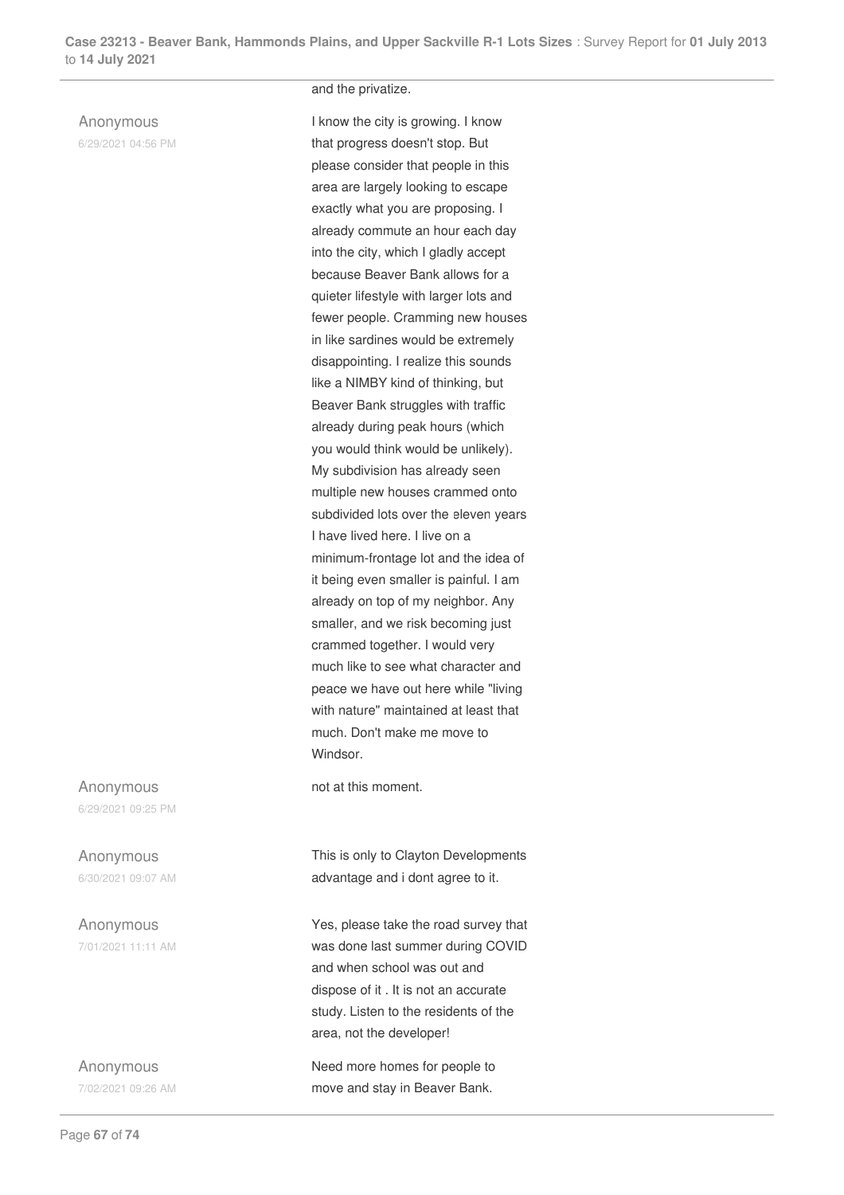and the privatize.

| | |
|---|---|
| Anonymous<br>6/29/2021 04:56 PM | I know the city is growing. I know that progress doesn't stop. But please consider that people in this area are largely looking to escape exactly what you are proposing. I already commute an hour each day into the city, which I gladly accept because Beaver Bank allows for a quieter lifestyle with larger lots and fewer people. Cramming new houses in like sardines would be extremely disappointing. I realize this sounds like a NIMBY kind of thinking, but Beaver Bank struggles with traffic already during peak hours (which you would think would be unlikely). My subdivision has already seen multiple new houses crammed onto subdivided lots over the eleven years I have lived here. I live on a minimum-frontage lot and the idea of it being even smaller is painful. I am already on top of my neighbor. Any smaller, and we risk becoming just crammed together. I would very much like to see what character and peace we have out here while "living with nature" maintained at least that much. Don't make me move to Windsor. |
| Anonymous<br>6/29/2021 09:25 PM | not at this moment. |
| Anonymous<br>6/30/2021 09:07 AM | This is only to Clayton Developments advantage and i dont agree to it. |
| Anonymous<br>7/01/2021 11:11 AM | Yes, please take the road survey that was done last summer during COVID and when school was out and dispose of it . It is not an accurate study. Listen to the residents of the area, not the developer! |
| Anonymous<br>7/02/2021 09:26 AM | Need more homes for people to move and stay in Beaver Bank. |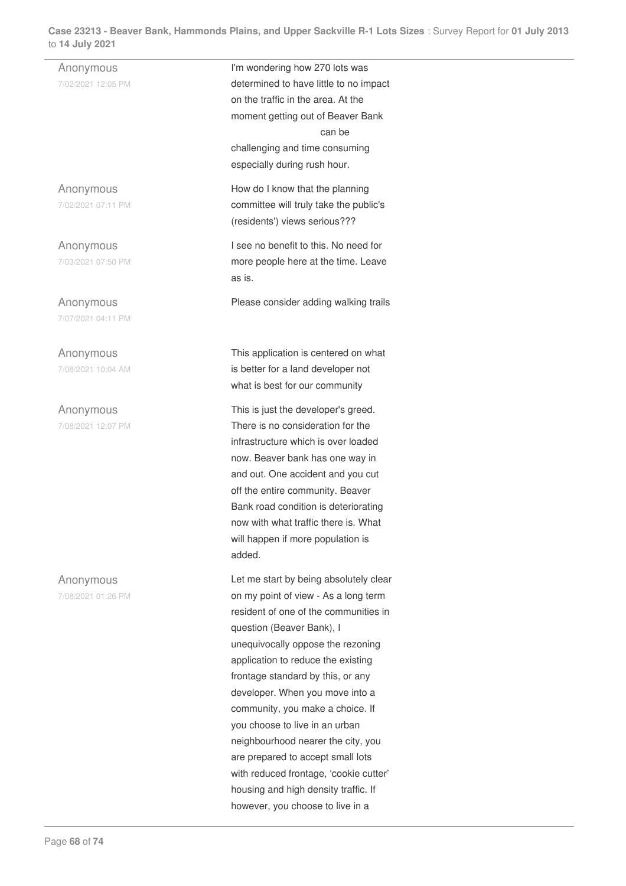| | |
|---|---|
| Anonymous<br>7/02/2021 12:05 PM | I'm wondering how 270 lots was determined to have little to no impact on the traffic in the area. At the moment getting out of Beaver Bank can be challenging and time consuming especially during rush hour. |
| Anonymous<br>7/02/2021 07:11 PM | How do I know that the planning committee will truly take the public's (residents') views serious??? |
| Anonymous<br>7/03/2021 07:50 PM | I see no benefit to this. No need for more people here at the time. Leave as is. |
| Anonymous<br>7/07/2021 04:11 PM | Please consider adding walking trails |
| Anonymous<br>7/08/2021 10:04 AM | This application is centered on what is better for a land developer not what is best for our community |
| Anonymous<br>7/08/2021 12:07 PM | This is just the developer's greed. There is no consideration for the infrastructure which is over loaded now. Beaver bank has one way in and out. One accident and you cut off the entire community. Beaver Bank road condition is deteriorating now with what traffic there is. What will happen if more population is added. |
| Anonymous<br>7/08/2021 01:26 PM | Let me start by being absolutely clear on my point of view - As a long term resident of one of the communities in question (Beaver Bank), I unequivocally oppose the rezoning application to reduce the existing frontage standard by this, or any developer. When you move into a community, you make a choice. If you choose to live in an urban neighbourhood nearer the city, you are prepared to accept small lots with reduced frontage, 'cookie cutter' housing and high density traffic. If however, you choose to live in a |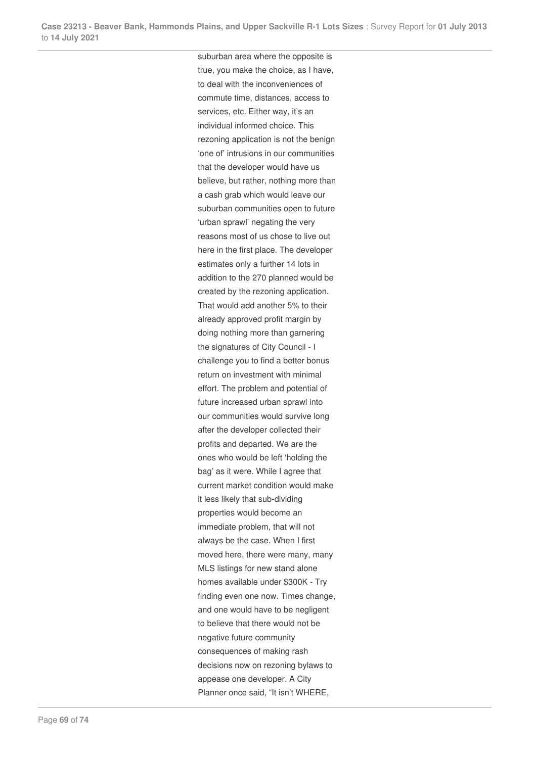suburban area where the opposite is true, you make the choice, as I have, to deal with the inconveniences of commute time, distances, access to services, etc. Either way, it's an individual informed choice. This rezoning application is not the benign 'one of' intrusions in our communities that the developer would have us believe, but rather, nothing more than a cash grab which would leave our suburban communities open to future 'urban sprawl' negating the very reasons most of us chose to live out here in the first place. The developer estimates only a further 14 lots in addition to the 270 planned would be created by the rezoning application. That would add another 5% to their already approved profit margin by doing nothing more than garnering the signatures of City Council - I challenge you to find a better bonus return on investment with minimal effort. The problem and potential of future increased urban sprawl into our communities would survive long after the developer collected their profits and departed. We are the ones who would be left 'holding the bag' as it were. While I agree that current market condition would make it less likely that sub-dividing properties would become an immediate problem, that will not always be the case. When I first moved here, there were many, many MLS listings for new stand alone homes available under $300K - Try finding even one now. Times change, and one would have to be negligent to believe that there would not be negative future community consequences of making rash decisions now on rezoning bylaws to appease one developer. A City Planner once said, "It isn't WHERE,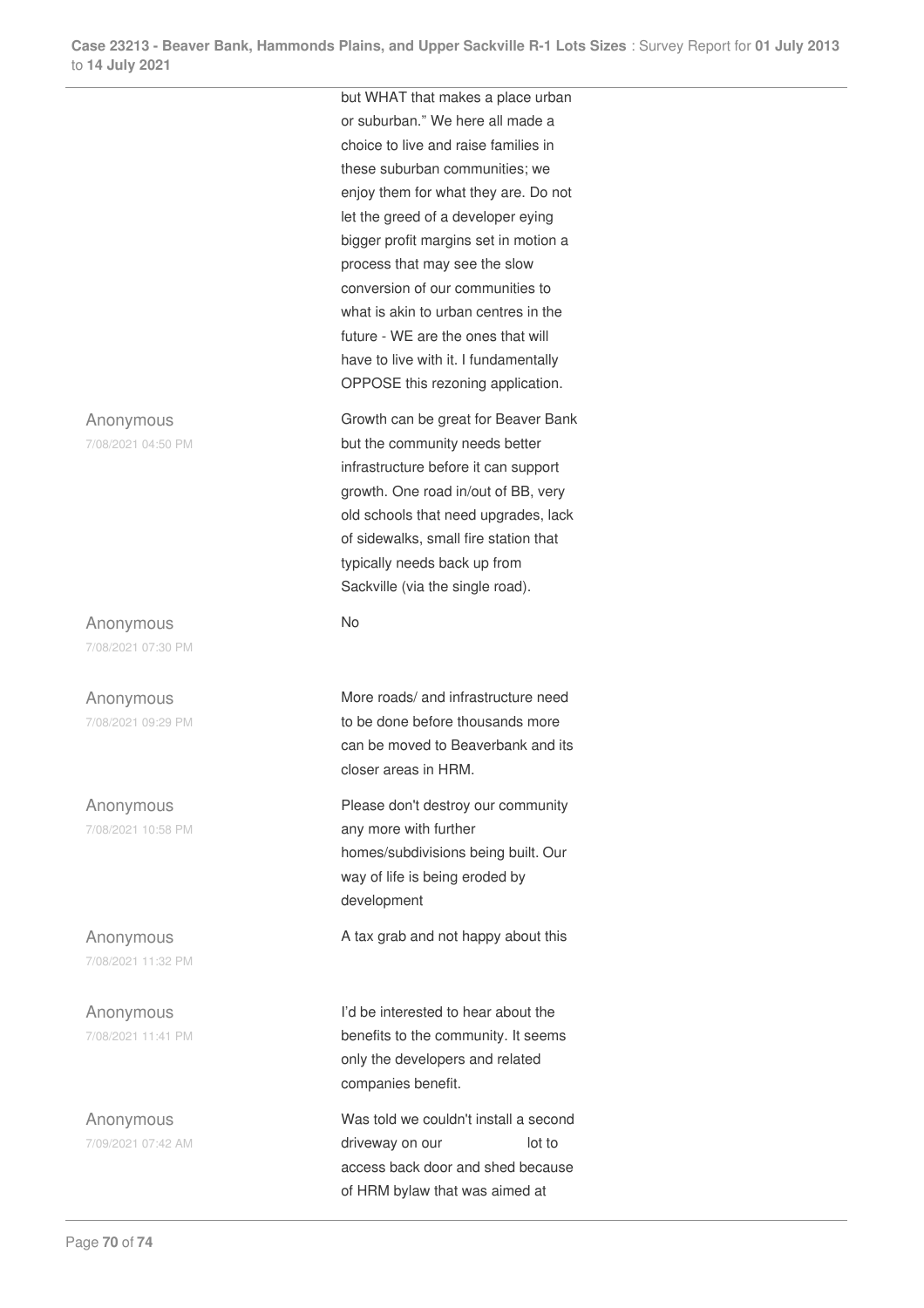but WHAT that makes a place urban or suburban." We here all made a choice to live and raise families in these suburban communities; we enjoy them for what they are. Do not let the greed of a developer eying bigger profit margins set in motion a process that may see the slow conversion of our communities to what is akin to urban centres in the future - WE are the ones that will have to live with it. I fundamentally OPPOSE this rezoning application.

| | |
|---|---|
| Anonymous<br>7/08/2021 04:50 PM | Growth can be great for Beaver Bank but the community needs better infrastructure before it can support growth. One road in/out of BB, very old schools that need upgrades, lack of sidewalks, small fire station that typically needs back up from Sackville (via the single road). |
| Anonymous<br>7/08/2021 07:30 PM | No |
| Anonymous<br>7/08/2021 09:29 PM | More roads/ and infrastructure need to be done before thousands more can be moved to Beaverbank and its closer areas in HRM. |
| Anonymous<br>7/08/2021 10:58 PM | Please don't destroy our community any more with further homes/subdivisions being built. Our way of life is being eroded by development |
| Anonymous<br>7/08/2021 11:32 PM | A tax grab and not happy about this |
| Anonymous<br>7/08/2021 11:41 PM | I'd be interested to hear about the benefits to the community. It seems only the developers and related companies benefit. |
| Anonymous<br>7/09/2021 07:42 AM | Was told we couldn't install a second driveway on our lot to access back door and shed because of HRM bylaw that was aimed at |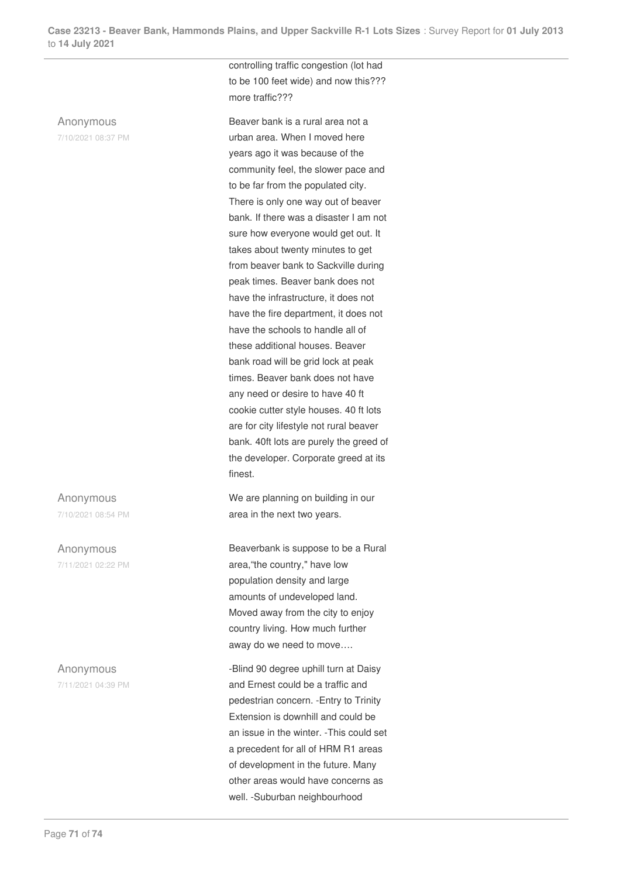controlling traffic congestion (lot had to be 100 feet wide) and now this??? more traffic???

| | |
|---|---|
| Anonymous<br>7/10/2021 08:37 PM | Beaver bank is a rural area not a urban area. When I moved here years ago it was because of the community feel, the slower pace and to be far from the populated city. There is only one way out of beaver bank. If there was a disaster I am not sure how everyone would get out. It takes about twenty minutes to get from beaver bank to Sackville during peak times. Beaver bank does not have the infrastructure, it does not have the fire department, it does not have the schools to handle all of these additional houses. Beaver bank road will be grid lock at peak times. Beaver bank does not have any need or desire to have 40 ft cookie cutter style houses. 40 ft lots are for city lifestyle not rural beaver bank. 40ft lots are purely the greed of the developer. Corporate greed at its finest. |
| Anonymous<br>7/10/2021 08:54 PM | We are planning on building in our area in the next two years. |
| Anonymous<br>7/11/2021 02:22 PM | Beaverbank is suppose to be a Rural area,"the country," have low population density and large amounts of undeveloped land. Moved away from the city to enjoy country living. How much further away do we need to move…. |
| Anonymous<br>7/11/2021 04:39 PM | -Blind 90 degree uphill turn at Daisy and Ernest could be a traffic and pedestrian concern. -Entry to Trinity Extension is downhill and could be an issue in the winter. -This could set a precedent for all of HRM R1 areas of development in the future. Many other areas would have concerns as well. -Suburban neighbourhood |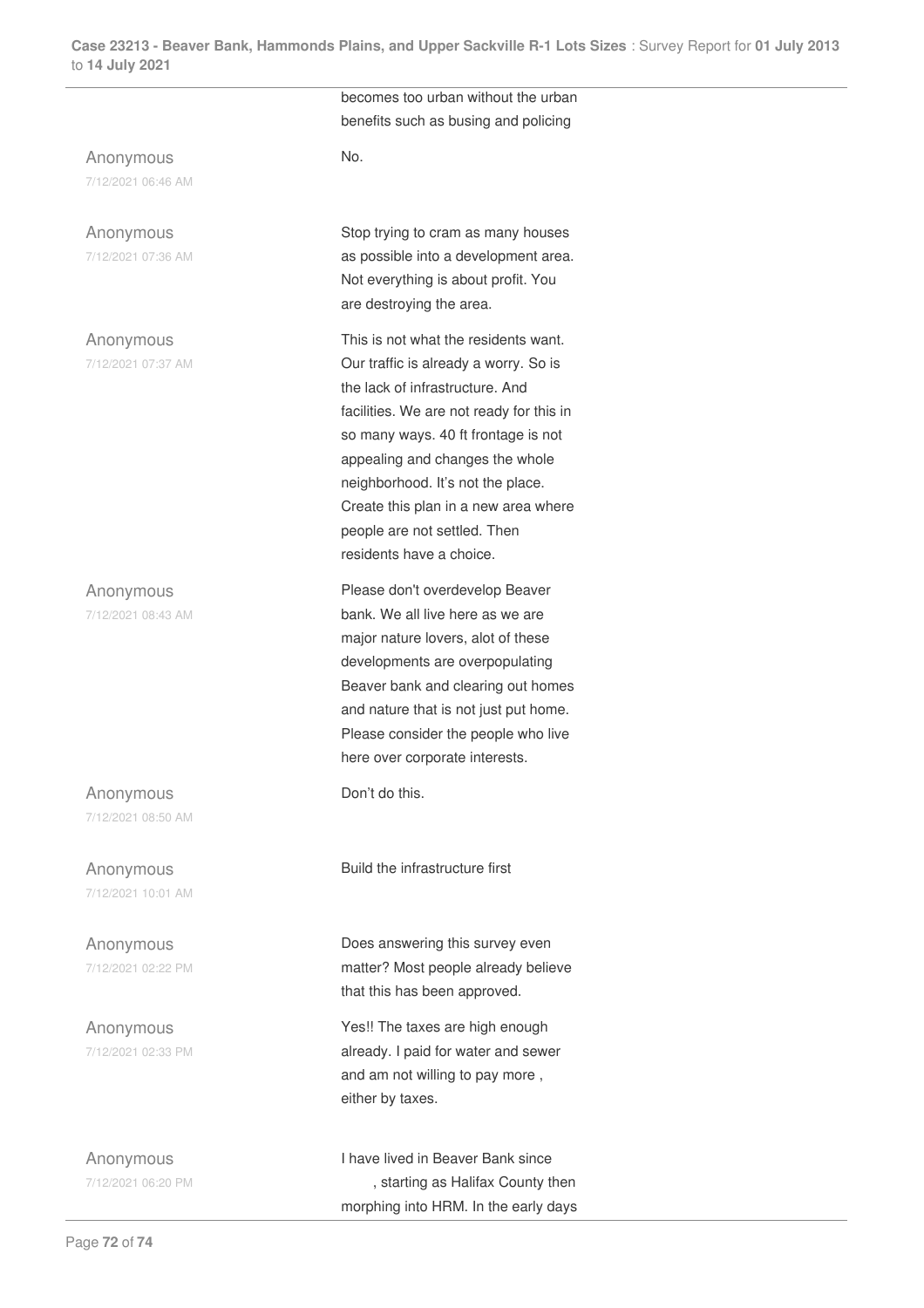becomes too urban without the urban benefits such as busing and policing

Anonymous
7/12/2021 06:46 AM

No.

Anonymous
7/12/2021 07:36 AM

Stop trying to cram as many houses as possible into a development area. Not everything is about profit. You are destroying the area.

Anonymous
7/12/2021 07:37 AM

This is not what the residents want. Our traffic is already a worry. So is the lack of infrastructure. And facilities. We are not ready for this in so many ways. 40 ft frontage is not appealing and changes the whole neighborhood. It's not the place. Create this plan in a new area where people are not settled. Then residents have a choice.

Anonymous
7/12/2021 08:43 AM

Please don't overdevelop Beaver bank. We all live here as we are major nature lovers, alot of these developments are overpopulating Beaver bank and clearing out homes and nature that is not just put home. Please consider the people who live here over corporate interests.

Anonymous
7/12/2021 08:50 AM

Don't do this.

Anonymous
7/12/2021 10:01 AM

Build the infrastructure first

Anonymous
7/12/2021 02:22 PM

Does answering this survey even matter? Most people already believe that this has been approved.

Anonymous
7/12/2021 02:33 PM

Yes!! The taxes are high enough already. I paid for water and sewer and am not willing to pay more , either by taxes.

Anonymous
7/12/2021 06:20 PM

I have lived in Beaver Bank since , starting as Halifax County then morphing into HRM. In the early days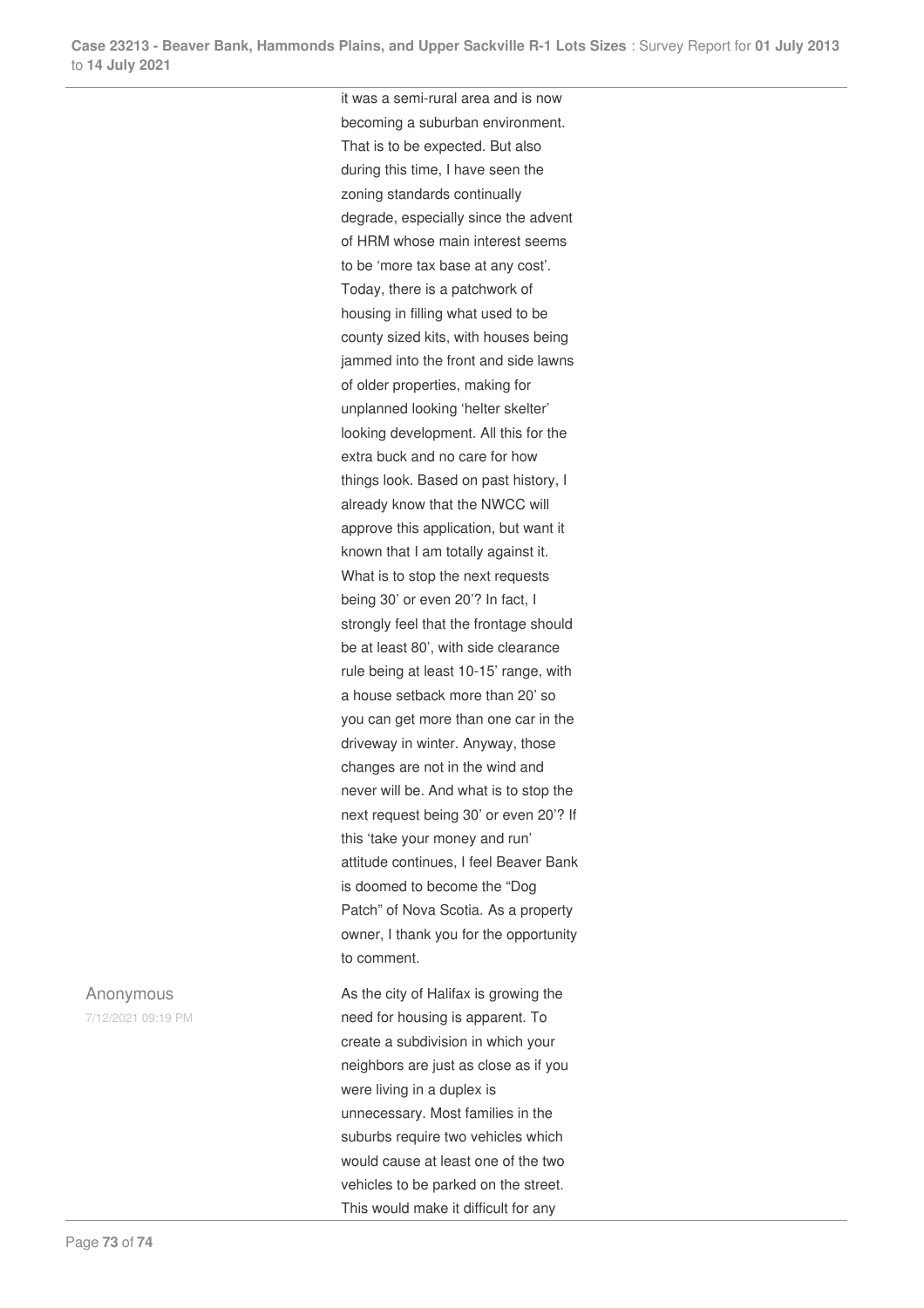it was a semi-rural area and is now becoming a suburban environment. That is to be expected. But also during this time, I have seen the zoning standards continually degrade, especially since the advent of HRM whose main interest seems to be 'more tax base at any cost'. Today, there is a patchwork of housing in filling what used to be county sized kits, with houses being jammed into the front and side lawns of older properties, making for unplanned looking 'helter skelter' looking development. All this for the extra buck and no care for how things look. Based on past history, I already know that the NWCC will approve this application, but want it known that I am totally against it. What is to stop the next requests being 30' or even 20'? In fact, I strongly feel that the frontage should be at least 80', with side clearance rule being at least 10-15' range, with a house setback more than 20' so you can get more than one car in the driveway in winter. Anyway, those changes are not in the wind and never will be. And what is to stop the next request being 30' or even 20'? If this 'take your money and run' attitude continues, I feel Beaver Bank is doomed to become the "Dog Patch" of Nova Scotia. As a property owner, I thank you for the opportunity to comment.

Anonymous
7/12/2021 09:19 PM

As the city of Halifax is growing the need for housing is apparent. To create a subdivision in which your neighbors are just as close as if you were living in a duplex is unnecessary. Most families in the suburbs require two vehicles which would cause at least one of the two vehicles to be parked on the street. This would make it difficult for any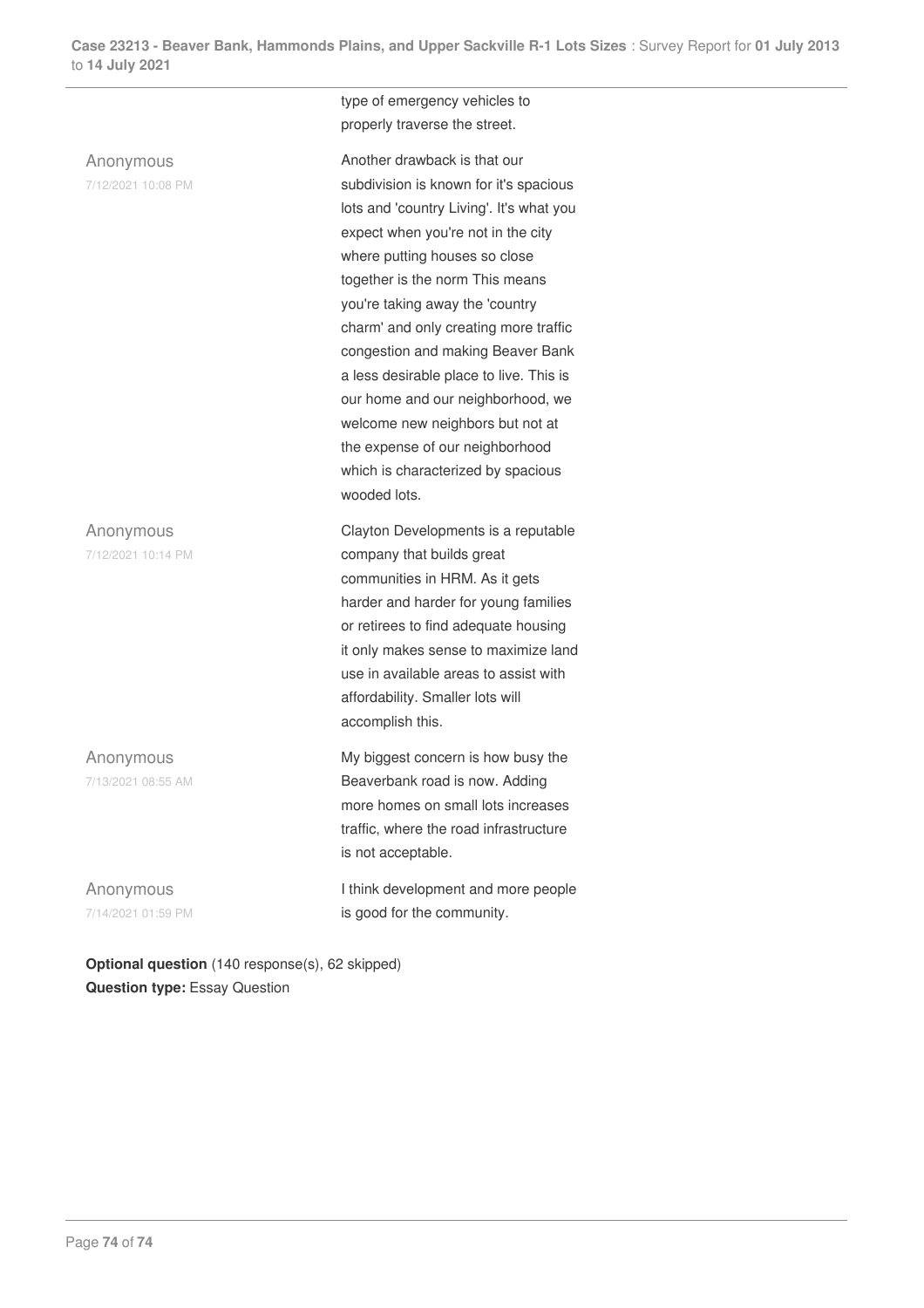type of emergency vehicles to properly traverse the street.

Anonymous
7/12/2021 10:08 PM

Another drawback is that our subdivision is known for it's spacious lots and 'country Living'. It's what you expect when you're not in the city where putting houses so close together is the norm This means you're taking away the 'country charm' and only creating more traffic congestion and making Beaver Bank a less desirable place to live. This is our home and our neighborhood, we welcome new neighbors but not at the expense of our neighborhood which is characterized by spacious wooded lots.

Anonymous
7/12/2021 10:14 PM

Clayton Developments is a reputable company that builds great communities in HRM. As it gets harder and harder for young families or retirees to find adequate housing it only makes sense to maximize land use in available areas to assist with affordability. Smaller lots will accomplish this.

Anonymous
7/13/2021 08:55 AM

My biggest concern is how busy the Beaverbank road is now. Adding more homes on small lots increases traffic, where the road infrastructure is not acceptable.

Anonymous
7/14/2021 01:59 PM

I think development and more people is good for the community.

**Optional question** (140 response(s), 62 skipped)
**Question type:** Essay Question